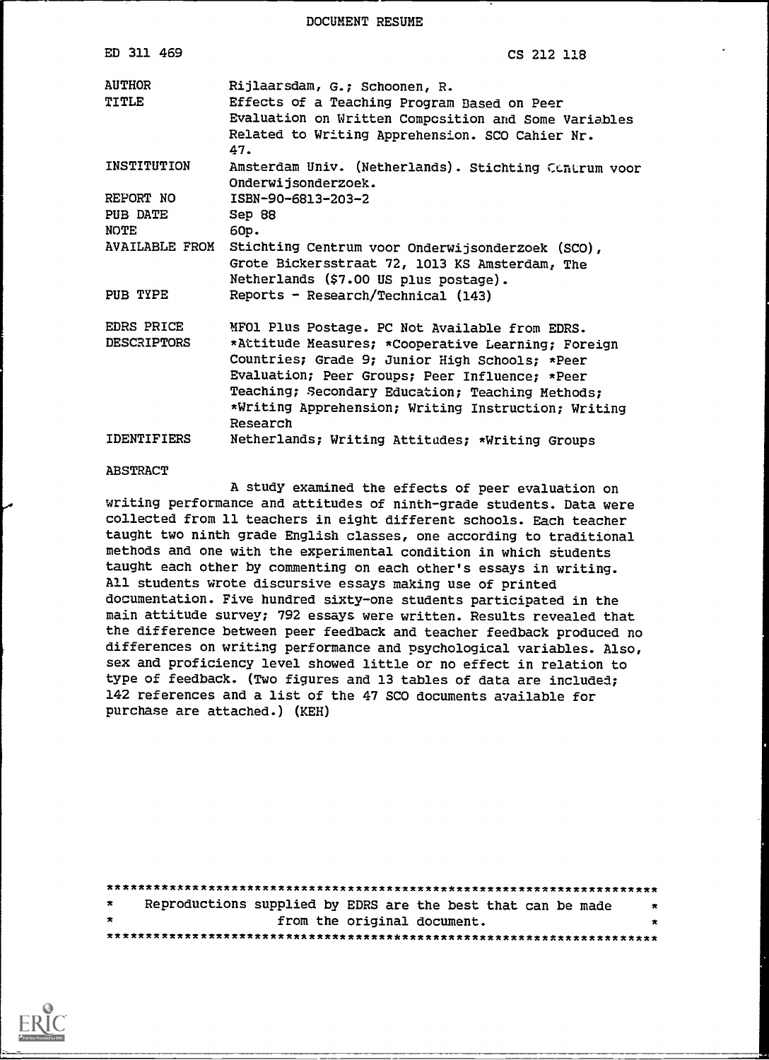# DOCUMENT RESUME

| | |
|---|---|
| ED 311 469 | CS 212 118 |
| AUTHOR | Rijlaarsdam, G.; Schoonen, R. |
| TITLE | Effects of a Teaching Program Based on Peer Evaluation on Written Composition and Some Variables Related to Writing Apprehension. SCO Cahier Nr. 47. |
| INSTITUTION | Amsterdam Univ. (Netherlands). Stichting Centrum voor Onderwijsonderzoek. |
| REPORT NO | ISBN-90-6813-203-2 |
| PUB DATE | Sep 88 |
| NOTE | 60p. |
| AVAILABLE FROM | Stichting Centrum voor Onderwijsonderzoek (SCO), Grote Bickersstraat 72, 1013 KS Amsterdam, The Netherlands ($7.00 US plus postage). |
| PUB TYPE | Reports - Research/Technical (143) |
| EDRS PRICE | MF01 Plus Postage. PC Not Available from EDRS. |
| DESCRIPTORS | *Attitude Measures; *Cooperative Learning; Foreign Countries; Grade 9; Junior High Schools; *Peer Evaluation; Peer Groups; Peer Influence; *Peer Teaching; Secondary Education; Teaching Methods; *Writing Apprehension; Writing Instruction; Writing Research |
| IDENTIFIERS | Netherlands; Writing Attitudes; *Writing Groups |

## ABSTRACT

A study examined the effects of peer evaluation on writing performance and attitudes of ninth-grade students. Data were collected from 11 teachers in eight different schools. Each teacher taught two ninth grade English classes, one according to traditional methods and one with the experimental condition in which students taught each other by commenting on each other's essays in writing. All students wrote discursive essays making use of printed documentation. Five hundred sixty-one students participated in the main attitude survey; 792 essays were written. Results revealed that the difference between peer feedback and teacher feedback produced no differences on writing performance and psychological variables. Also, sex and proficiency level showed little or no effect in relation to type of feedback. (Two figures and 13 tables of data are included; 142 references and a list of the 47 SCO documents available for purchase are attached.) (KEH)

***********************************************************************
* Reproductions supplied by EDRS are the best that can be made *
* from the original document. *
***********************************************************************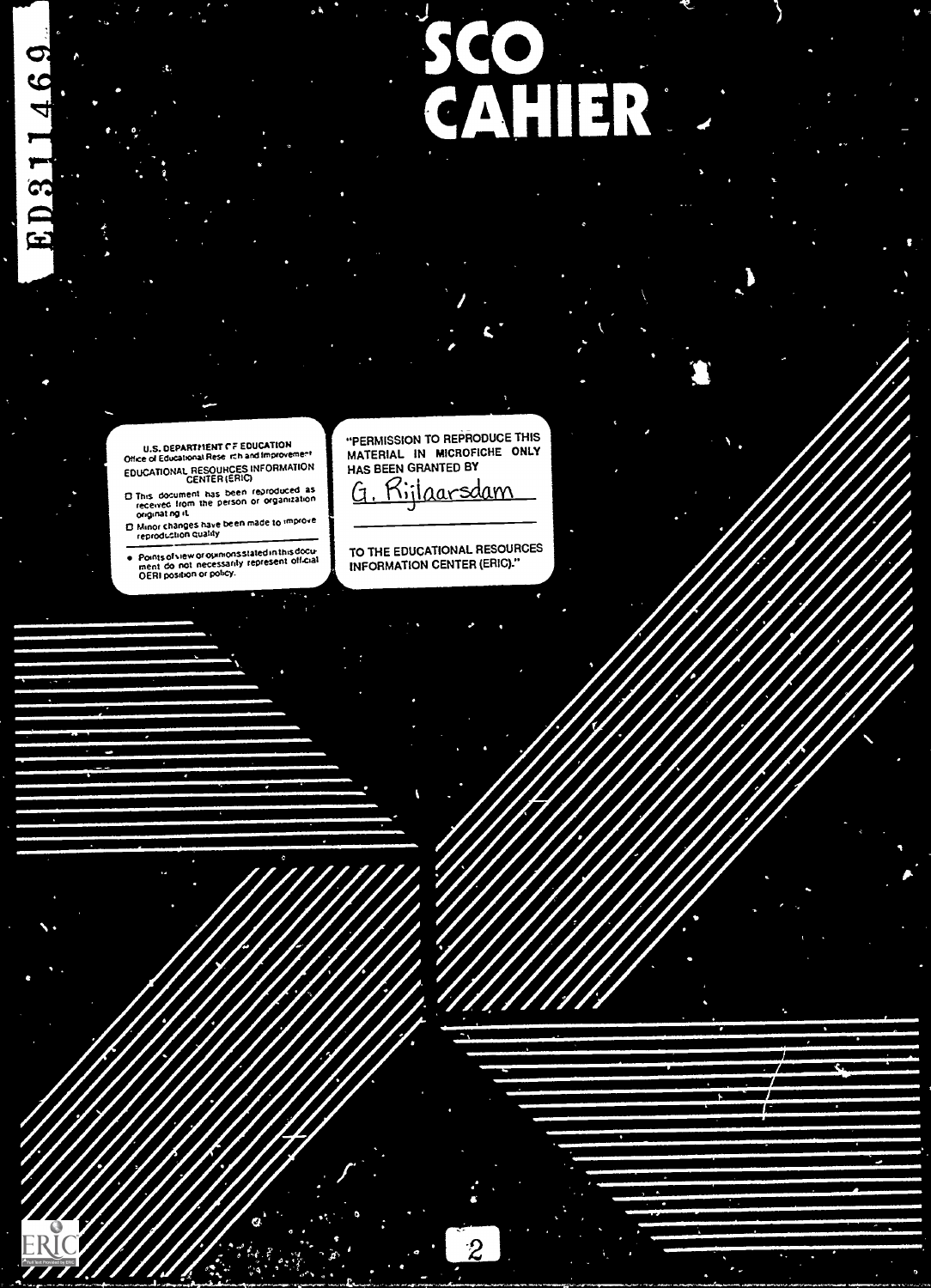# SCO CAHIER

U.S. DEPARTMENT OF EDUCATION
Office of Educational Research and Improvement
EDUCATIONAL RESOURCES INFORMATION CENTER (ERIC)

- This document has been reproduced as received from the person or organization originating it.
- Minor changes have been made to improve reproduction quality
- Points of view or opinions stated in this document do not necessarily represent official OERI position or policy.

"PERMISSION TO REPRODUCE THIS MATERIAL IN MICROFICHE ONLY HAS BEEN GRANTED BY

G. Rijlaarsdam

TO THE EDUCATIONAL RESOURCES INFORMATION CENTER (ERIC)."

ED311469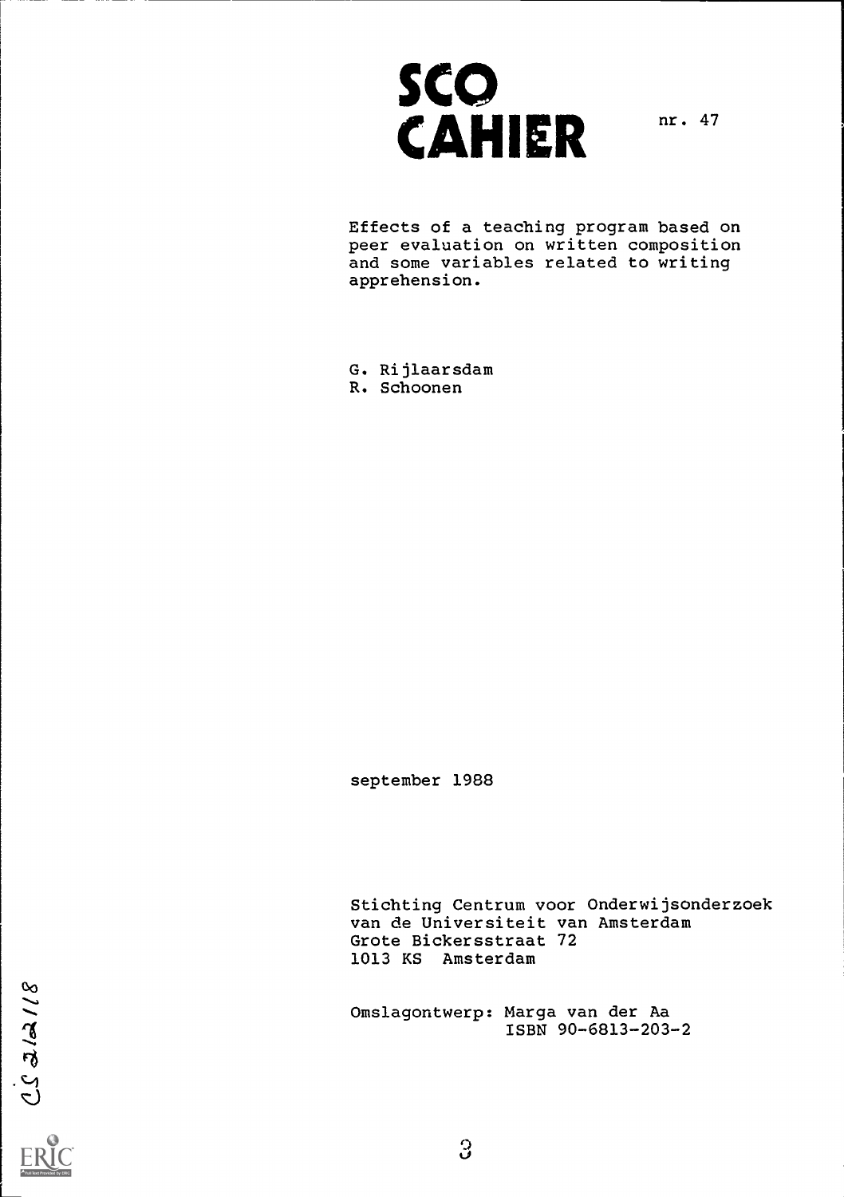# SCO CAHIER

nr. 47

Effects of a teaching program based on peer evaluation on written composition and some variables related to writing apprehension.

G. Rijlaarsdam
R. Schoonen

september 1988

Stichting Centrum voor Onderwijsonderzoek
van de Universiteit van Amsterdam
Grote Bickersstraat 72
1013 KS Amsterdam

Omslagontwerp: Marga van der Aa
ISBN 90-6813-203-2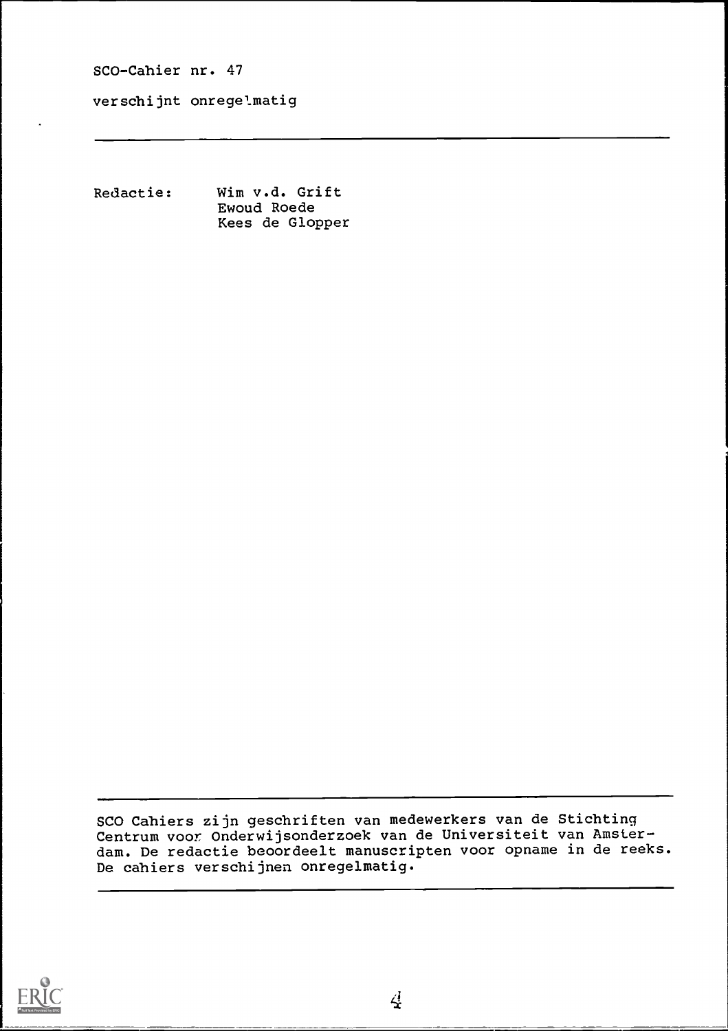SCO-Cahier nr. 47

verschijnt onregelmatig

---

Redactie: Wim v.d. Grift
Ewoud Roede
Kees de Glopper

---

SCO Cahiers zijn geschriften van medewerkers van de Stichting Centrum voor Onderwijsonderzoek van de Universiteit van Amsterdam. De redactie beoordeelt manuscripten voor opname in de reeks. De cahiers verschijnen onregelmatig.

---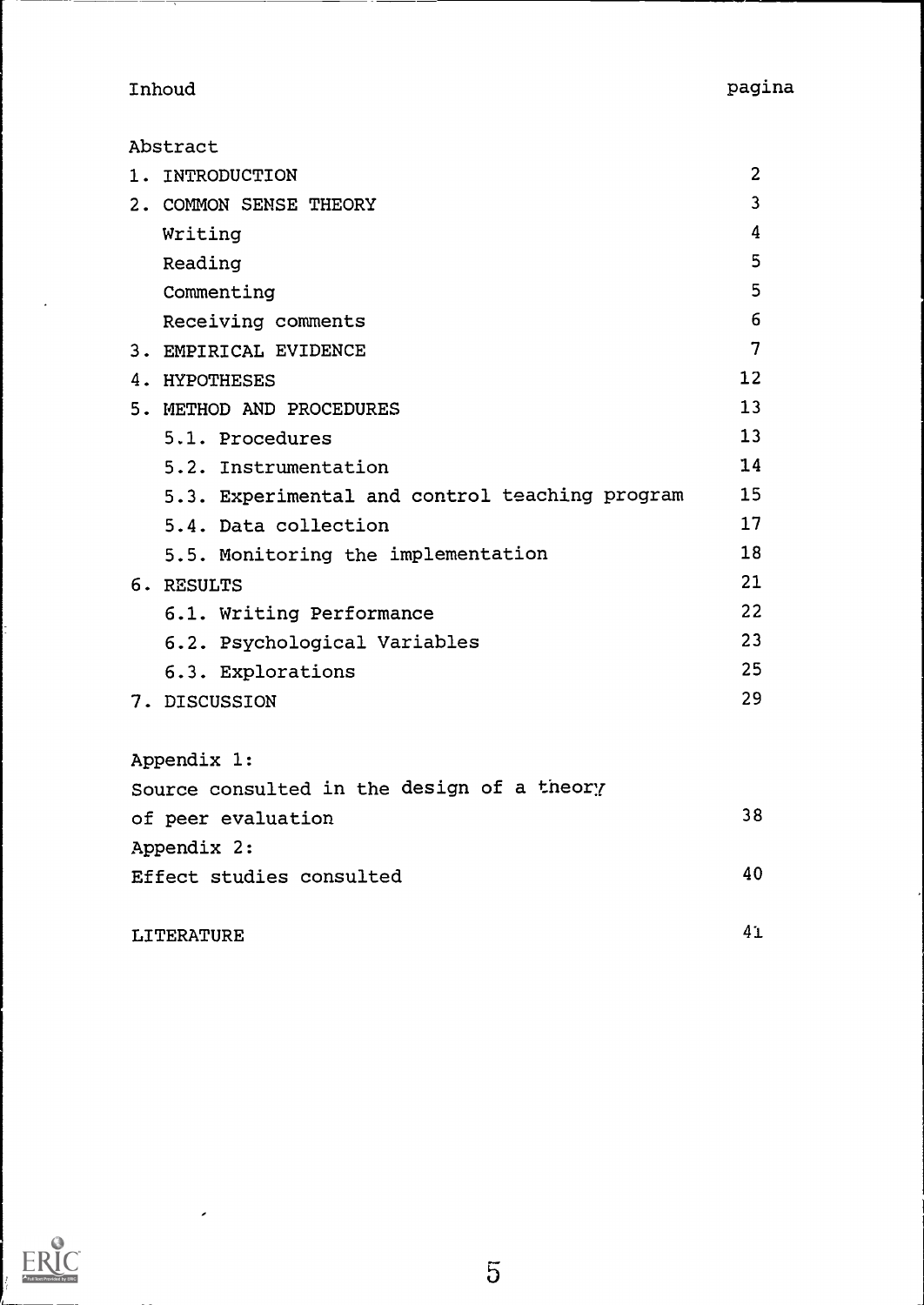| Inhoud | pagina |
|---|---|
| Abstract | |
| 1. INTRODUCTION | 2 |
| 2. COMMON SENSE THEORY | 3 |
| Writing | 4 |
| Reading | 5 |
| Commenting | 5 |
| Receiving comments | 6 |
| 3. EMPIRICAL EVIDENCE | 7 |
| 4. HYPOTHESES | 12 |
| 5. METHOD AND PROCEDURES | 13 |
| 5.1. Procedures | 13 |
| 5.2. Instrumentation | 14 |
| 5.3. Experimental and control teaching program | 15 |
| 5.4. Data collection | 17 |
| 5.5. Monitoring the implementation | 18 |
| 6. RESULTS | 21 |
| 6.1. Writing Performance | 22 |
| 6.2. Psychological Variables | 23 |
| 6.3. Explorations | 25 |
| 7. DISCUSSION | 29 |
| Appendix 1: Source consulted in the design of a theory of peer evaluation | 38 |
| Appendix 2: Effect studies consulted | 40 |
| LITERATURE | 41 |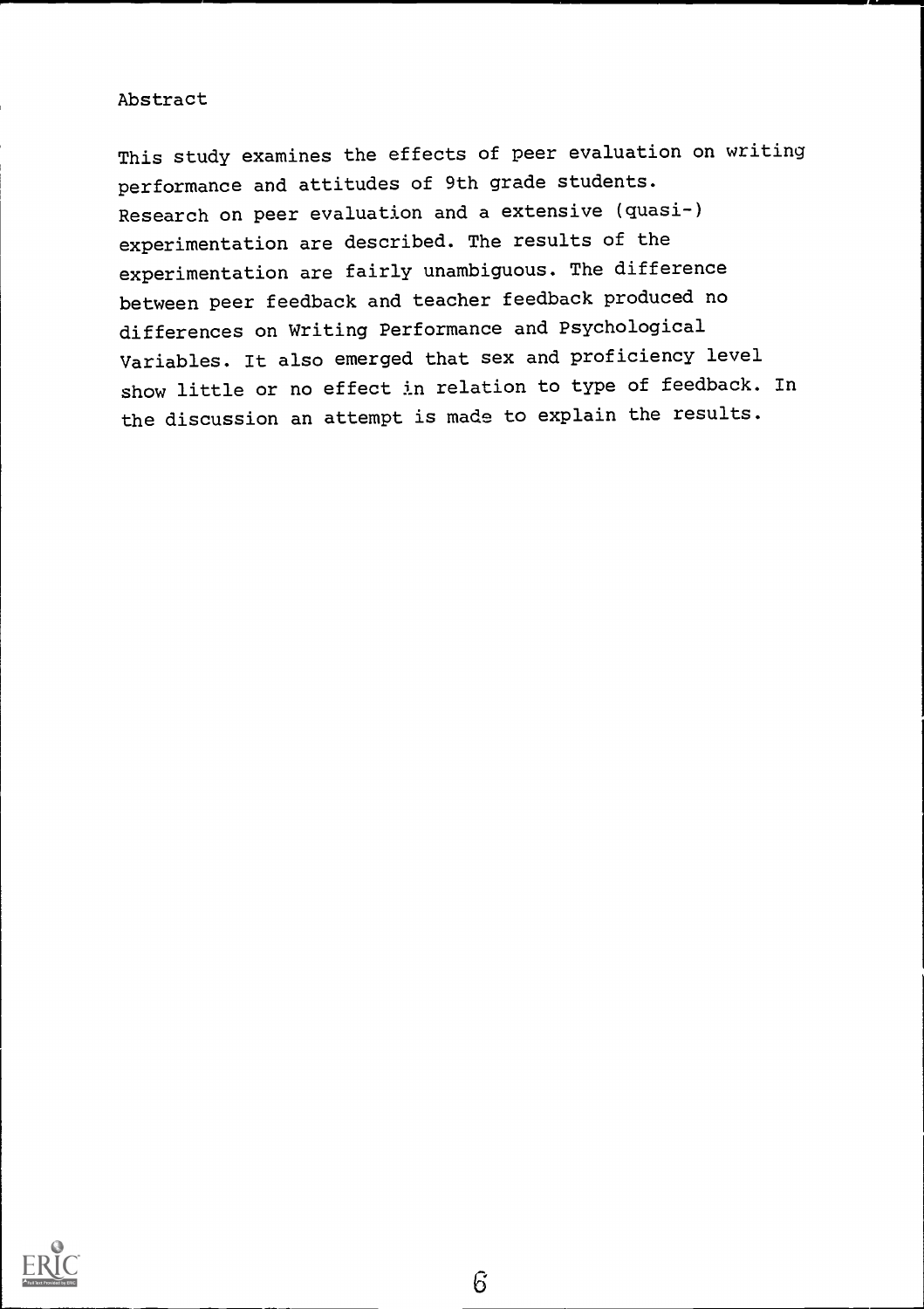## Abstract

This study examines the effects of peer evaluation on writing performance and attitudes of 9th grade students. Research on peer evaluation and a extensive (quasi-) experimentation are described. The results of the experimentation are fairly unambiguous. The difference between peer feedback and teacher feedback produced no differences on Writing Performance and Psychological Variables. It also emerged that sex and proficiency level show little or no effect in relation to type of feedback. In the discussion an attempt is made to explain the results.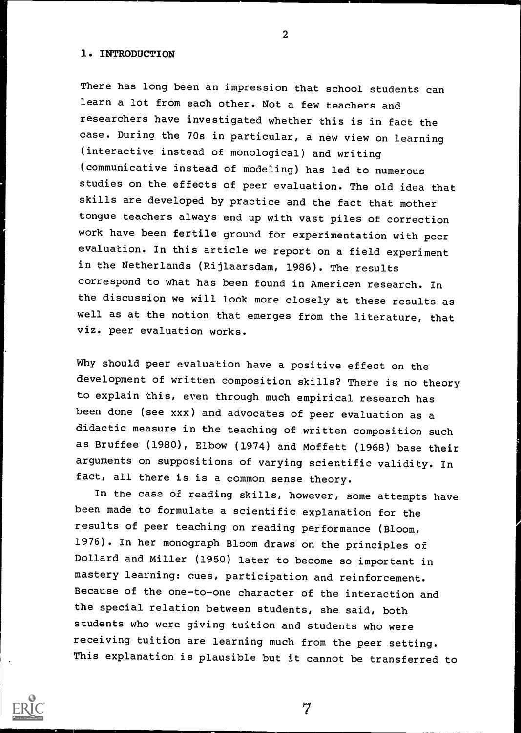## 1. INTRODUCTION

There has long been an impression that school students can learn a lot from each other. Not a few teachers and researchers have investigated whether this is in fact the case. During the 70s in particular, a new view on learning (interactive instead of monological) and writing (communicative instead of modeling) has led to numerous studies on the effects of peer evaluation. The old idea that skills are developed by practice and the fact that mother tongue teachers always end up with vast piles of correction work have been fertile ground for experimentation with peer evaluation. In this article we report on a field experiment in the Netherlands (Rijlaarsdam, 1986). The results correspond to what has been found in American research. In the discussion we will look more closely at these results as well as at the notion that emerges from the literature, that viz. peer evaluation works.

Why should peer evaluation have a positive effect on the development of written composition skills? There is no theory to explain this, even through much empirical research has been done (see xxx) and advocates of peer evaluation as a didactic measure in the teaching of written composition such as Bruffee (1980), Elbow (1974) and Moffett (1968) base their arguments on suppositions of varying scientific validity. In fact, all there is is a common sense theory.

In the case of reading skills, however, some attempts have been made to formulate a scientific explanation for the results of peer teaching on reading performance (Bloom, 1976). In her monograph Bloom draws on the principles of Dollard and Miller (1950) later to become so important in mastery learning: cues, participation and reinforcement. Because of the one-to-one character of the interaction and the special relation between students, she said, both students who were giving tuition and students who were receiving tuition are learning much from the peer setting. This explanation is plausible but it cannot be transferred to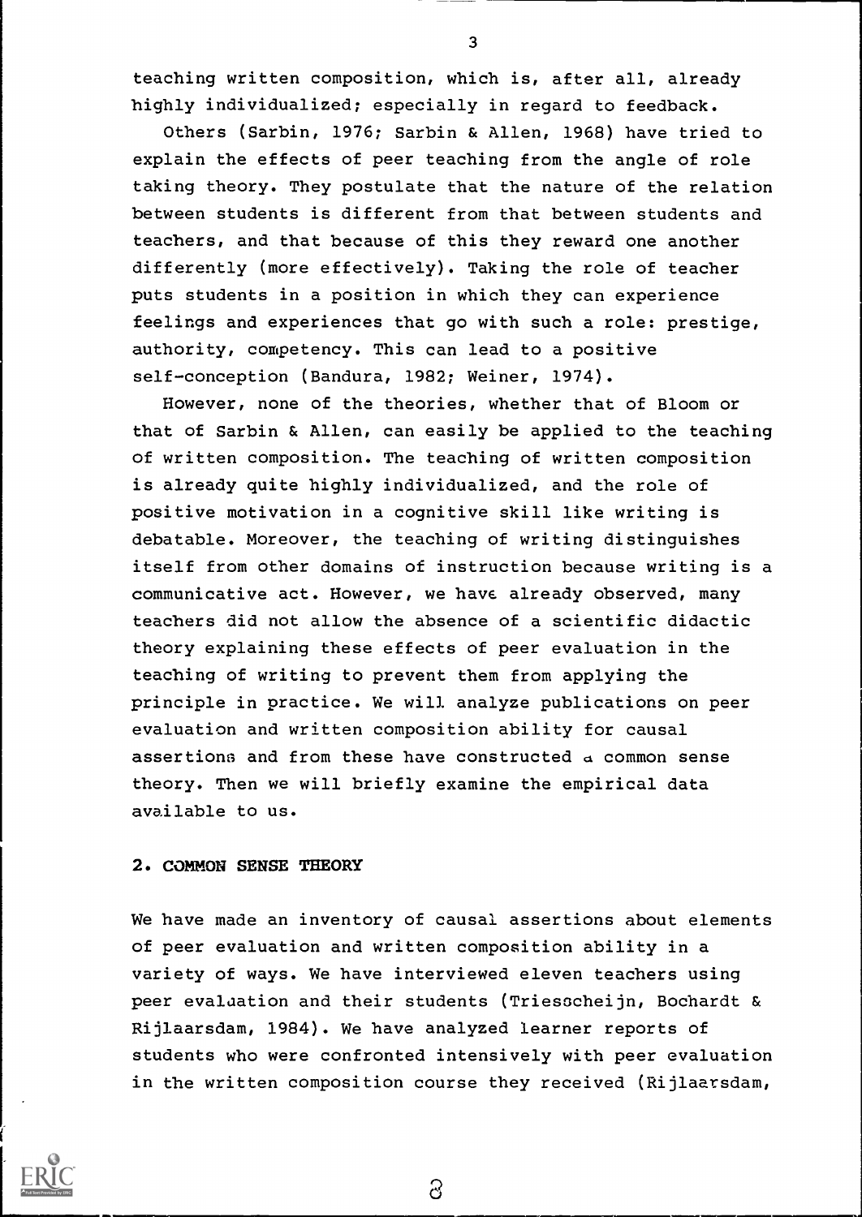teaching written composition, which is, after all, already highly individualized; especially in regard to feedback.

Others (Sarbin, 1976; Sarbin & Allen, 1968) have tried to explain the effects of peer teaching from the angle of role taking theory. They postulate that the nature of the relation between students is different from that between students and teachers, and that because of this they reward one another differently (more effectively). Taking the role of teacher puts students in a position in which they can experience feelings and experiences that go with such a role: prestige, authority, competency. This can lead to a positive self-conception (Bandura, 1982; Weiner, 1974).

However, none of the theories, whether that of Bloom or that of Sarbin & Allen, can easily be applied to the teaching of written composition. The teaching of written composition is already quite highly individualized, and the role of positive motivation in a cognitive skill like writing is debatable. Moreover, the teaching of writing distinguishes itself from other domains of instruction because writing is a communicative act. However, we have already observed, many teachers did not allow the absence of a scientific didactic theory explaining these effects of peer evaluation in the teaching of writing to prevent them from applying the principle in practice. We will analyze publications on peer evaluation and written composition ability for causal assertions and from these have constructed a common sense theory. Then we will briefly examine the empirical data available to us.

## 2. COMMON SENSE THEORY

We have made an inventory of causal assertions about elements of peer evaluation and written composition ability in a variety of ways. We have interviewed eleven teachers using peer evaluation and their students (Triesscheijn, Bochardt & Rijlaarsdam, 1984). We have analyzed learner reports of students who were confronted intensively with peer evaluation in the written composition course they received (Rijlaarsdam,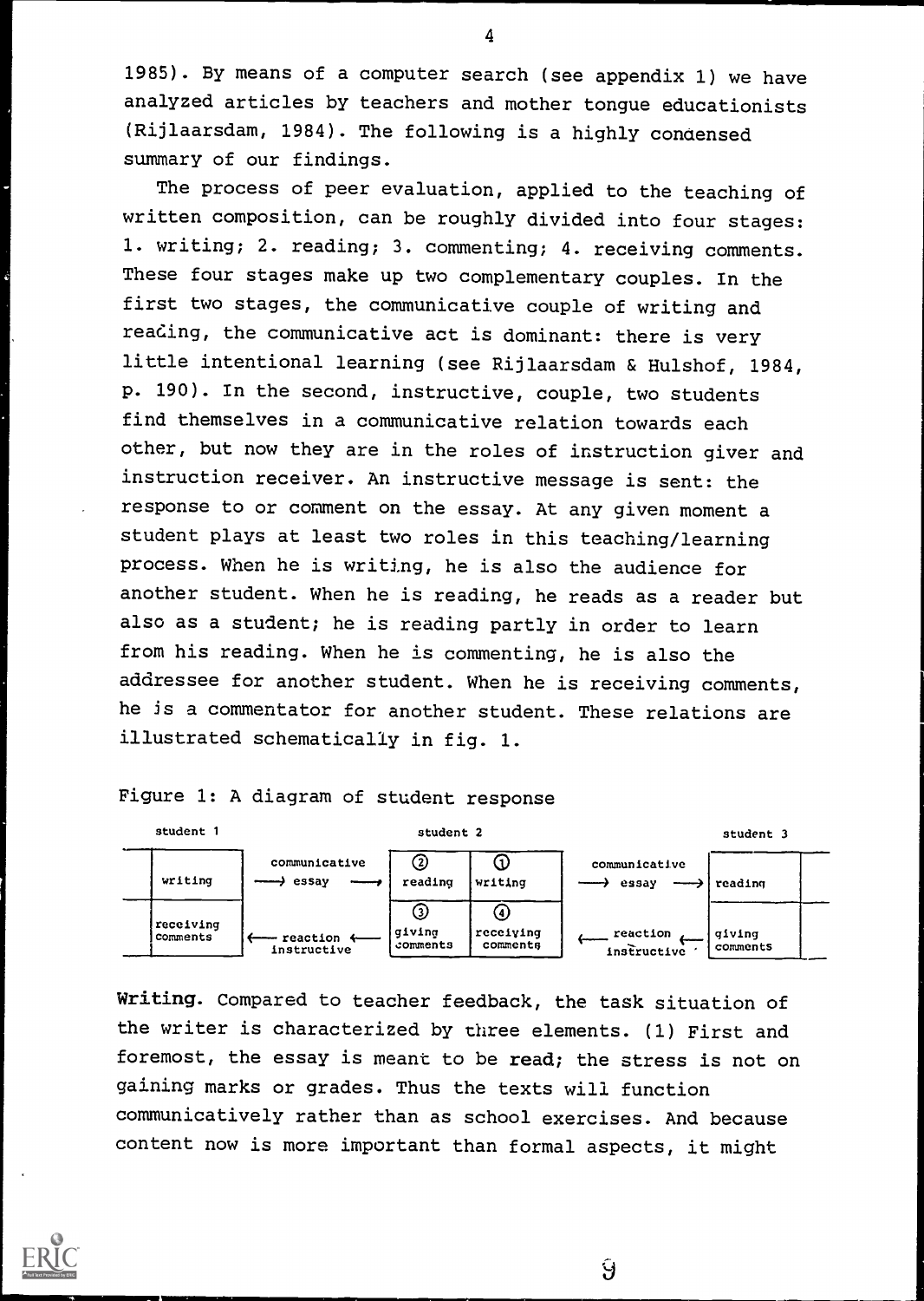1985). By means of a computer search (see appendix 1) we have analyzed articles by teachers and mother tongue educationists (Rijlaarsdam, 1984). The following is a highly condensed summary of our findings.

The process of peer evaluation, applied to the teaching of written composition, can be roughly divided into four stages: 1. writing; 2. reading; 3. commenting; 4. receiving comments. These four stages make up two complementary couples. In the first two stages, the communicative couple of writing and reading, the communicative act is dominant: there is very little intentional learning (see Rijlaarsdam & Hulshof, 1984, p. 190). In the second, instructive, couple, two students find themselves in a communicative relation towards each other, but now they are in the roles of instruction giver and instruction receiver. An instructive message is sent: the response to or comment on the essay. At any given moment a student plays at least two roles in this teaching/learning process. When he is writing, he is also the audience for another student. When he is reading, he reads as a reader but also as a student; he is reading partly in order to learn from his reading. When he is commenting, he is also the addressee for another student. When he is receiving comments, he is a commentator for another student. These relations are illustrated schematically in fig. 1.

Figure 1: A diagram of student response

| student 1 | | student 2 | | | student 3 |
|---|---|---|---|---|---|
| writing | communicative → essay → | ② reading | ① writing | communicative → essay → | reading |
| receiving comments | ← reaction ← instructive | ③ giving comments | ④ receiving comments | ← reaction ← instructive | giving comments |

**Writing.** Compared to teacher feedback, the task situation of the writer is characterized by three elements. (1) First and foremost, the essay is meant to be read; the stress is not on gaining marks or grades. Thus the texts will function communicatively rather than as school exercises. And because content now is more important than formal aspects, it might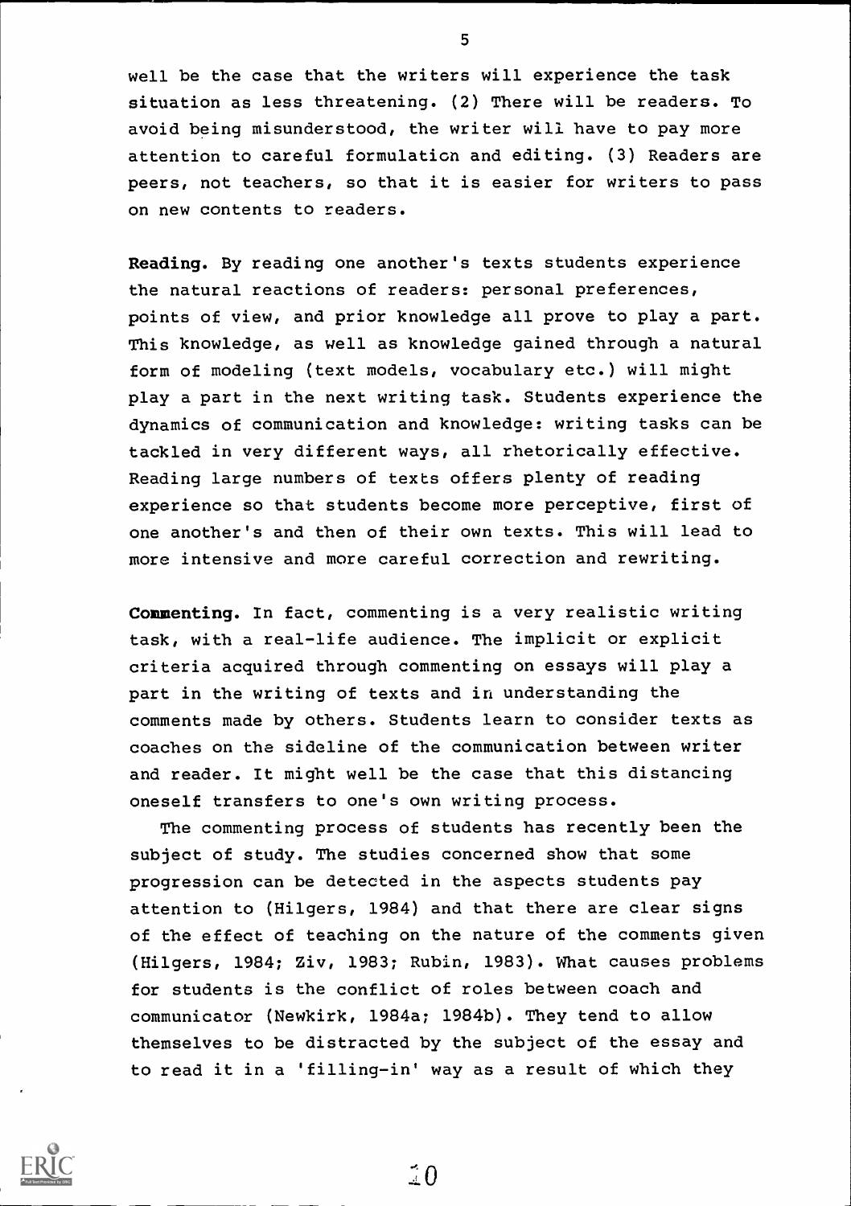well be the case that the writers will experience the task situation as less threatening. (2) There will be readers. To avoid being misunderstood, the writer will have to pay more attention to careful formulation and editing. (3) Readers are peers, not teachers, so that it is easier for writers to pass on new contents to readers.

**Reading.** By reading one another's texts students experience the natural reactions of readers: personal preferences, points of view, and prior knowledge all prove to play a part. This knowledge, as well as knowledge gained through a natural form of modeling (text models, vocabulary etc.) will might play a part in the next writing task. Students experience the dynamics of communication and knowledge: writing tasks can be tackled in very different ways, all rhetorically effective. Reading large numbers of texts offers plenty of reading experience so that students become more perceptive, first of one another's and then of their own texts. This will lead to more intensive and more careful correction and rewriting.

**Commenting.** In fact, commenting is a very realistic writing task, with a real-life audience. The implicit or explicit criteria acquired through commenting on essays will play a part in the writing of texts and in understanding the comments made by others. Students learn to consider texts as coaches on the sideline of the communication between writer and reader. It might well be the case that this distancing oneself transfers to one's own writing process.

The commenting process of students has recently been the subject of study. The studies concerned show that some progression can be detected in the aspects students pay attention to (Hilgers, 1984) and that there are clear signs of the effect of teaching on the nature of the comments given (Hilgers, 1984; Ziv, 1983; Rubin, 1983). What causes problems for students is the conflict of roles between coach and communicator (Newkirk, 1984a; 1984b). They tend to allow themselves to be distracted by the subject of the essay and to read it in a 'filling-in' way as a result of which they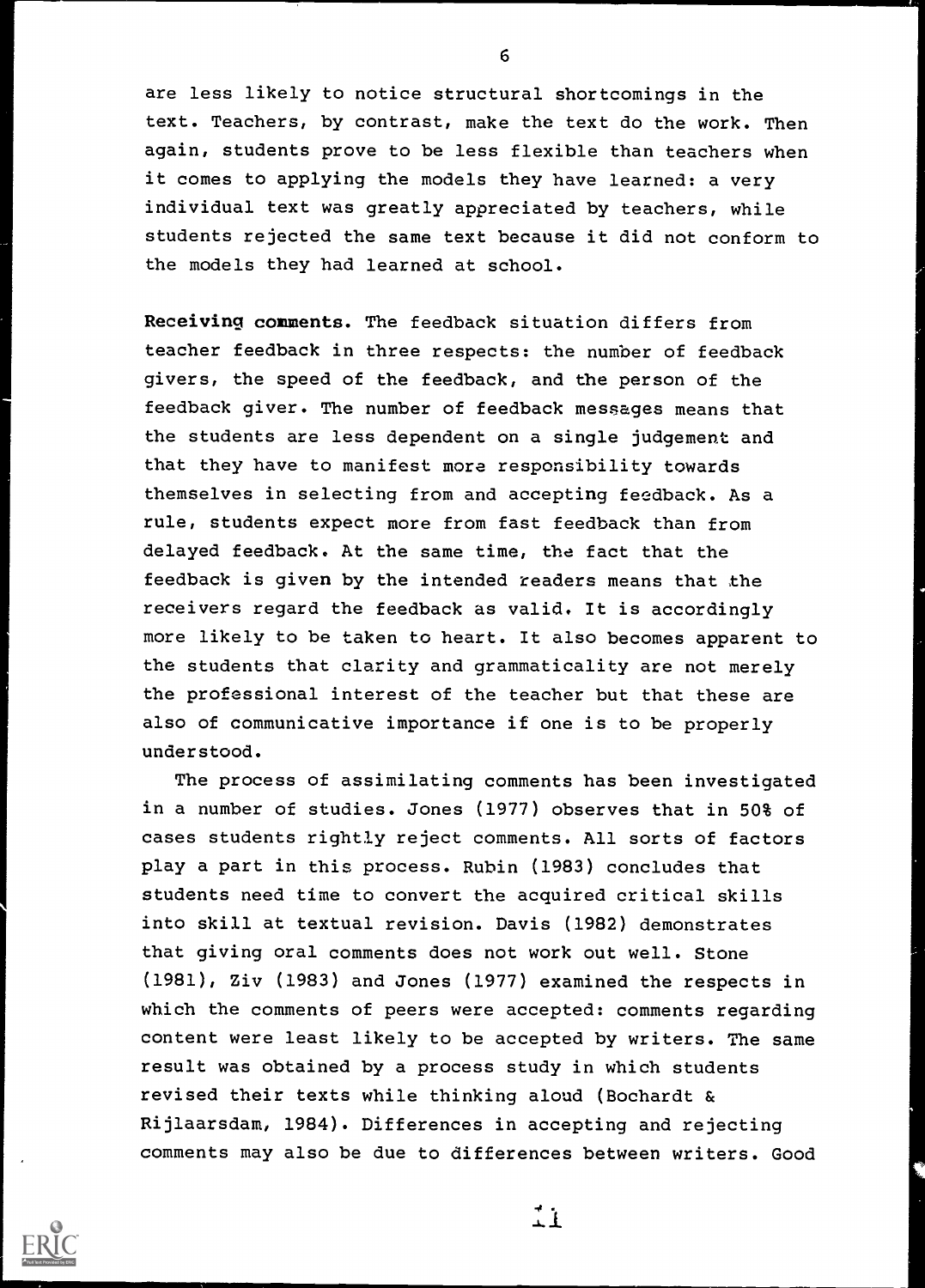are less likely to notice structural shortcomings in the text. Teachers, by contrast, make the text do the work. Then again, students prove to be less flexible than teachers when it comes to applying the models they have learned: a very individual text was greatly appreciated by teachers, while students rejected the same text because it did not conform to the models they had learned at school.

**Receiving comments.** The feedback situation differs from teacher feedback in three respects: the number of feedback givers, the speed of the feedback, and the person of the feedback giver. The number of feedback messages means that the students are less dependent on a single judgement and that they have to manifest more responsibility towards themselves in selecting from and accepting feedback. As a rule, students expect more from fast feedback than from delayed feedback. At the same time, the fact that the feedback is given by the intended readers means that the receivers regard the feedback as valid. It is accordingly more likely to be taken to heart. It also becomes apparent to the students that clarity and grammaticality are not merely the professional interest of the teacher but that these are also of communicative importance if one is to be properly understood.

The process of assimilating comments has been investigated in a number of studies. Jones (1977) observes that in 50% of cases students rightly reject comments. All sorts of factors play a part in this process. Rubin (1983) concludes that students need time to convert the acquired critical skills into skill at textual revision. Davis (1982) demonstrates that giving oral comments does not work out well. Stone (1981), Ziv (1983) and Jones (1977) examined the respects in which the comments of peers were accepted: comments regarding content were least likely to be accepted by writers. The same result was obtained by a process study in which students revised their texts while thinking aloud (Bochardt & Rijlaarsdam, 1984). Differences in accepting and rejecting comments may also be due to differences between writers. Good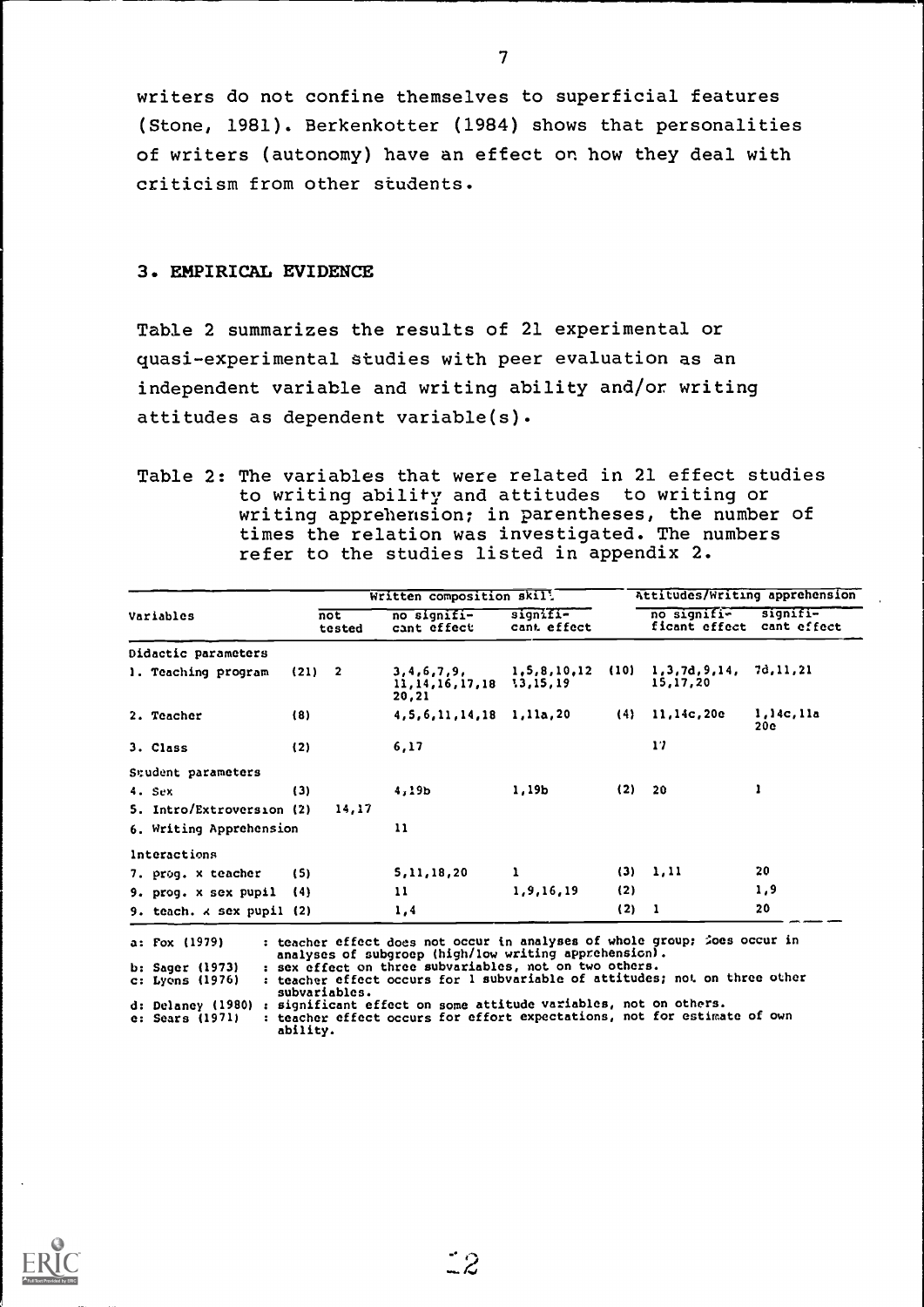writers do not confine themselves to superficial features (Stone, 1981). Berkenkotter (1984) shows that personalities of writers (autonomy) have an effect on how they deal with criticism from other students.

## 3. EMPIRICAL EVIDENCE

Table 2 summarizes the results of 21 experimental or quasi-experimental studies with peer evaluation as an independent variable and writing ability and/or writing attitudes as dependent variable(s).

Table 2: The variables that were related in 21 effect studies to writing ability and attitudes to writing or writing apprehension; in parentheses, the number of times the relation was investigated. The numbers refer to the studies listed in appendix 2.

| Variables | | Written composition skill | | | | Attitudes/Writing apprehension | |
|---|---|---|---|---|---|---|---|
| | | not tested | no significant effect | significant effect | | no significant effect | significant effect |
| Didactic parameters | | | | | | | |
| 1. Teaching program | (21) | 2 | 3,4,6,7,9, 11,14,16,17,18 20,21 | 1,5,8,10,12 13,15,19 | (10) | 1,3,7d,9,14, 15,17,20 | 7d,11,21 |
| 2. Teacher | (8) | | 4,5,6,11,14,18 | 1,11a,20 | (4) | 11,14c,20e | 1,14c,11a 20e |
| 3. Class | (2) | | 6,17 | | | 17 | |
| Student parameters | | | | | | | |
| 4. Sex | (3) | | 4,19b | 1,19b | (2) | 20 | 1 |
| 5. Intro/Extroversion | (2) | 14,17 | | | | | |
| 6. Writing Apprehension | | | 11 | | | | |
| Interactions | | | | | | | |
| 7. prog. x teacher | (5) | | 5,11,18,20 | 1 | (3) | 1,11 | 20 |
| 9. prog. x sex pupil | (4) | | 11 | 1,9,16,19 | (2) | | 1,9 |
| 9. teach. x sex pupil | (2) | | 1,4 | | (2) | 1 | 20 |

a: Fox (1979) : teacher effect does not occur in analyses of whole group; does occur in analyses of subgroup (high/low writing apprehension).
b: Sager (1973) : sex effect on three subvariables, not on two others.
c: Lyons (1976) : teacher effect occurs for 1 subvariable of attitudes; not on three other subvariables.
d: Delaney (1980) : significant effect on some attitude variables, not on others.
e: Sears (1971) : teacher effect occurs for effort expectations, not for estimate of own ability.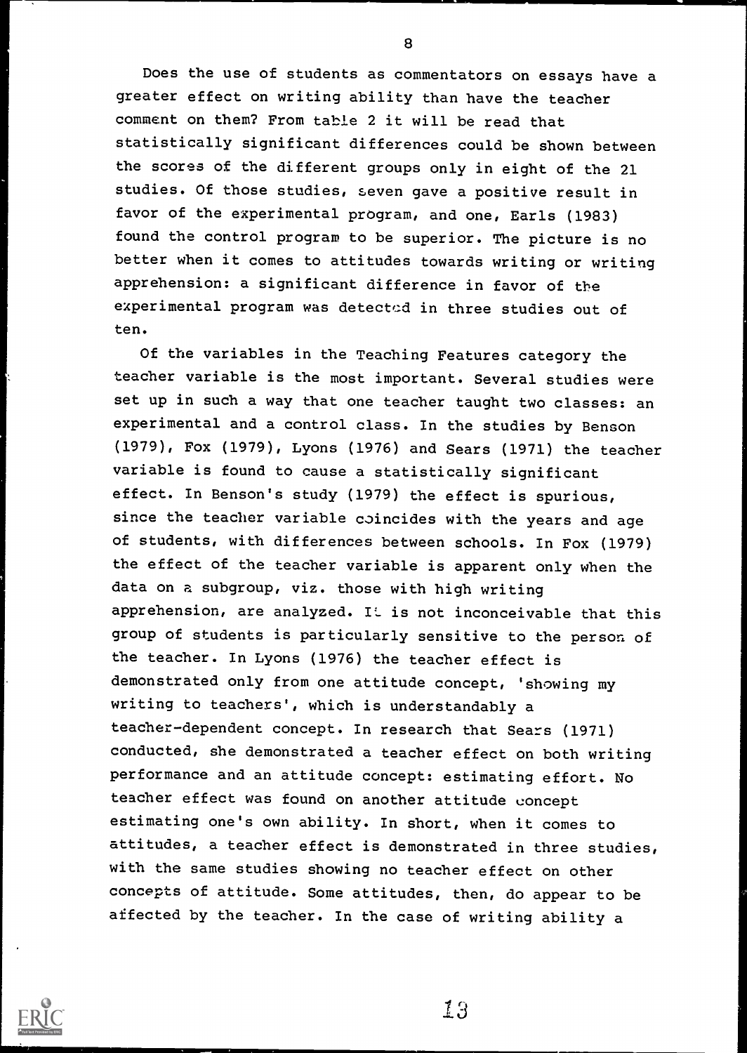Does the use of students as commentators on essays have a greater effect on writing ability than have the teacher comment on them? From table 2 it will be read that statistically significant differences could be shown between the scores of the different groups only in eight of the 21 studies. Of those studies, seven gave a positive result in favor of the experimental program, and one, Earls (1983) found the control program to be superior. The picture is no better when it comes to attitudes towards writing or writing apprehension: a significant difference in favor of the experimental program was detected in three studies out of ten.

Of the variables in the Teaching Features category the teacher variable is the most important. Several studies were set up in such a way that one teacher taught two classes: an experimental and a control class. In the studies by Benson (1979), Fox (1979), Lyons (1976) and Sears (1971) the teacher variable is found to cause a statistically significant effect. In Benson's study (1979) the effect is spurious, since the teacher variable coincides with the years and age of students, with differences between schools. In Fox (1979) the effect of the teacher variable is apparent only when the data on a subgroup, viz. those with high writing apprehension, are analyzed. It is not inconceivable that this group of students is particularly sensitive to the person of the teacher. In Lyons (1976) the teacher effect is demonstrated only from one attitude concept, 'showing my writing to teachers', which is understandably a teacher-dependent concept. In research that Sears (1971) conducted, she demonstrated a teacher effect on both writing performance and an attitude concept: estimating effort. No teacher effect was found on another attitude concept estimating one's own ability. In short, when it comes to attitudes, a teacher effect is demonstrated in three studies, with the same studies showing no teacher effect on other concepts of attitude. Some attitudes, then, do appear to be affected by the teacher. In the case of writing ability a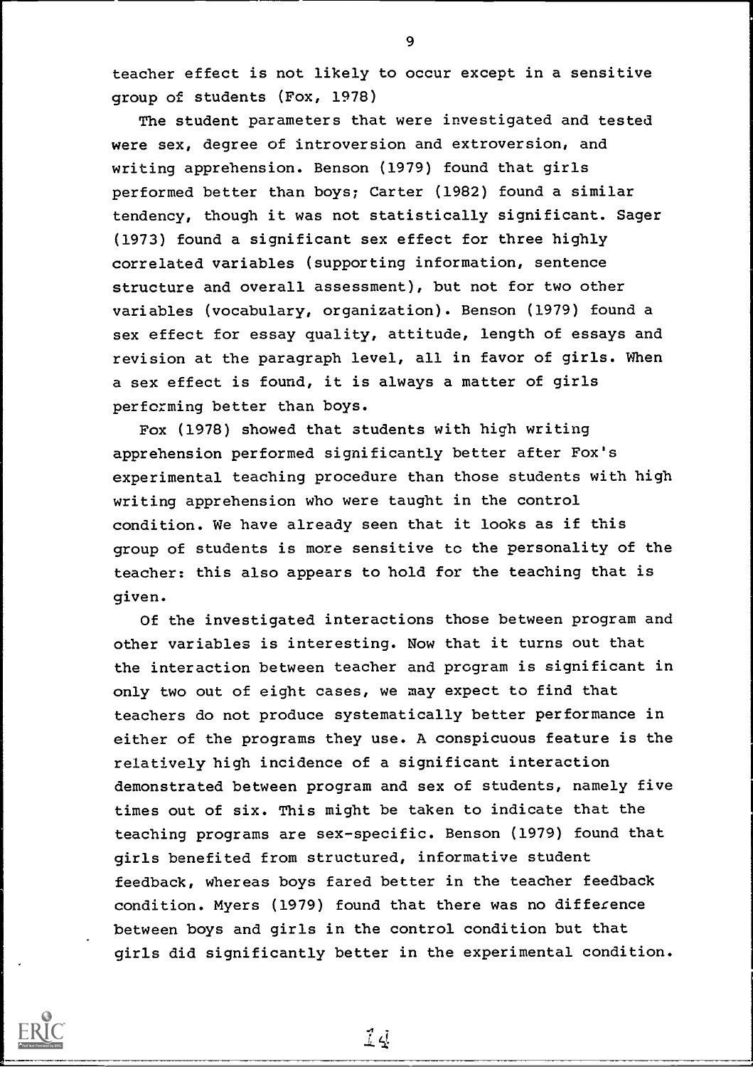teacher effect is not likely to occur except in a sensitive group of students (Fox, 1978)

The student parameters that were investigated and tested were sex, degree of introversion and extroversion, and writing apprehension. Benson (1979) found that girls performed better than boys; Carter (1982) found a similar tendency, though it was not statistically significant. Sager (1973) found a significant sex effect for three highly correlated variables (supporting information, sentence structure and overall assessment), but not for two other variables (vocabulary, organization). Benson (1979) found a sex effect for essay quality, attitude, length of essays and revision at the paragraph level, all in favor of girls. When a sex effect is found, it is always a matter of girls performing better than boys.

Fox (1978) showed that students with high writing apprehension performed significantly better after Fox's experimental teaching procedure than those students with high writing apprehension who were taught in the control condition. We have already seen that it looks as if this group of students is more sensitive to the personality of the teacher: this also appears to hold for the teaching that is given.

Of the investigated interactions those between program and other variables is interesting. Now that it turns out that the interaction between teacher and program is significant in only two out of eight cases, we may expect to find that teachers do not produce systematically better performance in either of the programs they use. A conspicuous feature is the relatively high incidence of a significant interaction demonstrated between program and sex of students, namely five times out of six. This might be taken to indicate that the teaching programs are sex-specific. Benson (1979) found that girls benefited from structured, informative student feedback, whereas boys fared better in the teacher feedback condition. Myers (1979) found that there was no difference between boys and girls in the control condition but that girls did significantly better in the experimental condition.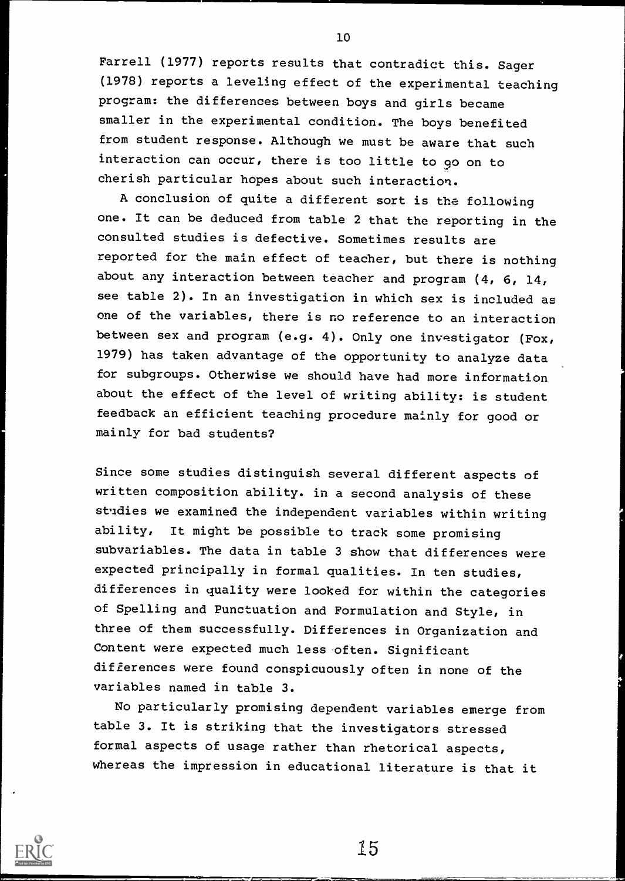Farrell (1977) reports results that contradict this. Sager (1978) reports a leveling effect of the experimental teaching program: the differences between boys and girls became smaller in the experimental condition. The boys benefited from student response. Although we must be aware that such interaction can occur, there is too little to go on to cherish particular hopes about such interaction.

A conclusion of quite a different sort is the following one. It can be deduced from table 2 that the reporting in the consulted studies is defective. Sometimes results are reported for the main effect of teacher, but there is nothing about any interaction between teacher and program (4, 6, 14, see table 2). In an investigation in which sex is included as one of the variables, there is no reference to an interaction between sex and program (e.g. 4). Only one investigator (Fox, 1979) has taken advantage of the opportunity to analyze data for subgroups. Otherwise we should have had more information about the effect of the level of writing ability: is student feedback an efficient teaching procedure mainly for good or mainly for bad students?

Since some studies distinguish several different aspects of written composition ability. in a second analysis of these studies we examined the independent variables within writing ability, It might be possible to track some promising subvariables. The data in table 3 show that differences were expected principally in formal qualities. In ten studies, differences in quality were looked for within the categories of Spelling and Punctuation and Formulation and Style, in three of them successfully. Differences in Organization and Content were expected much less often. Significant differences were found conspicuously often in none of the variables named in table 3.

No particularly promising dependent variables emerge from table 3. It is striking that the investigators stressed formal aspects of usage rather than rhetorical aspects, whereas the impression in educational literature is that it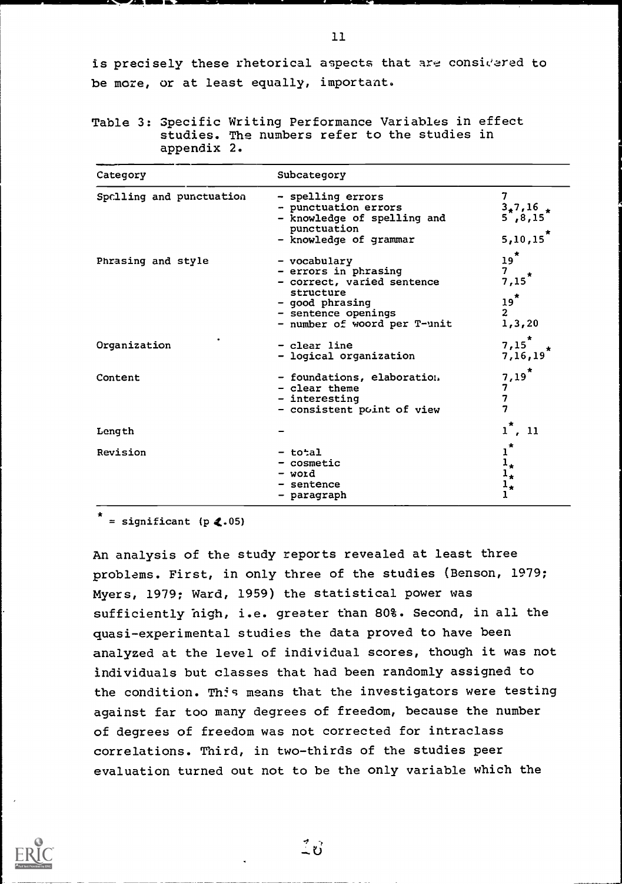is precisely these rhetorical aspects that are considered to be more, or at least equally, important.

Table 3: Specific Writing Performance Variables in effect studies. The numbers refer to the studies in appendix 2.

| Category | Subcategory | |
|---|---|---|
| Spelling and punctuation | - spelling errors | 7 |
| | - punctuation errors | 3*,7,16 |
| | - knowledge of spelling and punctuation | 5*,8,15* |
| | - knowledge of grammar | 5,10,15* |
| Phrasing and style | - vocabulary | 19* |
| | - errors in phrasing | 7 |
| | - correct, varied sentence structure | 7,15* |
| | - good phrasing | 19* |
| | - sentence openings | 2 |
| | - number of woord per T-unit | 1,3,20 |
| Organization | - clear line | 7,15* |
| | - logical organization | 7,16,19* |
| Content | - foundations, elaboration | 7,19* |
| | - clear theme | 7 |
| | - interesting | 7 |
| | - consistent point of view | 7 |
| Length | - | 1*, 11 |
| Revision | - total | 1* |
| | - cosmetic | 1* |
| | - word | 1* |
| | - sentence | 1* |
| | - paragraph | 1 |

\* = significant ($p < .05$)

An analysis of the study reports revealed at least three problems. First, in only three of the studies (Benson, 1979; Myers, 1979; Ward, 1959) the statistical power was sufficiently high, i.e. greater than 80%. Second, in all the quasi-experimental studies the data proved to have been analyzed at the level of individual scores, though it was not individuals but classes that had been randomly assigned to the condition. This means that the investigators were testing against far too many degrees of freedom, because the number of degrees of freedom was not corrected for intraclass correlations. Third, in two-thirds of the studies peer evaluation turned out not to be the only variable which the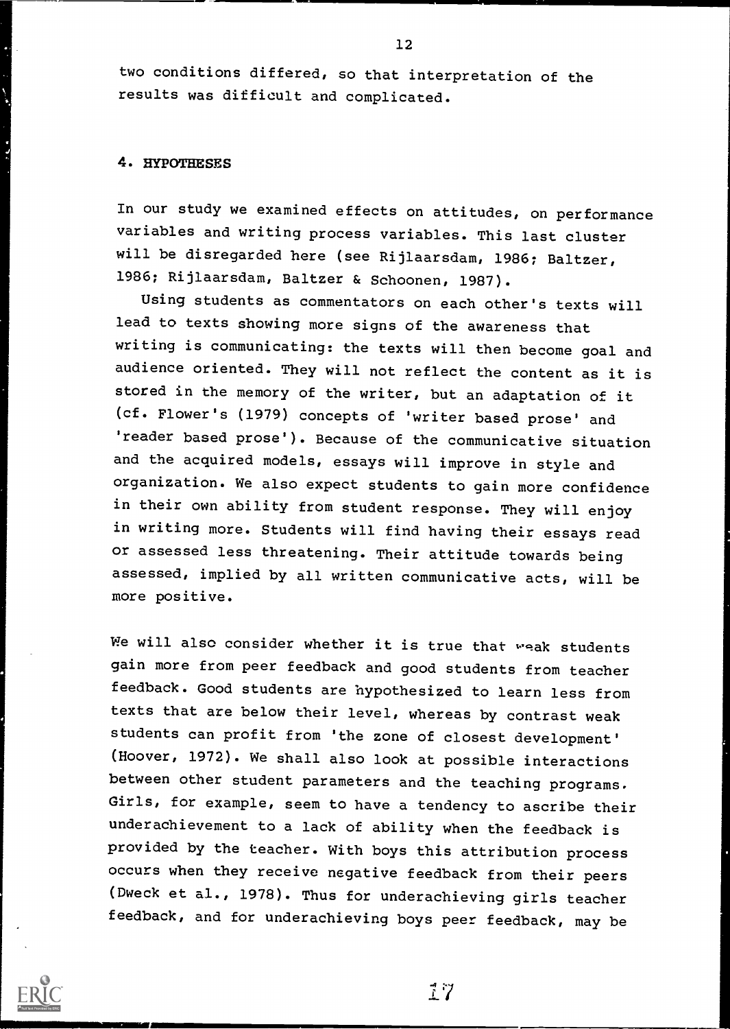two conditions differed, so that interpretation of the results was difficult and complicated.

## 4. HYPOTHESES

In our study we examined effects on attitudes, on performance variables and writing process variables. This last cluster will be disregarded here (see Rijlaarsdam, 1986; Baltzer, 1986; Rijlaarsdam, Baltzer & Schoonen, 1987).

Using students as commentators on each other's texts will lead to texts showing more signs of the awareness that writing is communicating: the texts will then become goal and audience oriented. They will not reflect the content as it is stored in the memory of the writer, but an adaptation of it (cf. Flower's (1979) concepts of 'writer based prose' and 'reader based prose'). Because of the communicative situation and the acquired models, essays will improve in style and organization. We also expect students to gain more confidence in their own ability from student response. They will enjoy in writing more. Students will find having their essays read or assessed less threatening. Their attitude towards being assessed, implied by all written communicative acts, will be more positive.

We will also consider whether it is true that weak students gain more from peer feedback and good students from teacher feedback. Good students are hypothesized to learn less from texts that are below their level, whereas by contrast weak students can profit from 'the zone of closest development' (Hoover, 1972). We shall also look at possible interactions between other student parameters and the teaching programs. Girls, for example, seem to have a tendency to ascribe their underachievement to a lack of ability when the feedback is provided by the teacher. With boys this attribution process occurs when they receive negative feedback from their peers (Dweck et al., 1978). Thus for underachieving girls teacher feedback, and for underachieving boys peer feedback, may be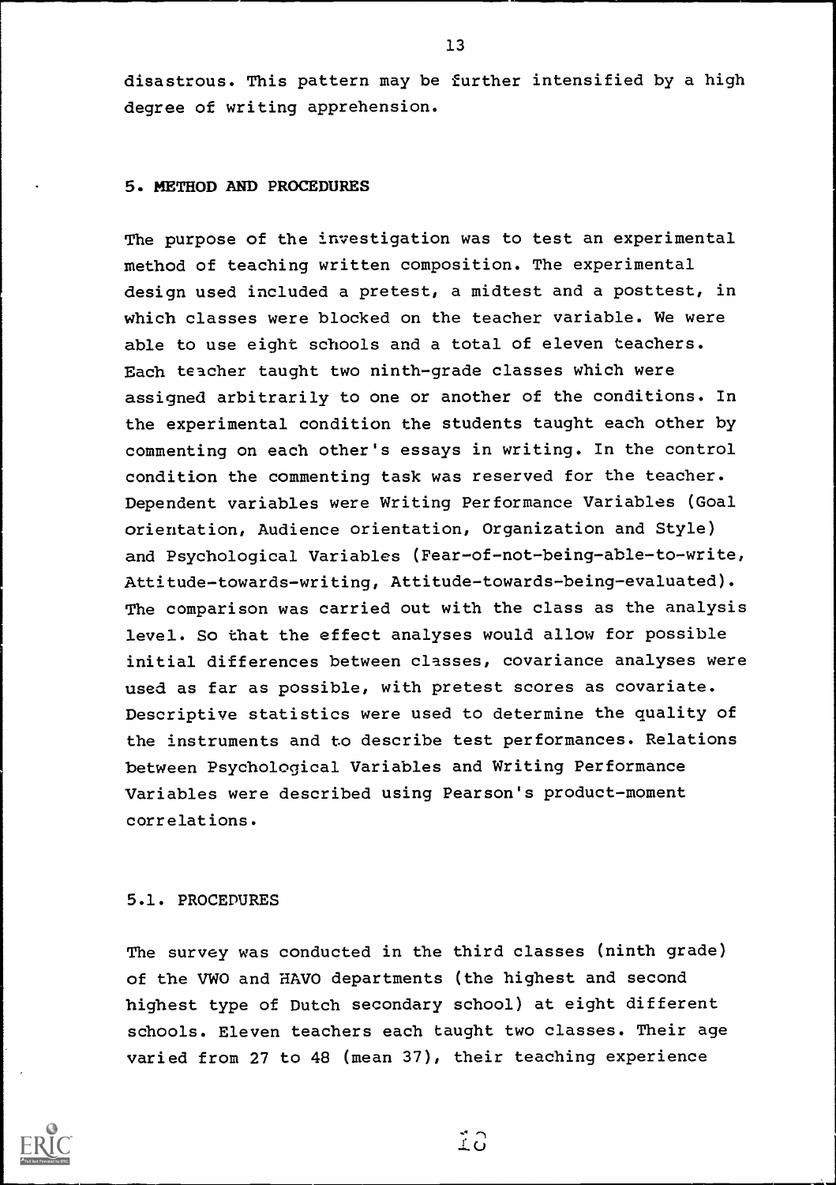disastrous. This pattern may be further intensified by a high degree of writing apprehension.

## 5. METHOD AND PROCEDURES

The purpose of the investigation was to test an experimental method of teaching written composition. The experimental design used included a pretest, a midtest and a posttest, in which classes were blocked on the teacher variable. We were able to use eight schools and a total of eleven teachers. Each teacher taught two ninth-grade classes which were assigned arbitrarily to one or another of the conditions. In the experimental condition the students taught each other by commenting on each other's essays in writing. In the control condition the commenting task was reserved for the teacher. Dependent variables were Writing Performance Variables (Goal orientation, Audience orientation, Organization and Style) and Psychological Variables (Fear-of-not-being-able-to-write, Attitude-towards-writing, Attitude-towards-being-evaluated). The comparison was carried out with the class as the analysis level. So that the effect analyses would allow for possible initial differences between classes, covariance analyses were used as far as possible, with pretest scores as covariate. Descriptive statistics were used to determine the quality of the instruments and to describe test performances. Relations between Psychological Variables and Writing Performance Variables were described using Pearson's product-moment correlations.

### 5.1. PROCEDURES

The survey was conducted in the third classes (ninth grade) of the VWO and HAVO departments (the highest and second highest type of Dutch secondary school) at eight different schools. Eleven teachers each taught two classes. Their age varied from 27 to 48 (mean 37), their teaching experience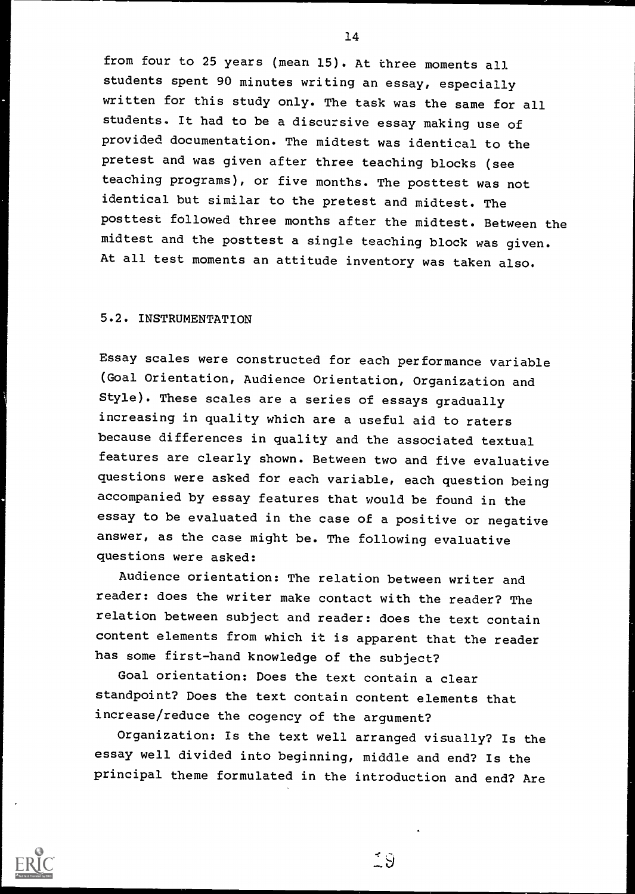from four to 25 years (mean 15). At three moments all students spent 90 minutes writing an essay, especially written for this study only. The task was the same for all students. It had to be a discursive essay making use of provided documentation. The midtest was identical to the pretest and was given after three teaching blocks (see teaching programs), or five months. The posttest was not identical but similar to the pretest and midtest. The posttest followed three months after the midtest. Between the midtest and the posttest a single teaching block was given. At all test moments an attitude inventory was taken also.

## 5.2. INSTRUMENTATION

Essay scales were constructed for each performance variable (Goal Orientation, Audience Orientation, Organization and Style). These scales are a series of essays gradually increasing in quality which are a useful aid to raters because differences in quality and the associated textual features are clearly shown. Between two and five evaluative questions were asked for each variable, each question being accompanied by essay features that would be found in the essay to be evaluated in the case of a positive or negative answer, as the case might be. The following evaluative questions were asked:

Audience orientation: The relation between writer and reader: does the writer make contact with the reader? The relation between subject and reader: does the text contain content elements from which it is apparent that the reader has some first-hand knowledge of the subject?

Goal orientation: Does the text contain a clear standpoint? Does the text contain content elements that increase/reduce the cogency of the argument?

Organization: Is the text well arranged visually? Is the essay well divided into beginning, middle and end? Is the principal theme formulated in the introduction and end? Are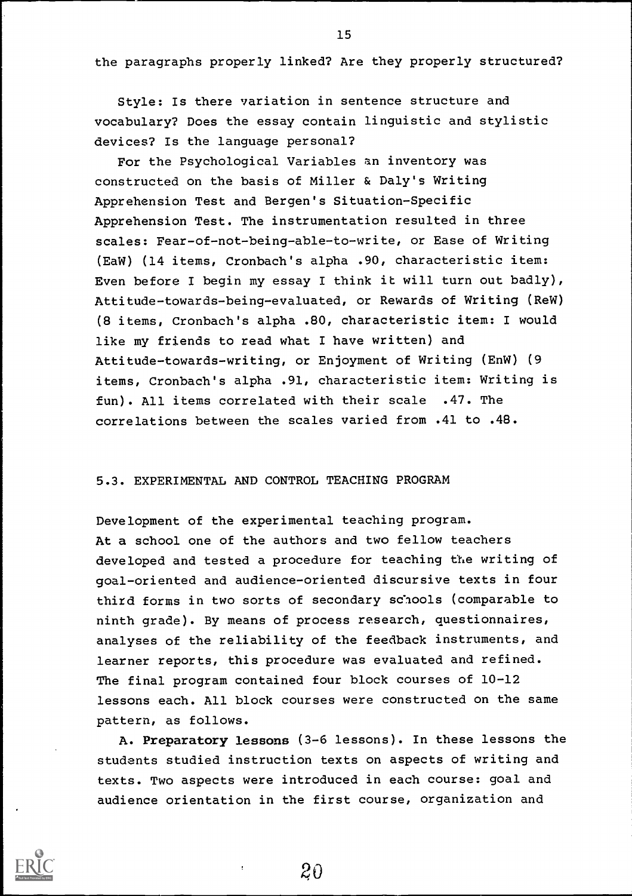the paragraphs properly linked? Are they properly structured?

Style: Is there variation in sentence structure and vocabulary? Does the essay contain linguistic and stylistic devices? Is the language personal?

For the Psychological Variables an inventory was constructed on the basis of Miller & Daly's Writing Apprehension Test and Bergen's Situation-Specific Apprehension Test. The instrumentation resulted in three scales: Fear-of-not-being-able-to-write, or Ease of Writing (EaW) (14 items, Cronbach's alpha .90, characteristic item: Even before I begin my essay I think it will turn out badly), Attitude-towards-being-evaluated, or Rewards of Writing (ReW) (8 items, Cronbach's alpha .80, characteristic item: I would like my friends to read what I have written) and Attitude-towards-writing, or Enjoyment of Writing (EnW) (9 items, Cronbach's alpha .91, characteristic item: Writing is fun). All items correlated with their scale .47. The correlations between the scales varied from .41 to .48.

### 5.3. EXPERIMENTAL AND CONTROL TEACHING PROGRAM

Development of the experimental teaching program.
At a school one of the authors and two fellow teachers developed and tested a procedure for teaching the writing of goal-oriented and audience-oriented discursive texts in four third forms in two sorts of secondary schools (comparable to ninth grade). By means of process research, questionnaires, analyses of the reliability of the feedback instruments, and learner reports, this procedure was evaluated and refined. The final program contained four block courses of 10-12 lessons each. All block courses were constructed on the same pattern, as follows.

A. **Preparatory lessons** (3-6 lessons). In these lessons the students studied instruction texts on aspects of writing and texts. Two aspects were introduced in each course: goal and audience orientation in the first course, organization and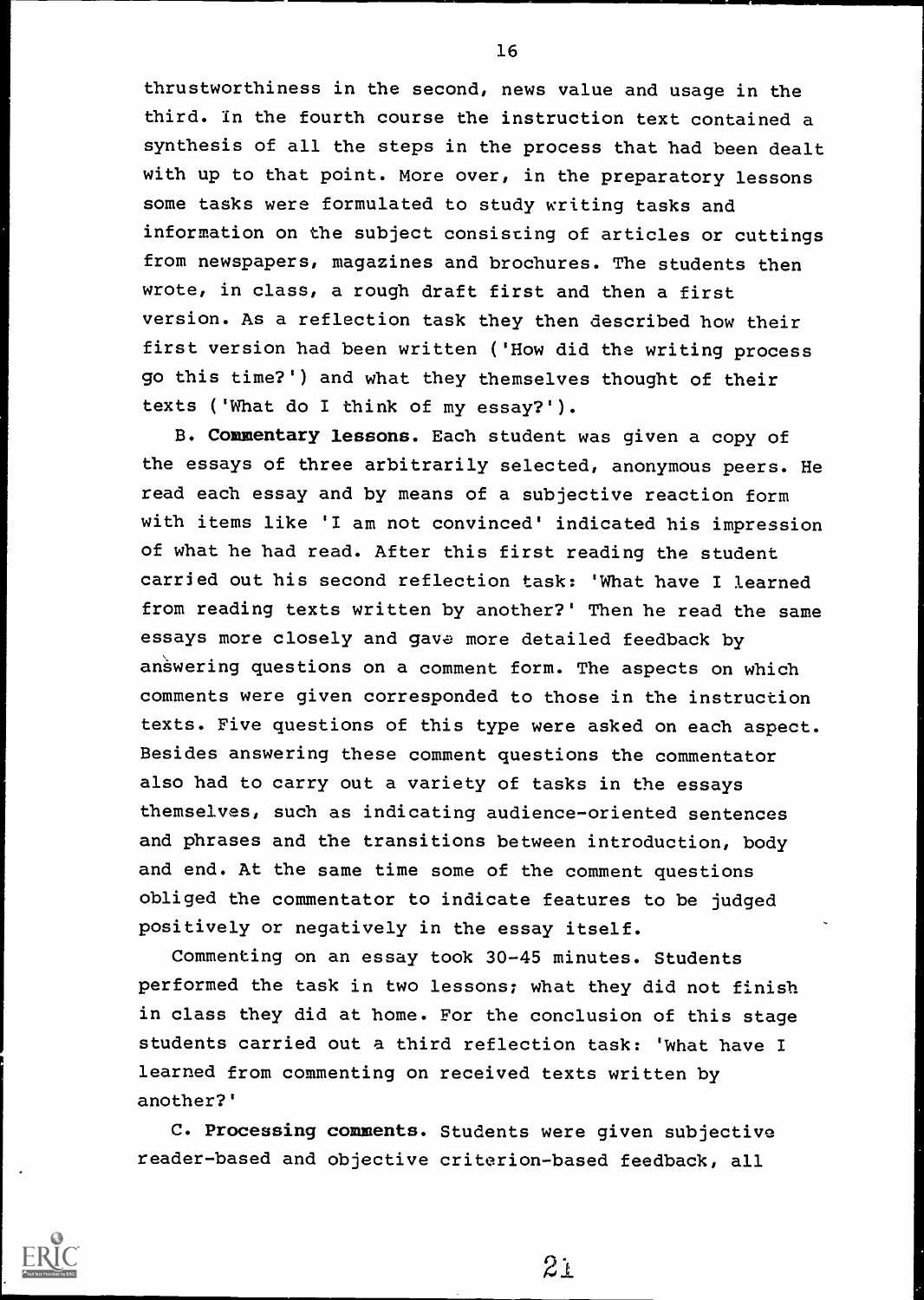thrustworthiness in the second, news value and usage in the third. In the fourth course the instruction text contained a synthesis of all the steps in the process that had been dealt with up to that point. More over, in the preparatory lessons some tasks were formulated to study writing tasks and information on the subject consisting of articles or cuttings from newspapers, magazines and brochures. The students then wrote, in class, a rough draft first and then a first version. As a reflection task they then described how their first version had been written ('How did the writing process go this time?') and what they themselves thought of their texts ('What do I think of my essay?').

B. **Commentary lessons**. Each student was given a copy of the essays of three arbitrarily selected, anonymous peers. He read each essay and by means of a subjective reaction form with items like 'I am not convinced' indicated his impression of what he had read. After this first reading the student carried out his second reflection task: 'What have I learned from reading texts written by another?' Then he read the same essays more closely and gave more detailed feedback by answering questions on a comment form. The aspects on which comments were given corresponded to those in the instruction texts. Five questions of this type were asked on each aspect. Besides answering these comment questions the commentator also had to carry out a variety of tasks in the essays themselves, such as indicating audience-oriented sentences and phrases and the transitions between introduction, body and end. At the same time some of the comment questions obliged the commentator to indicate features to be judged positively or negatively in the essay itself.

Commenting on an essay took 30-45 minutes. Students performed the task in two lessons; what they did not finish in class they did at home. For the conclusion of this stage students carried out a third reflection task: 'What have I learned from commenting on received texts written by another?'

C. **Processing comments**. Students were given subjective reader-based and objective criterion-based feedback, all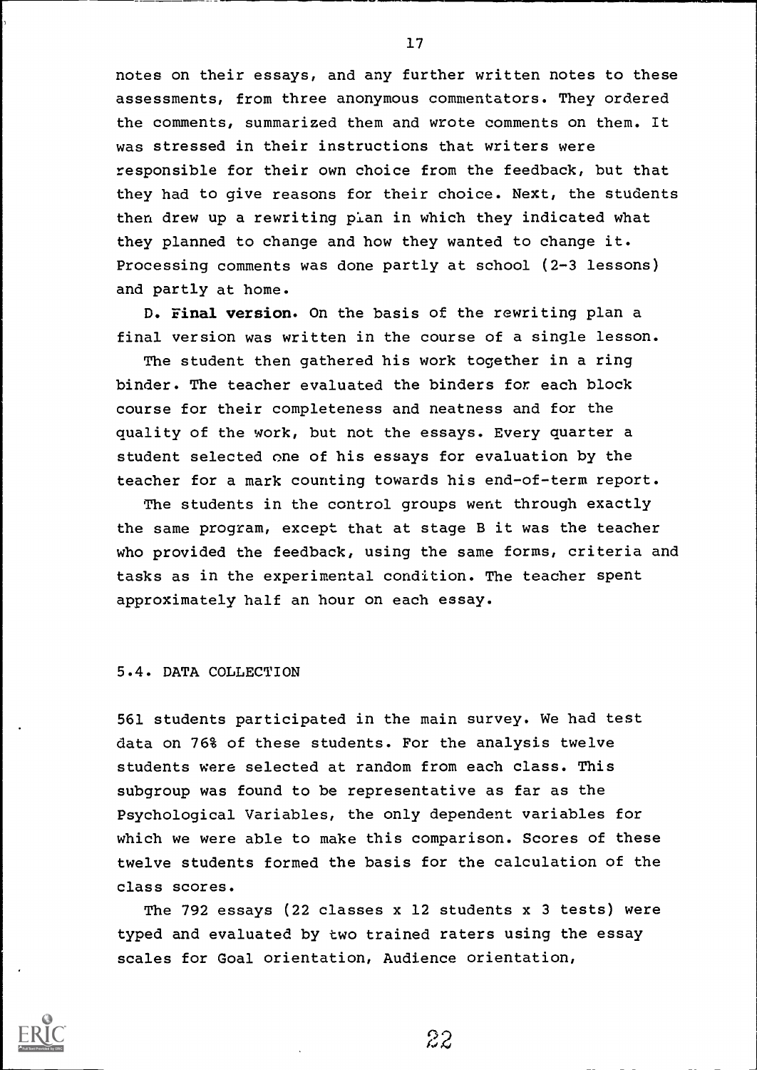notes on their essays, and any further written notes to these assessments, from three anonymous commentators. They ordered the comments, summarized them and wrote comments on them. It was stressed in their instructions that writers were responsible for their own choice from the feedback, but that they had to give reasons for their choice. Next, the students then drew up a rewriting plan in which they indicated what they planned to change and how they wanted to change it. Processing comments was done partly at school (2-3 lessons) and partly at home.

D. **Final version.** On the basis of the rewriting plan a final version was written in the course of a single lesson.

The student then gathered his work together in a ring binder. The teacher evaluated the binders for each block course for their completeness and neatness and for the quality of the work, but not the essays. Every quarter a student selected one of his essays for evaluation by the teacher for a mark counting towards his end-of-term report.

The students in the control groups went through exactly the same program, except that at stage B it was the teacher who provided the feedback, using the same forms, criteria and tasks as in the experimental condition. The teacher spent approximately half an hour on each essay.

## 5.4. DATA COLLECTION

561 students participated in the main survey. We had test data on 76% of these students. For the analysis twelve students were selected at random from each class. This subgroup was found to be representative as far as the Psychological Variables, the only dependent variables for which we were able to make this comparison. Scores of these twelve students formed the basis for the calculation of the class scores.

The 792 essays (22 classes x 12 students x 3 tests) were typed and evaluated by two trained raters using the essay scales for Goal orientation, Audience orientation,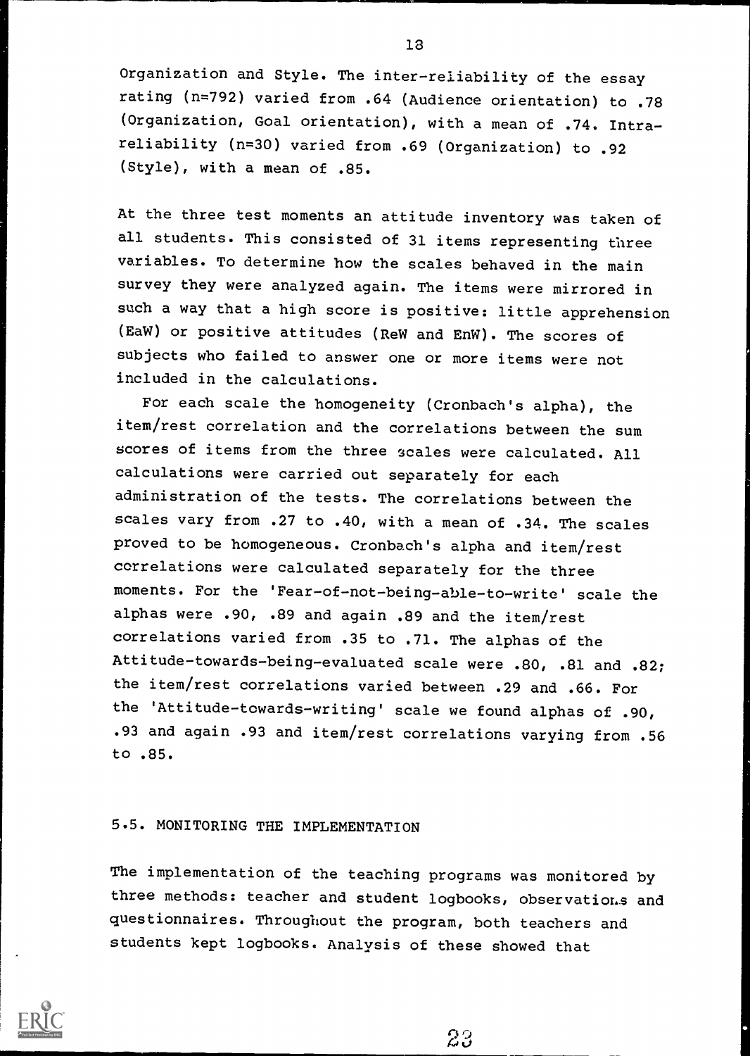Organization and Style. The inter-reliability of the essay rating (n=792) varied from .64 (Audience orientation) to .78 (Organization, Goal orientation), with a mean of .74. Intra-reliability (n=30) varied from .69 (Organization) to .92 (Style), with a mean of .85.

At the three test moments an attitude inventory was taken of all students. This consisted of 31 items representing three variables. To determine how the scales behaved in the main survey they were analyzed again. The items were mirrored in such a way that a high score is positive: little apprehension (EaW) or positive attitudes (ReW and EnW). The scores of subjects who failed to answer one or more items were not included in the calculations.

For each scale the homogeneity (Cronbach's alpha), the item/rest correlation and the correlations between the sum scores of items from the three scales were calculated. All calculations were carried out separately for each administration of the tests. The correlations between the scales vary from .27 to .40, with a mean of .34. The scales proved to be homogeneous. Cronbach's alpha and item/rest correlations were calculated separately for the three moments. For the 'Fear-of-not-being-able-to-write' scale the alphas were .90, .89 and again .89 and the item/rest correlations varied from .35 to .71. The alphas of the Attitude-towards-being-evaluated scale were .80, .81 and .82; the item/rest correlations varied between .29 and .66. For the 'Attitude-towards-writing' scale we found alphas of .90, .93 and again .93 and item/rest correlations varying from .56 to .85.

## 5.5. MONITORING THE IMPLEMENTATION

The implementation of the teaching programs was monitored by three methods: teacher and student logbooks, observations and questionnaires. Throughout the program, both teachers and students kept logbooks. Analysis of these showed that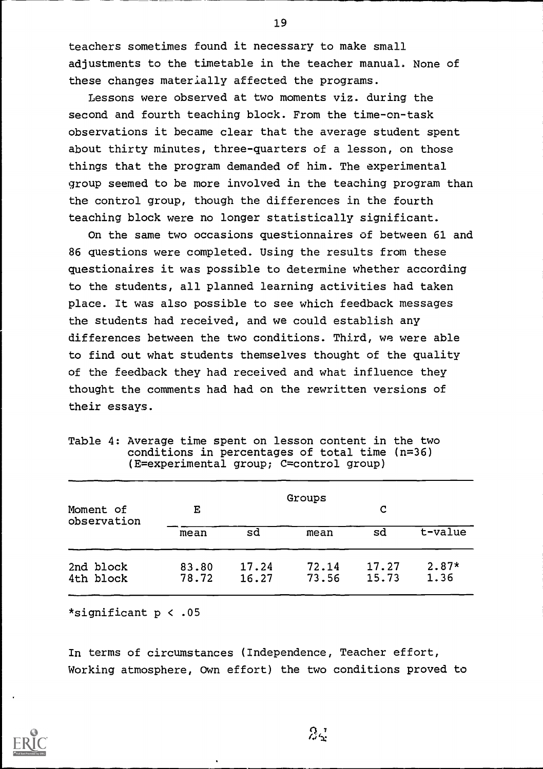teachers sometimes found it necessary to make small adjustments to the timetable in the teacher manual. None of these changes materially affected the programs.

Lessons were observed at two moments viz. during the second and fourth teaching block. From the time-on-task observations it became clear that the average student spent about thirty minutes, three-quarters of a lesson, on those things that the program demanded of him. The experimental group seemed to be more involved in the teaching program than the control group, though the differences in the fourth teaching block were no longer statistically significant.

On the same two occasions questionnaires of between 61 and 86 questions were completed. Using the results from these questionaires it was possible to determine whether according to the students, all planned learning activities had taken place. It was also possible to see which feedback messages the students had received, and we could establish any differences between the two conditions. Third, we were able to find out what students themselves thought of the quality of the feedback they had received and what influence they thought the comments had had on the rewritten versions of their essays.

Table 4: Average time spent on lesson content in the two conditions in percentages of total time (n=36) (E=experimental group; C=control group)

| Moment of observation | Groups | | | | |
|---|---|---|---|---|---|
| | E | | C | | |
| | mean | sd | mean | sd | t-value |
| 2nd block | 83.80 | 17.24 | 72.14 | 17.27 | 2.87* |
| 4th block | 78.72 | 16.27 | 73.56 | 15.73 | 1.36 |

*significant $p < .05$

In terms of circumstances (Independence, Teacher effort, Working atmosphere, Own effort) the two conditions proved to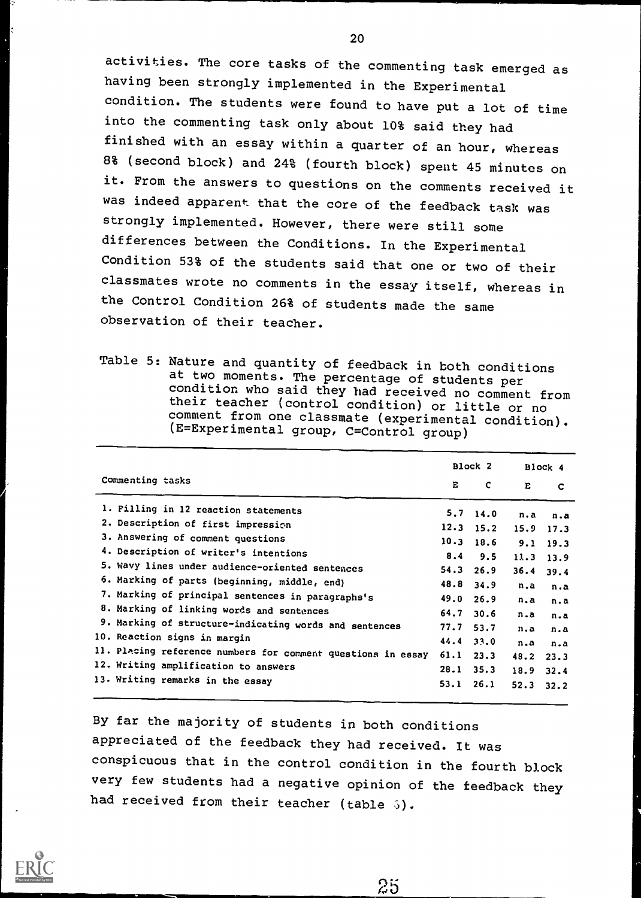activities. The core tasks of the commenting task emerged as having been strongly implemented in the Experimental condition. The students were found to have put a lot of time into the commenting task only about 10% said they had finished with an essay within a quarter of an hour, whereas 8% (second block) and 24% (fourth block) spent 45 minutes on it. From the answers to questions on the comments received it was indeed apparent that the core of the feedback task was strongly implemented. However, there were still some differences between the Conditions. In the Experimental Condition 53% of the students said that one or two of their classmates wrote no comments in the essay itself, whereas in the Control Condition 26% of students made the same observation of their teacher.

Table 5: Nature and quantity of feedback in both conditions at two moments. The percentage of students per condition who said they had received no comment from their teacher (control condition) or little or no comment from one classmate (experimental condition). (E=Experimental group, C=Control group)

| Commenting tasks | Block 2 | | Block 4 | |
|---|---|---|---|---|
| | E | C | E | C |
| 1. Filling in 12 reaction statements | 5.7 | 14.0 | n.a | n.a |
| 2. Description of first impression | 12.3 | 15.2 | 15.9 | 17.3 |
| 3. Answering of comment questions | 10.3 | 18.6 | 9.1 | 19.3 |
| 4. Description of writer's intentions | 8.4 | 9.5 | 11.3 | 13.9 |
| 5. Wavy lines under audience-oriented sentences | 54.3 | 26.9 | 36.4 | 39.4 |
| 6. Marking of parts (beginning, middle, end) | 48.8 | 34.9 | n.a | n.a |
| 7. Marking of principal sentences in paragraphs's | 49.0 | 26.9 | n.a | n.a |
| 8. Marking of linking words and sentences | 64.7 | 30.6 | n.a | n.a |
| 9. Marking of structure-indicating words and sentences | 77.7 | 53.7 | n.a | n.a |
| 10. Reaction signs in margin | 44.4 | 33.0 | n.a | n.a |
| 11. Placing reference numbers for comment questions in essay | 61.1 | 23.3 | 48.2 | 23.3 |
| 12. Writing amplification to answers | 28.1 | 35.3 | 18.9 | 32.4 |
| 13. Writing remarks in the essay | 53.1 | 26.1 | 52.3 | 32.2 |

By far the majority of students in both conditions appreciated of the feedback they had received. It was conspicuous that in the control condition in the fourth block very few students had a negative opinion of the feedback they had received from their teacher (table 6).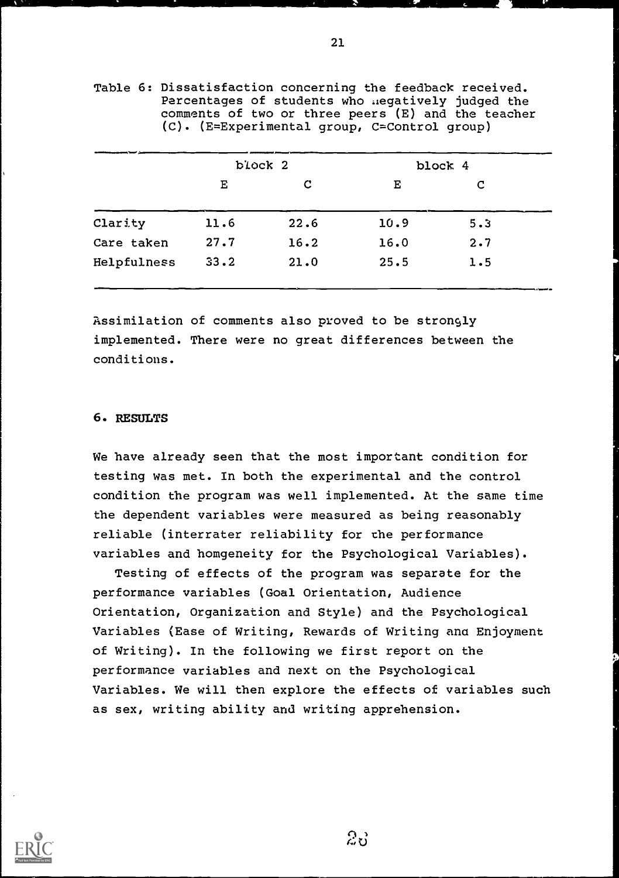Table 6: Dissatisfaction concerning the feedback received. Percentages of students who negatively judged the comments of two or three peers (E) and the teacher (C). (E=Experimental group, C=Control group)

| | block 2 | | block 4 | |
|---|---|---|---|---|
| | E | C | E | C |
| Clarity | 11.6 | 22.6 | 10.9 | 5.3 |
| Care taken | 27.7 | 16.2 | 16.0 | 2.7 |
| Helpfulness | 33.2 | 21.0 | 25.5 | 1.5 |

Assimilation of comments also proved to be strongly implemented. There were no great differences between the conditions.

## 6. RESULTS

We have already seen that the most important condition for testing was met. In both the experimental and the control condition the program was well implemented. At the same time the dependent variables were measured as being reasonably reliable (interrater reliability for the performance variables and homgeneity for the Psychological Variables).

Testing of effects of the program was separate for the performance variables (Goal Orientation, Audience Orientation, Organization and Style) and the Psychological Variables (Ease of Writing, Rewards of Writing and Enjoyment of Writing). In the following we first report on the performance variables and next on the Psychological Variables. We will then explore the effects of variables such as sex, writing ability and writing apprehension.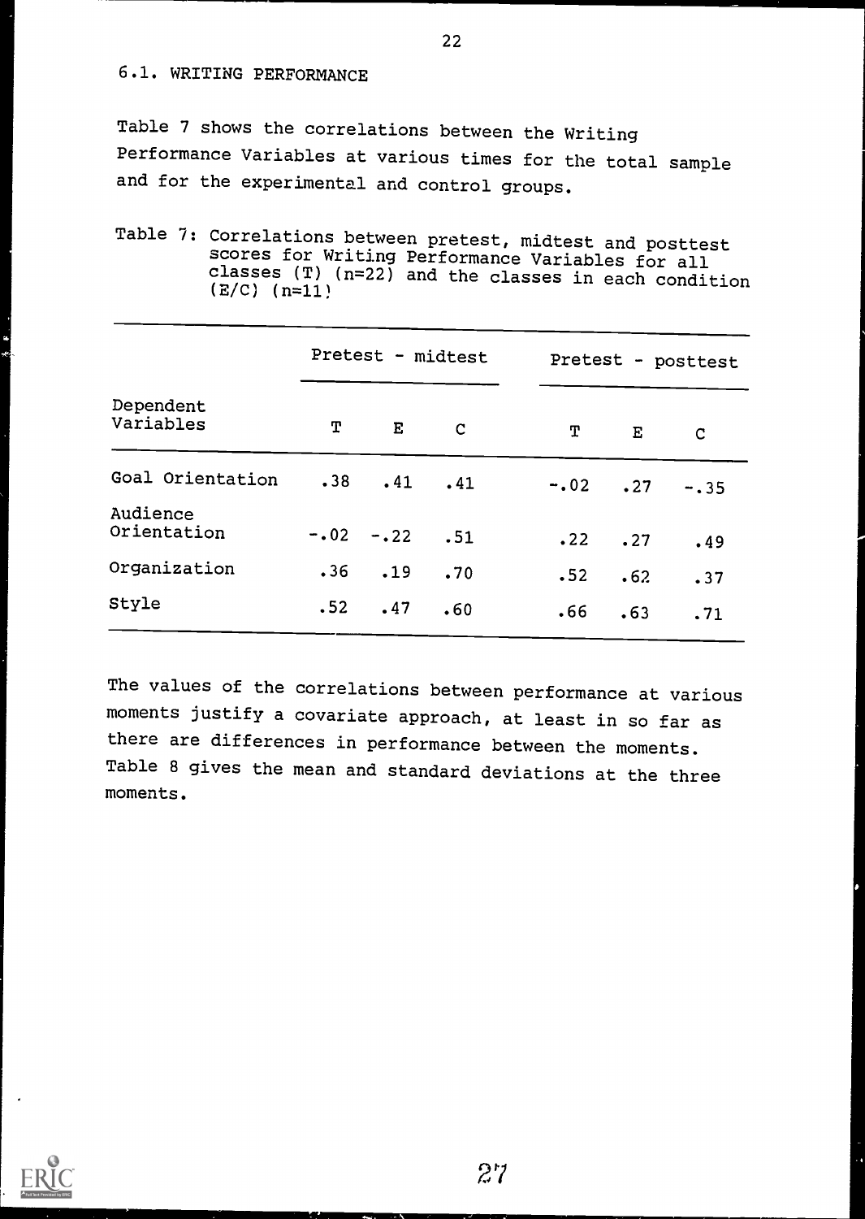### 6.1. WRITING PERFORMANCE

Table 7 shows the correlations between the Writing Performance Variables at various times for the total sample and for the experimental and control groups.

Table 7: Correlations between pretest, midtest and posttest scores for Writing Performance Variables for all classes (T) (n=22) and the classes in each condition (E/C) (n=11)

| Dependent Variables | Pretest - midtest | | | Pretest - posttest | | |
|---|---|---|---|---|---|---|
| | T | E | C | T | E | C |
| Goal Orientation | .38 | .41 | .41 | -.02 | .27 | -.35 |
| Audience Orientation | -.02 | -.22 | .51 | .22 | .27 | .49 |
| Organization | .36 | .19 | .70 | .52 | .62 | .37 |
| Style | .52 | .47 | .60 | .66 | .63 | .71 |

The values of the correlations between performance at various moments justify a covariate approach, at least in so far as there are differences in performance between the moments. Table 8 gives the mean and standard deviations at the three moments.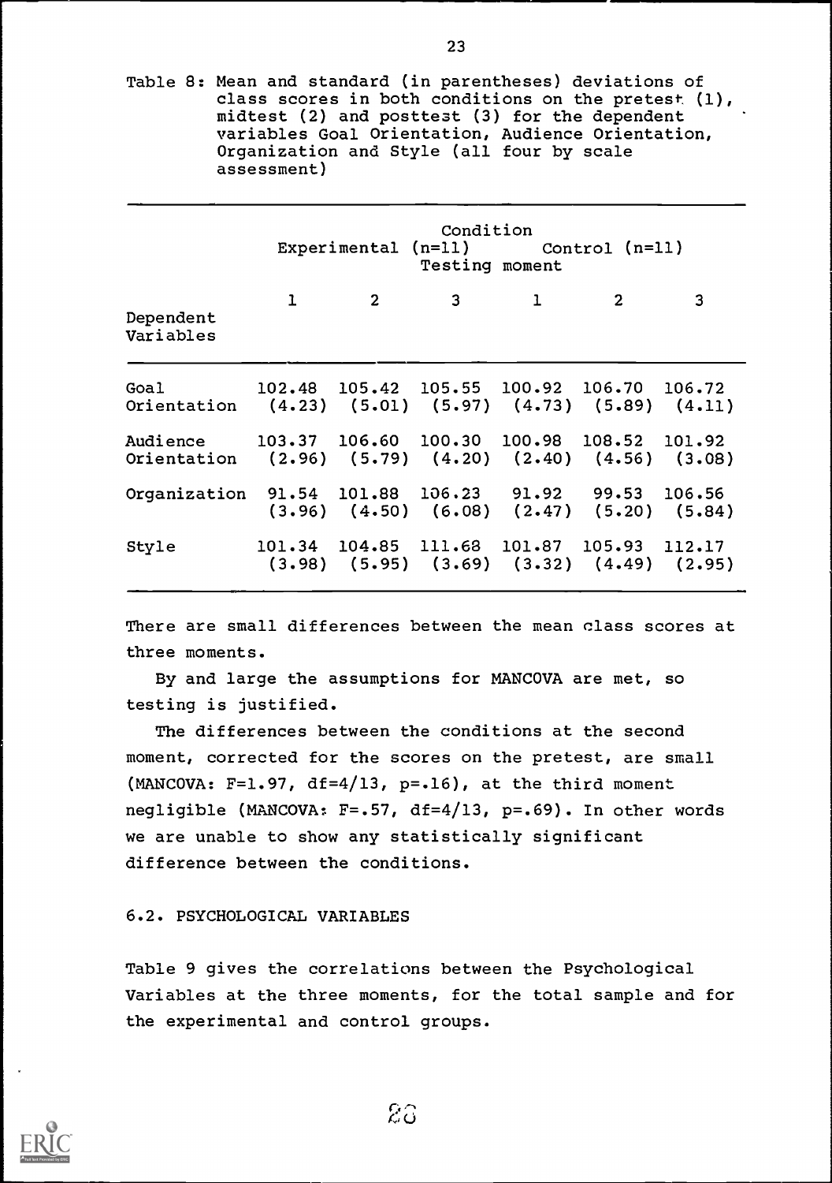Table 8: Mean and standard (in parentheses) deviations of class scores in both conditions on the pretest (1), midtest (2) and posttest (3) for the dependent variables Goal Orientation, Audience Orientation, Organization and Style (all four by scale assessment)

| | Condition | | | | | |
|---|---|---|---|---|---|---|
| | Experimental (n=11) | | | Control (n=11) | | |
| | Testing moment | | | | | |
| Dependent Variables | 1 | 2 | 3 | 1 | 2 | 3 |
| Goal Orientation | 102.48 (4.23) | 105.42 (5.01) | 105.55 (5.97) | 100.92 (4.73) | 106.70 (5.89) | 106.72 (4.11) |
| Audience Orientation | 103.37 (2.96) | 106.60 (5.79) | 100.30 (4.20) | 100.98 (2.40) | 108.52 (4.56) | 101.92 (3.08) |
| Organization | 91.54 (3.96) | 101.88 (4.50) | 106.23 (6.08) | 91.92 (2.47) | 99.53 (5.20) | 106.56 (5.84) |
| Style | 101.34 (3.98) | 104.85 (5.95) | 111.68 (3.69) | 101.87 (3.32) | 105.93 (4.49) | 112.17 (2.95) |

There are small differences between the mean class scores at three moments.

By and large the assumptions for MANCOVA are met, so testing is justified.

The differences between the conditions at the second moment, corrected for the scores on the pretest, are small (MANCOVA: $F=1.97$, $df=4/13$, $p=.16$), at the third moment negligible (MANCOVA: $F=.57$, $df=4/13$, $p=.69$). In other words we are unable to show any statistically significant difference between the conditions.

### 6.2. PSYCHOLOGICAL VARIABLES

Table 9 gives the correlations between the Psychological Variables at the three moments, for the total sample and for the experimental and control groups.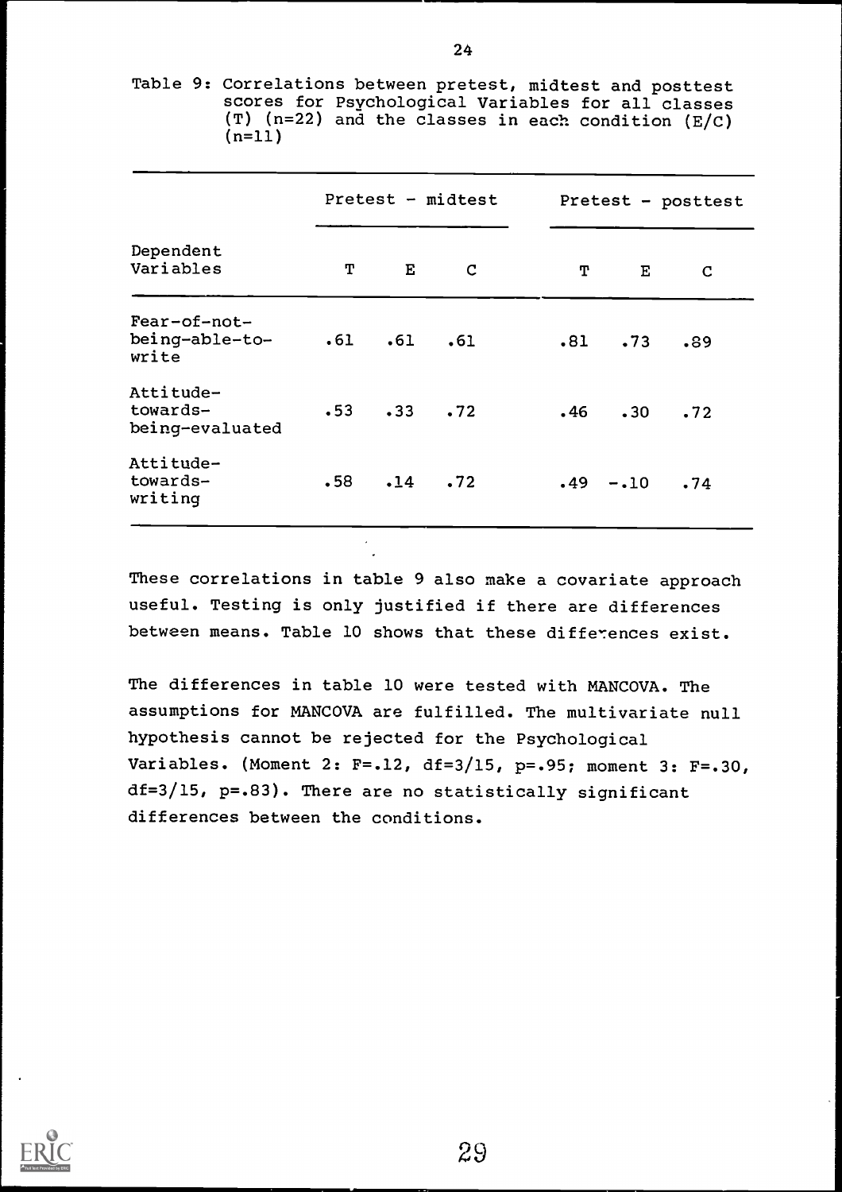Table 9: Correlations between pretest, midtest and posttest scores for Psychological Variables for all classes (T) (n=22) and the classes in each condition (E/C) (n=11)

| Dependent Variables | Pretest - midtest | | | Pretest - posttest | | |
|---|---|---|---|---|---|---|
| | T | E | C | T | E | C |
| Fear-of-not-being-able-to-write | .61 | .61 | .61 | .81 | .73 | .89 |
| Attitude-towards-being-evaluated | .53 | .33 | .72 | .46 | .30 | .72 |
| Attitude-towards-writing | .58 | .14 | .72 | .49 | -.10 | .74 |

These correlations in table 9 also make a covariate approach useful. Testing is only justified if there are differences between means. Table 10 shows that these differences exist.

The differences in table 10 were tested with MANCOVA. The assumptions for MANCOVA are fulfilled. The multivariate null hypothesis cannot be rejected for the Psychological Variables. (Moment 2: $F=.12$, $df=3/15$, $p=.95$; moment 3: $F=.30$, $df=3/15$, $p=.83$). There are no statistically significant differences between the conditions.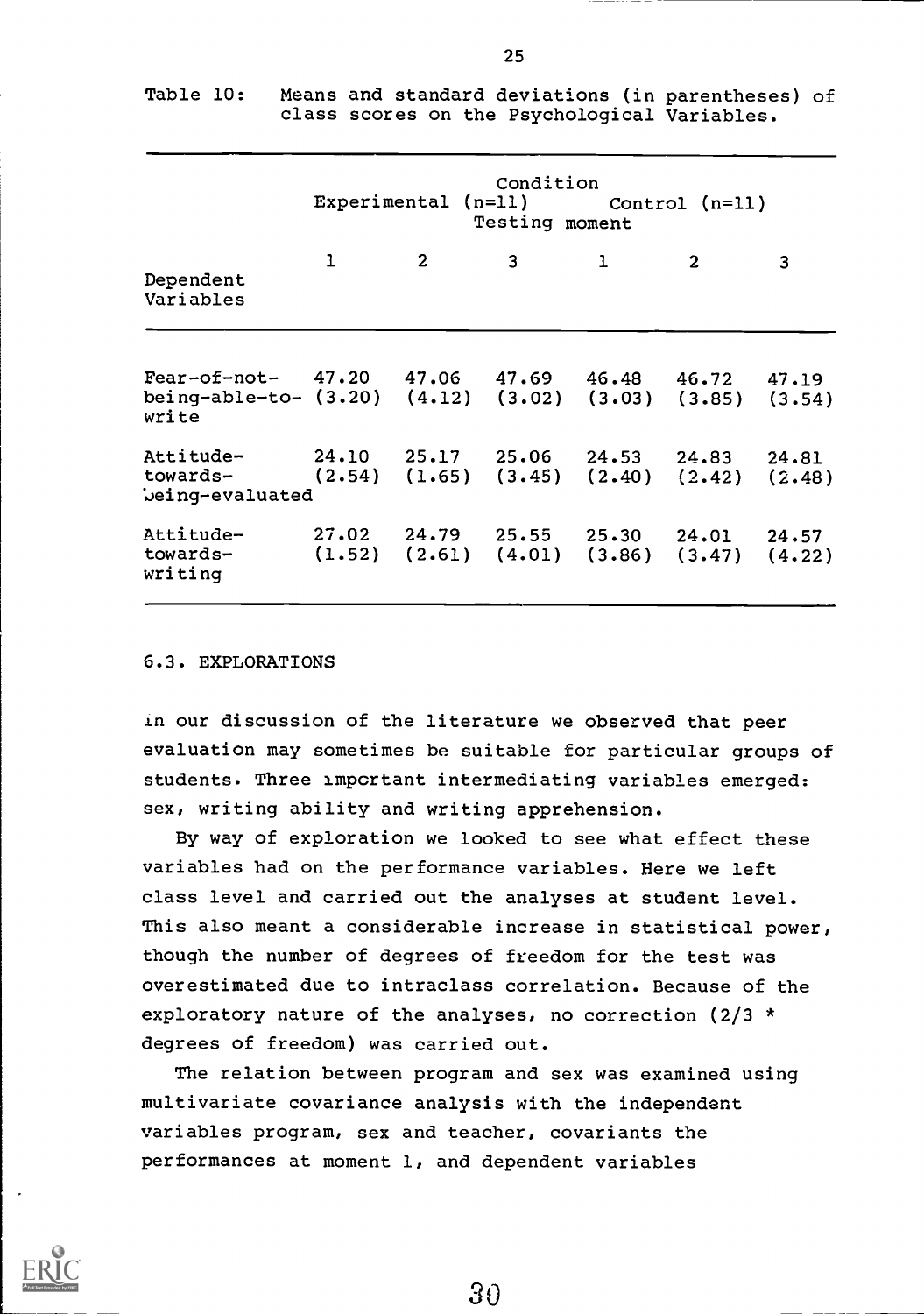Table 10: Means and standard deviations (in parentheses) of class scores on the Psychological Variables.

| Dependent Variables | Experimental (n=11) | | | Control (n=11) | | |
|---|---|---|---|---|---|---|
| | Testing moment | | | | | |
| | 1 | 2 | 3 | 1 | 2 | 3 |
| Fear-of-not-being-able-to-write | 47.20 (3.20) | 47.06 (4.12) | 47.69 (3.02) | 46.48 (3.03) | 46.72 (3.85) | 47.19 (3.54) |
| Attitude-towards-being-evaluated | 24.10 (2.54) | 25.17 (1.65) | 25.06 (3.45) | 24.53 (2.40) | 24.83 (2.42) | 24.81 (2.48) |
| Attitude-towards-writing | 27.02 (1.52) | 24.79 (2.61) | 25.55 (4.01) | 25.30 (3.86) | 24.01 (3.47) | 24.57 (4.22) |

## 6.3. EXPLORATIONS

In our discussion of the literature we observed that peer evaluation may sometimes be suitable for particular groups of students. Three important intermediating variables emerged: sex, writing ability and writing apprehension.

By way of exploration we looked to see what effect these variables had on the performance variables. Here we left class level and carried out the analyses at student level. This also meant a considerable increase in statistical power, though the number of degrees of freedom for the test was overestimated due to intraclass correlation. Because of the exploratory nature of the analyses, no correction (2/3 * degrees of freedom) was carried out.

The relation between program and sex was examined using multivariate covariance analysis with the independent variables program, sex and teacher, covariants the performances at moment 1, and dependent variables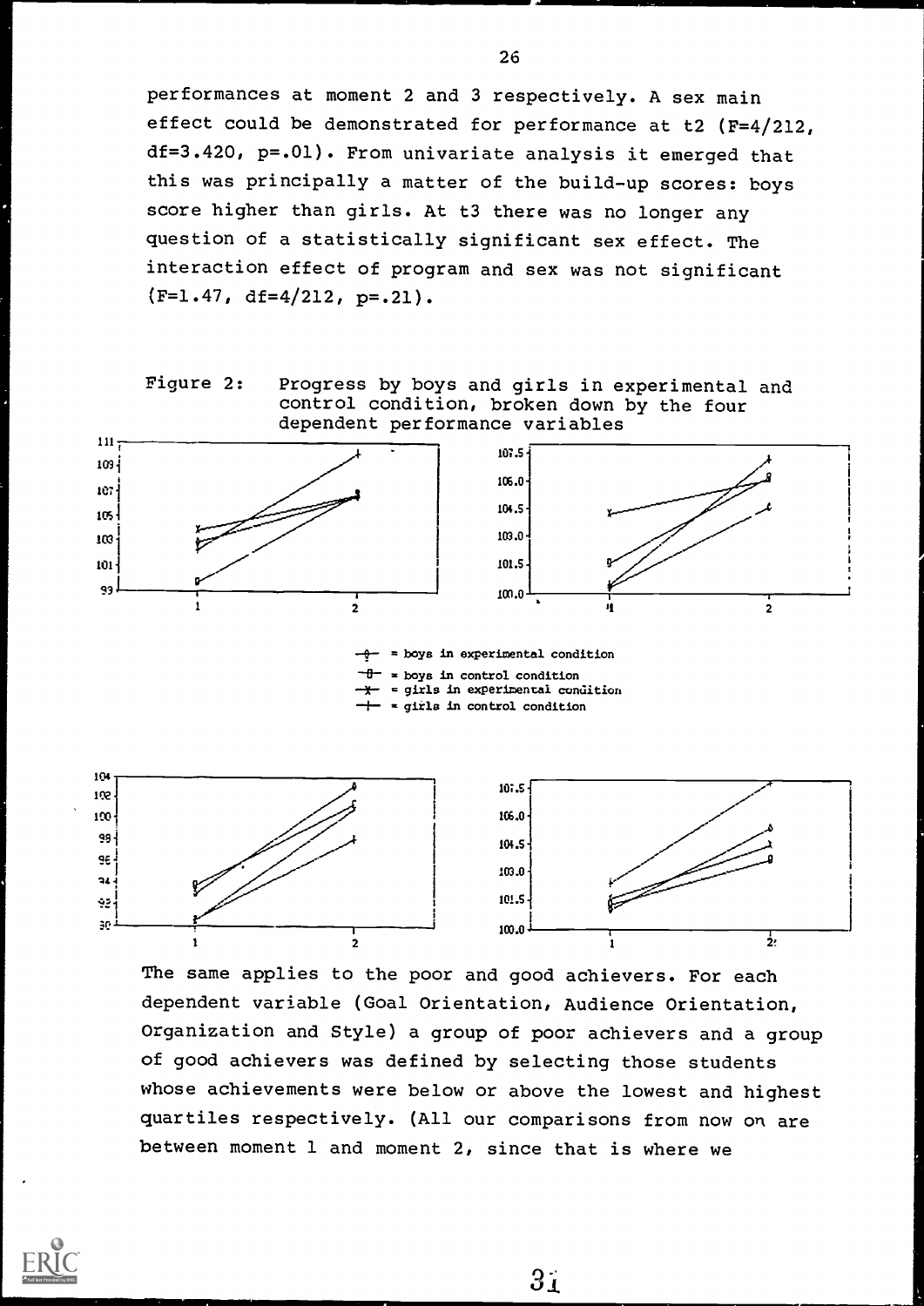performances at moment 2 and 3 respectively. A sex main effect could be demonstrated for performance at t2 (F=4/212, df=3.420, p=.01). From univariate analysis it emerged that this was principally a matter of the build-up scores: boys score higher than girls. At t3 there was no longer any question of a statistically significant sex effect. The interaction effect of program and sex was not significant (F=1.47, df=4/212, p=.21).

Figure 2: Progress by boys and girls in experimental and control condition, broken down by the four dependent performance variables

- = boys in experimental condition
- = boys in control condition
- = girls in experimental condition
- = girls in control condition

The same applies to the poor and good achievers. For each dependent variable (Goal Orientation, Audience Orientation, Organization and Style) a group of poor achievers and a group of good achievers was defined by selecting those students whose achievements were below or above the lowest and highest quartiles respectively. (All our comparisons from now on are between moment 1 and moment 2, since that is where we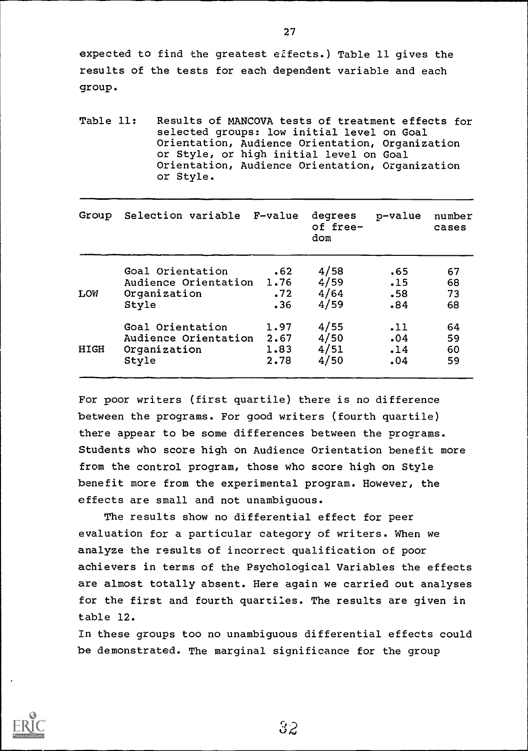expected to find the greatest effects.) Table 11 gives the results of the tests for each dependent variable and each group.

Table 11: Results of MANCOVA tests of treatment effects for selected groups: low initial level on Goal Orientation, Audience Orientation, Organization or Style, or high initial level on Goal Orientation, Audience Orientation, Organization or Style.

| Group | Selection variable | F-value | degrees of free-dom | p-value | number cases |
|---|---|---|---|---|---|
| LOW | Goal Orientation | .62 | 4/58 | .65 | 67 |
| | Audience Orientation | 1.76 | 4/59 | .15 | 68 |
| | Organization | .72 | 4/64 | .58 | 73 |
| | Style | .36 | 4/59 | .84 | 68 |
| HIGH | Goal Orientation | 1.97 | 4/55 | .11 | 64 |
| | Audience Orientation | 2.67 | 4/50 | .04 | 59 |
| | Organization | 1.83 | 4/51 | .14 | 60 |
| | Style | 2.78 | 4/50 | .04 | 59 |

For poor writers (first quartile) there is no difference between the programs. For good writers (fourth quartile) there appear to be some differences between the programs. Students who score high on Audience Orientation benefit more from the control program, those who score high on Style benefit more from the experimental program. However, the effects are small and not unambiguous.

The results show no differential effect for peer evaluation for a particular category of writers. When we analyze the results of incorrect qualification of poor achievers in terms of the Psychological Variables the effects are almost totally absent. Here again we carried out analyses for the first and fourth quartiles. The results are given in table 12.

In these groups too no unambiguous differential effects could be demonstrated. The marginal significance for the group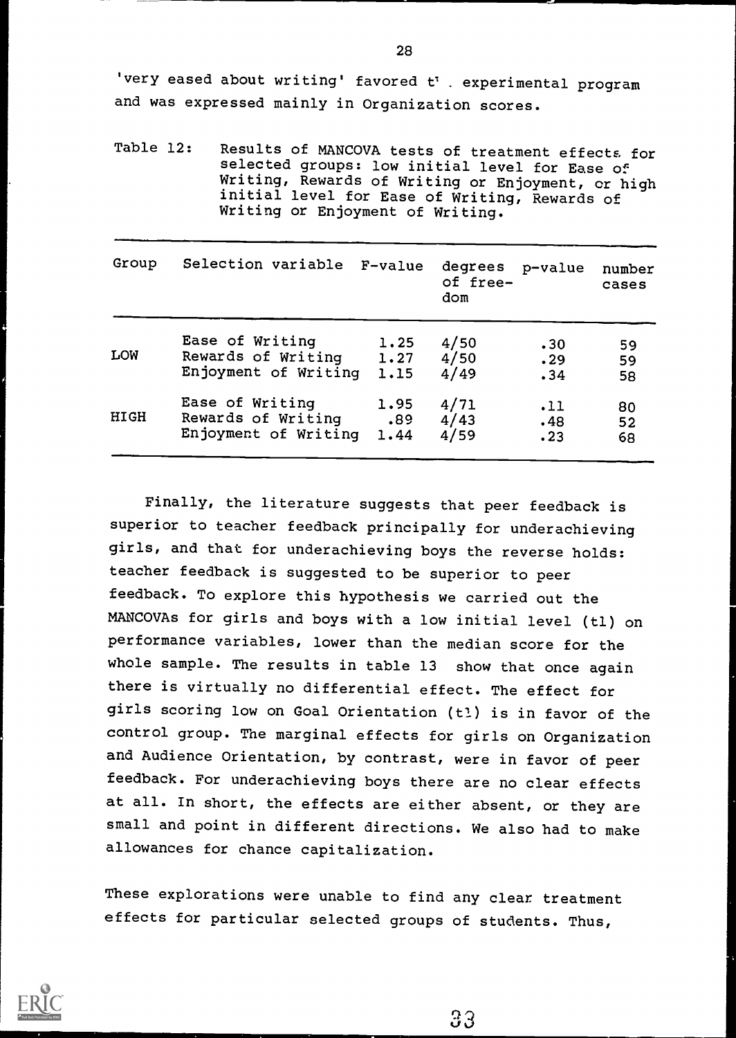'very eased about writing' favored t' . experimental program and was expressed mainly in Organization scores.

Table 12: Results of MANCOVA tests of treatment effects for selected groups: low initial level for Ease of Writing, Rewards of Writing or Enjoyment, or high initial level for Ease of Writing, Rewards of Writing or Enjoyment of Writing.

| Group | Selection variable | F-value | degrees of freedom | p-value | number cases |
|---|---|---|---|---|---|
| LOW | Ease of Writing | 1.25 | 4/50 | .30 | 59 |
| | Rewards of Writing | 1.27 | 4/50 | .29 | 59 |
| | Enjoyment of Writing | 1.15 | 4/49 | .34 | 58 |
| HIGH | Ease of Writing | 1.95 | 4/71 | .11 | 80 |
| | Rewards of Writing | .89 | 4/43 | .48 | 52 |
| | Enjoyment of Writing | 1.44 | 4/59 | .23 | 68 |

Finally, the literature suggests that peer feedback is superior to teacher feedback principally for underachieving girls, and that for underachieving boys the reverse holds: teacher feedback is suggested to be superior to peer feedback. To explore this hypothesis we carried out the MANCOVAs for girls and boys with a low initial level (t1) on performance variables, lower than the median score for the whole sample. The results in table 13 show that once again there is virtually no differential effect. The effect for girls scoring low on Goal Orientation (t1) is in favor of the control group. The marginal effects for girls on Organization and Audience Orientation, by contrast, were in favor of peer feedback. For underachieving boys there are no clear effects at all. In short, the effects are either absent, or they are small and point in different directions. We also had to make allowances for chance capitalization.

These explorations were unable to find any clear treatment effects for particular selected groups of students. Thus,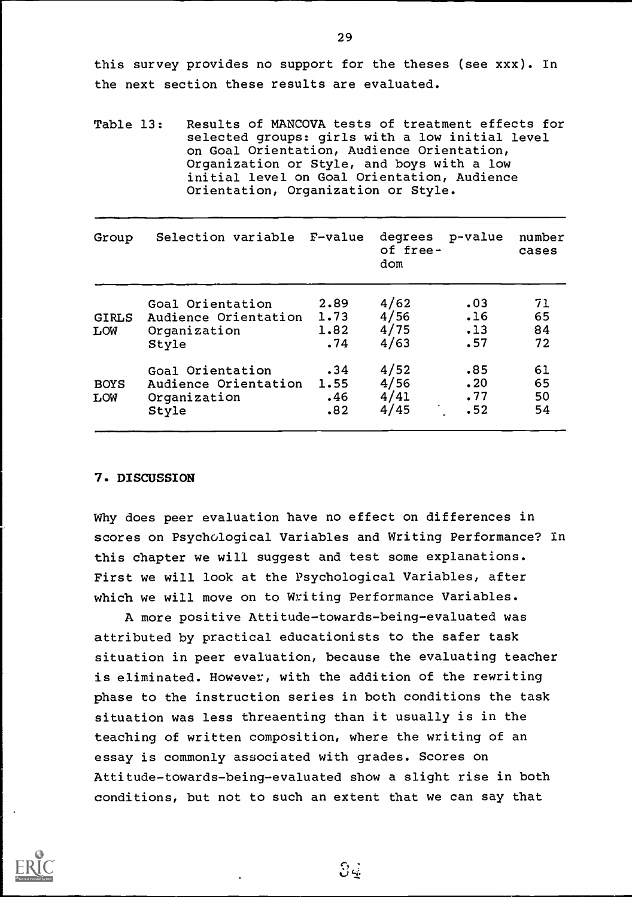this survey provides no support for the theses (see xxx). In the next section these results are evaluated.

Table 13: Results of MANCOVA tests of treatment effects for selected groups: girls with a low initial level on Goal Orientation, Audience Orientation, Organization or Style, and boys with a low initial level on Goal Orientation, Audience Orientation, Organization or Style.

| Group | Selection variable | F-value | degrees of freedom | p-value | number cases |
|---|---|---|---|---|---|
| GIRLS LOW | Goal Orientation | 2.89 | 4/62 | .03 | 71 |
| | Audience Orientation | 1.73 | 4/56 | .16 | 65 |
| | Organization | 1.82 | 4/75 | .13 | 84 |
| | Style | .74 | 4/63 | .57 | 72 |
| BOYS LOW | Goal Orientation | .34 | 4/52 | .85 | 61 |
| | Audience Orientation | 1.55 | 4/56 | .20 | 65 |
| | Organization | .46 | 4/41 | .77 | 50 |
| | Style | .82 | 4/45 | .52 | 54 |

## 7. DISCUSSION

Why does peer evaluation have no effect on differences in scores on Psychological Variables and Writing Performance? In this chapter we will suggest and test some explanations. First we will look at the Psychological Variables, after which we will move on to Writing Performance Variables.

A more positive Attitude-towards-being-evaluated was attributed by practical educationists to the safer task situation in peer evaluation, because the evaluating teacher is eliminated. However, with the addition of the rewriting phase to the instruction series in both conditions the task situation was less threaenting than it usually is in the teaching of written composition, where the writing of an essay is commonly associated with grades. Scores on Attitude-towards-being-evaluated show a slight rise in both conditions, but not to such an extent that we can say that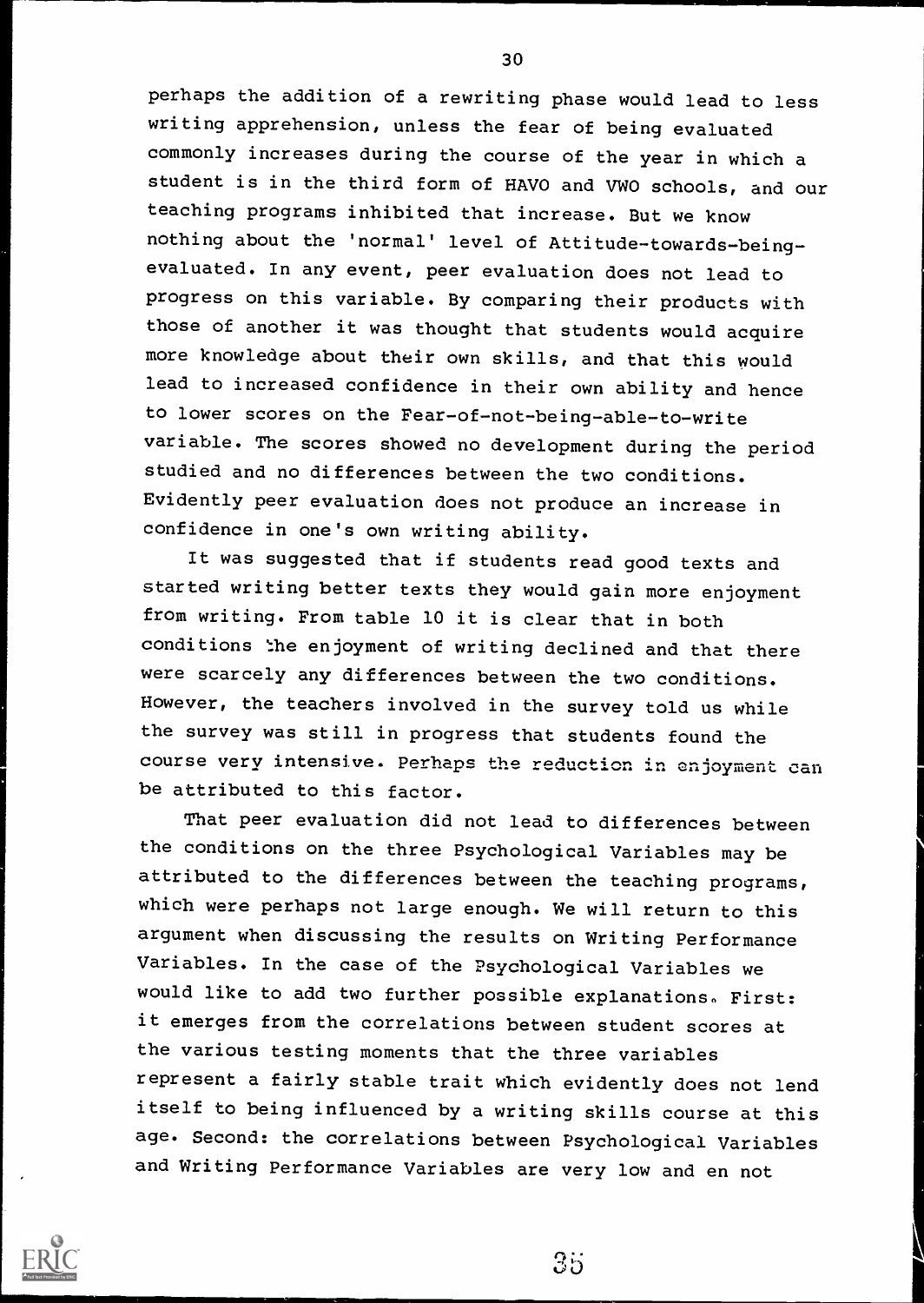perhaps the addition of a rewriting phase would lead to less writing apprehension, unless the fear of being evaluated commonly increases during the course of the year in which a student is in the third form of HAVO and VWO schools, and our teaching programs inhibited that increase. But we know nothing about the 'normal' level of Attitude-towards-being-evaluated. In any event, peer evaluation does not lead to progress on this variable. By comparing their products with those of another it was thought that students would acquire more knowledge about their own skills, and that this would lead to increased confidence in their own ability and hence to lower scores on the Fear-of-not-being-able-to-write variable. The scores showed no development during the period studied and no differences between the two conditions. Evidently peer evaluation does not produce an increase in confidence in one's own writing ability.

It was suggested that if students read good texts and started writing better texts they would gain more enjoyment from writing. From table 10 it is clear that in both conditions the enjoyment of writing declined and that there were scarcely any differences between the two conditions. However, the teachers involved in the survey told us while the survey was still in progress that students found the course very intensive. Perhaps the reduction in enjoyment can be attributed to this factor.

That peer evaluation did not lead to differences between the conditions on the three Psychological Variables may be attributed to the differences between the teaching programs, which were perhaps not large enough. We will return to this argument when discussing the results on Writing Performance Variables. In the case of the Psychological Variables we would like to add two further possible explanations. First: it emerges from the correlations between student scores at the various testing moments that the three variables represent a fairly stable trait which evidently does not lend itself to being influenced by a writing skills course at this age. Second: the correlations between Psychological Variables and Writing Performance Variables are very low and en not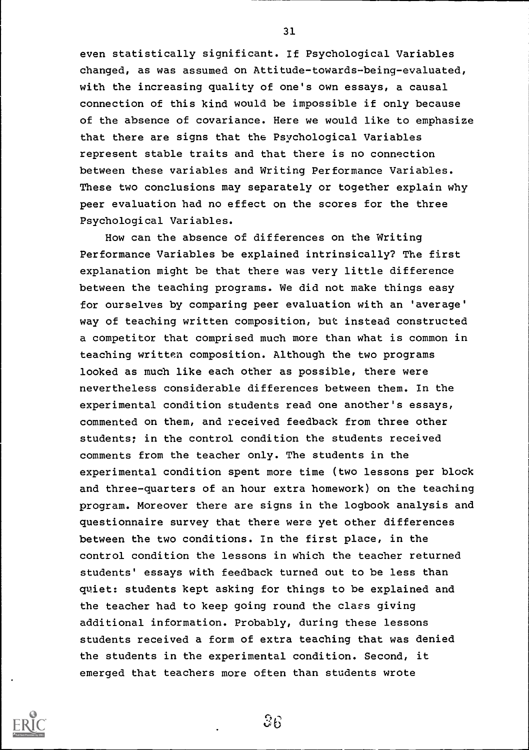even statistically significant. If Psychological Variables changed, as was assumed on Attitude-towards-being-evaluated, with the increasing quality of one's own essays, a causal connection of this kind would be impossible if only because of the absence of covariance. Here we would like to emphasize that there are signs that the Psychological Variables represent stable traits and that there is no connection between these variables and Writing Performance Variables. These two conclusions may separately or together explain why peer evaluation had no effect on the scores for the three Psychological Variables.

How can the absence of differences on the Writing Performance Variables be explained intrinsically? The first explanation might be that there was very little difference between the teaching programs. We did not make things easy for ourselves by comparing peer evaluation with an 'average' way of teaching written composition, but instead constructed a competitor that comprised much more than what is common in teaching written composition. Although the two programs looked as much like each other as possible, there were nevertheless considerable differences between them. In the experimental condition students read one another's essays, commented on them, and received feedback from three other students; in the control condition the students received comments from the teacher only. The students in the experimental condition spent more time (two lessons per block and three-quarters of an hour extra homework) on the teaching program. Moreover there are signs in the logbook analysis and questionnaire survey that there were yet other differences between the two conditions. In the first place, in the control condition the lessons in which the teacher returned students' essays with feedback turned out to be less than quiet: students kept asking for things to be explained and the teacher had to keep going round the class giving additional information. Probably, during these lessons students received a form of extra teaching that was denied the students in the experimental condition. Second, it emerged that teachers more often than students wrote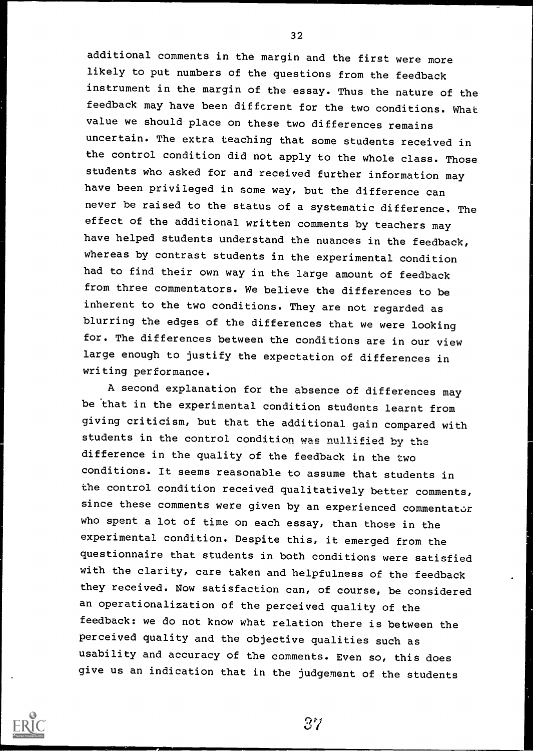additional comments in the margin and the first were more likely to put numbers of the questions from the feedback instrument in the margin of the essay. Thus the nature of the feedback may have been different for the two conditions. What value we should place on these two differences remains uncertain. The extra teaching that some students received in the control condition did not apply to the whole class. Those students who asked for and received further information may have been privileged in some way, but the difference can never be raised to the status of a systematic difference. The effect of the additional written comments by teachers may have helped students understand the nuances in the feedback, whereas by contrast students in the experimental condition had to find their own way in the large amount of feedback from three commentators. We believe the differences to be inherent to the two conditions. They are not regarded as blurring the edges of the differences that we were looking for. The differences between the conditions are in our view large enough to justify the expectation of differences in writing performance.

A second explanation for the absence of differences may be that in the experimental condition students learnt from giving criticism, but that the additional gain compared with students in the control condition was nullified by the difference in the quality of the feedback in the two conditions. It seems reasonable to assume that students in the control condition received qualitatively better comments, since these comments were given by an experienced commentator who spent a lot of time on each essay, than those in the experimental condition. Despite this, it emerged from the questionnaire that students in both conditions were satisfied with the clarity, care taken and helpfulness of the feedback they received. Now satisfaction can, of course, be considered an operationalization of the perceived quality of the feedback: we do not know what relation there is between the perceived quality and the objective qualities such as usability and accuracy of the comments. Even so, this does give us an indication that in the judgement of the students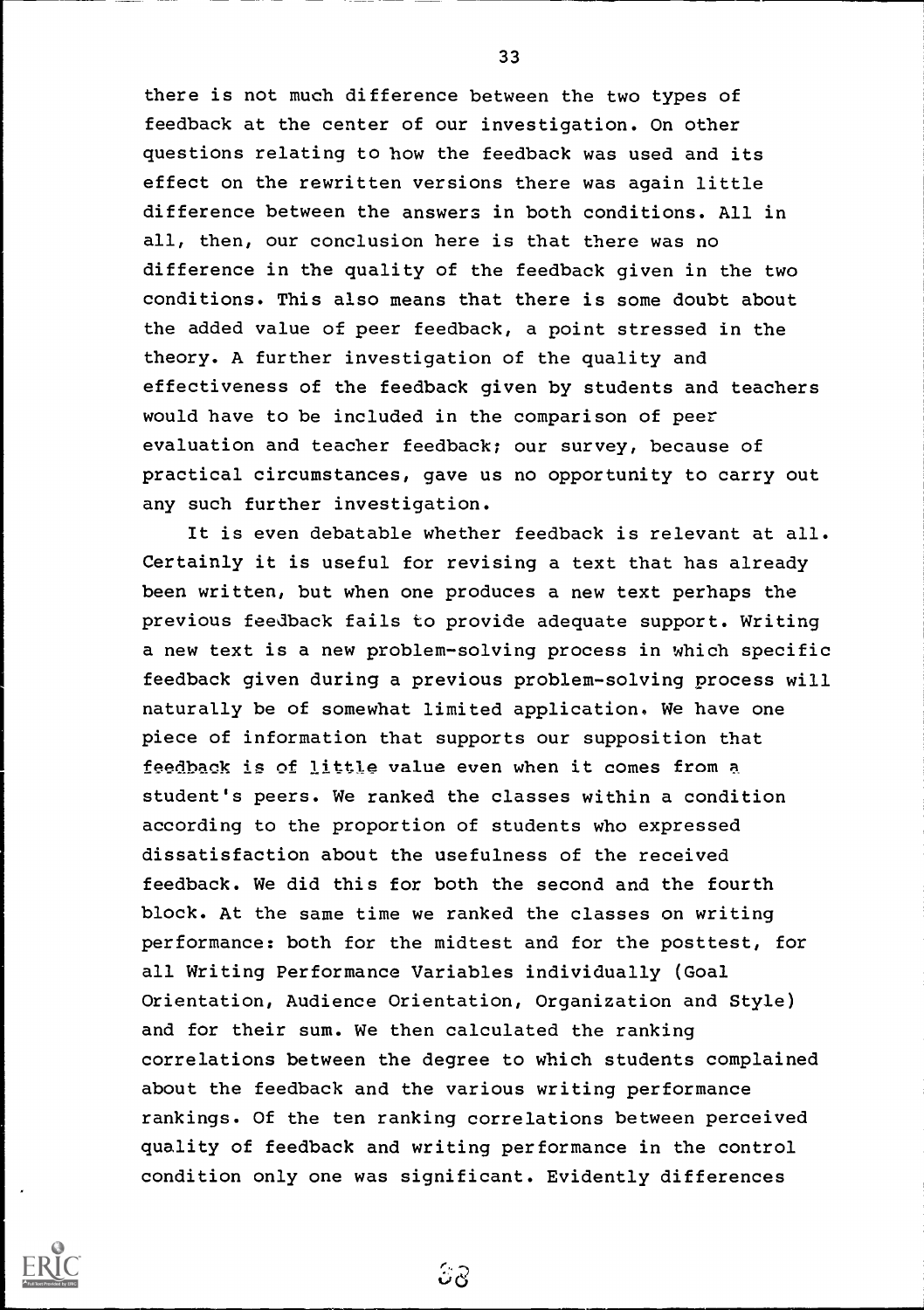there is not much difference between the two types of feedback at the center of our investigation. On other questions relating to how the feedback was used and its effect on the rewritten versions there was again little difference between the answers in both conditions. All in all, then, our conclusion here is that there was no difference in the quality of the feedback given in the two conditions. This also means that there is some doubt about the added value of peer feedback, a point stressed in the theory. A further investigation of the quality and effectiveness of the feedback given by students and teachers would have to be included in the comparison of peer evaluation and teacher feedback; our survey, because of practical circumstances, gave us no opportunity to carry out any such further investigation.

It is even debatable whether feedback is relevant at all. Certainly it is useful for revising a text that has already been written, but when one produces a new text perhaps the previous feedback fails to provide adequate support. Writing a new text is a new problem-solving process in which specific feedback given during a previous problem-solving process will naturally be of somewhat limited application. We have one piece of information that supports our supposition that feedback is of little value even when it comes from a student's peers. We ranked the classes within a condition according to the proportion of students who expressed dissatisfaction about the usefulness of the received feedback. We did this for both the second and the fourth block. At the same time we ranked the classes on writing performance: both for the midtest and for the posttest, for all Writing Performance Variables individually (Goal Orientation, Audience Orientation, Organization and Style) and for their sum. We then calculated the ranking correlations between the degree to which students complained about the feedback and the various writing performance rankings. Of the ten ranking correlations between perceived quality of feedback and writing performance in the control condition only one was significant. Evidently differences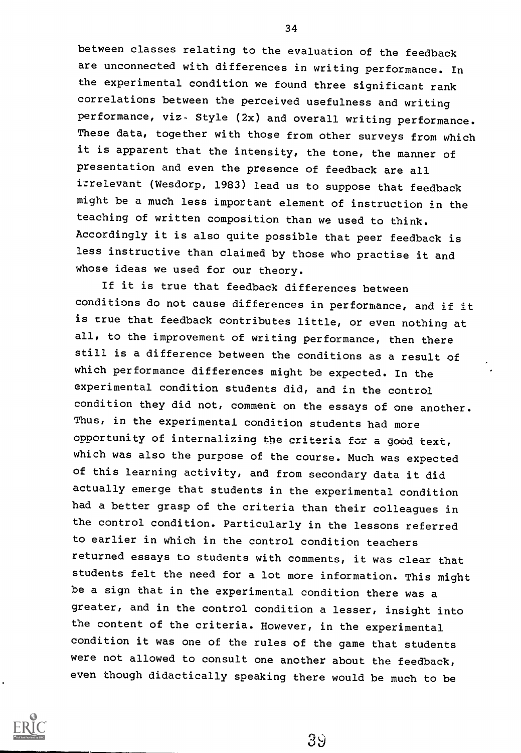between classes relating to the evaluation of the feedback are unconnected with differences in writing performance. In the experimental condition we found three significant rank correlations between the perceived usefulness and writing performance, viz. Style (2x) and overall writing performance. These data, together with those from other surveys from which it is apparent that the intensity, the tone, the manner of presentation and even the presence of feedback are all irrelevant (Wesdorp, 1983) lead us to suppose that feedback might be a much less important element of instruction in the teaching of written composition than we used to think. Accordingly it is also quite possible that peer feedback is less instructive than claimed by those who practise it and whose ideas we used for our theory.

If it is true that feedback differences between conditions do not cause differences in performance, and if it is true that feedback contributes little, or even nothing at all, to the improvement of writing performance, then there still is a difference between the conditions as a result of which performance differences might be expected. In the experimental condition students did, and in the control condition they did not, comment on the essays of one another. Thus, in the experimental condition students had more opportunity of internalizing the criteria for a good text, which was also the purpose of the course. Much was expected of this learning activity, and from secondary data it did actually emerge that students in the experimental condition had a better grasp of the criteria than their colleagues in the control condition. Particularly in the lessons referred to earlier in which in the control condition teachers returned essays to students with comments, it was clear that students felt the need for a lot more information. This might be a sign that in the experimental condition there was a greater, and in the control condition a lesser, insight into the content of the criteria. However, in the experimental condition it was one of the rules of the game that students were not allowed to consult one another about the feedback, even though didactically speaking there would be much to be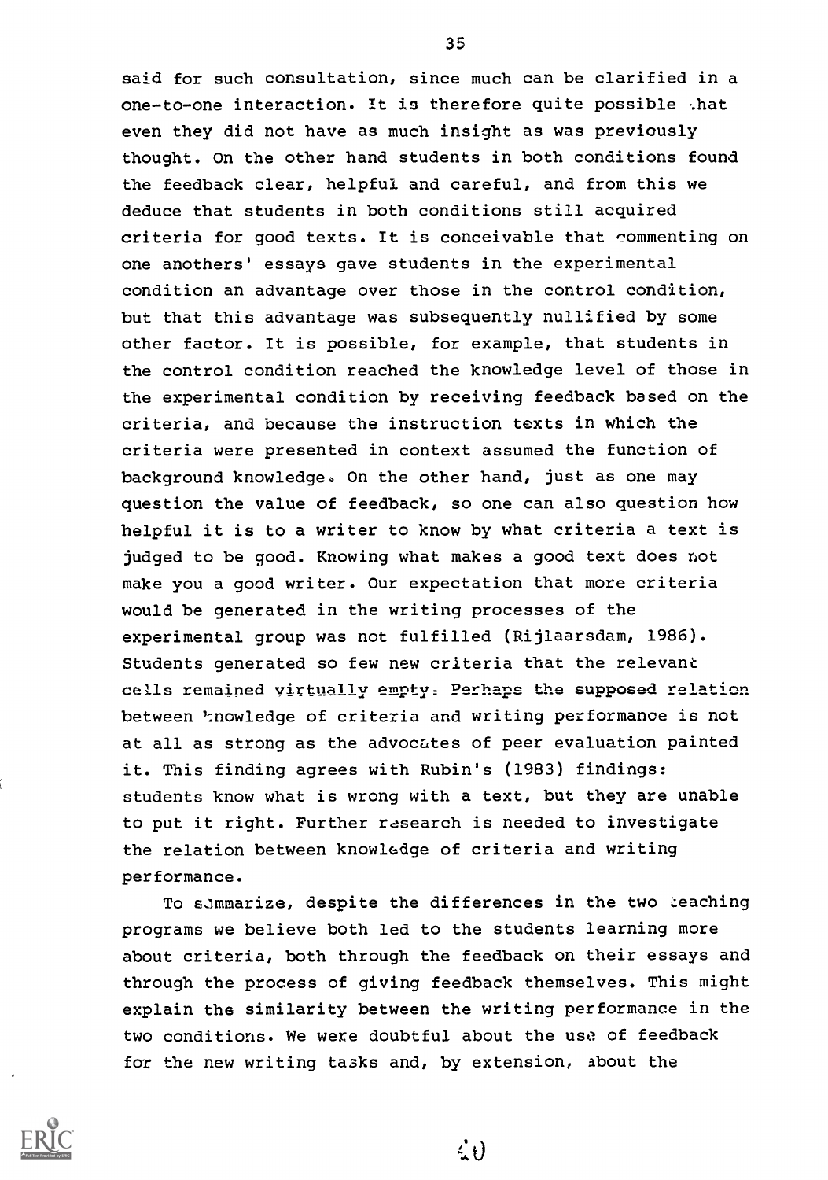said for such consultation, since much can be clarified in a one-to-one interaction. It is therefore quite possible that even they did not have as much insight as was previously thought. On the other hand students in both conditions found the feedback clear, helpful and careful, and from this we deduce that students in both conditions still acquired criteria for good texts. It is conceivable that commenting on one anothers' essays gave students in the experimental condition an advantage over those in the control condition, but that this advantage was subsequently nullified by some other factor. It is possible, for example, that students in the control condition reached the knowledge level of those in the experimental condition by receiving feedback based on the criteria, and because the instruction texts in which the criteria were presented in context assumed the function of background knowledge. On the other hand, just as one may question the value of feedback, so one can also question how helpful it is to a writer to know by what criteria a text is judged to be good. Knowing what makes a good text does not make you a good writer. Our expectation that more criteria would be generated in the writing processes of the experimental group was not fulfilled (Rijlaarsdam, 1986). Students generated so few new criteria that the relevant cells remained virtually empty. Perhaps the supposed relation between knowledge of criteria and writing performance is not at all as strong as the advocates of peer evaluation painted it. This finding agrees with Rubin's (1983) findings: students know what is wrong with a text, but they are unable to put it right. Further research is needed to investigate the relation between knowledge of criteria and writing performance.

To summarize, despite the differences in the two teaching programs we believe both led to the students learning more about criteria, both through the feedback on their essays and through the process of giving feedback themselves. This might explain the similarity between the writing performance in the two conditions. We were doubtful about the use of feedback for the new writing tasks and, by extension, about the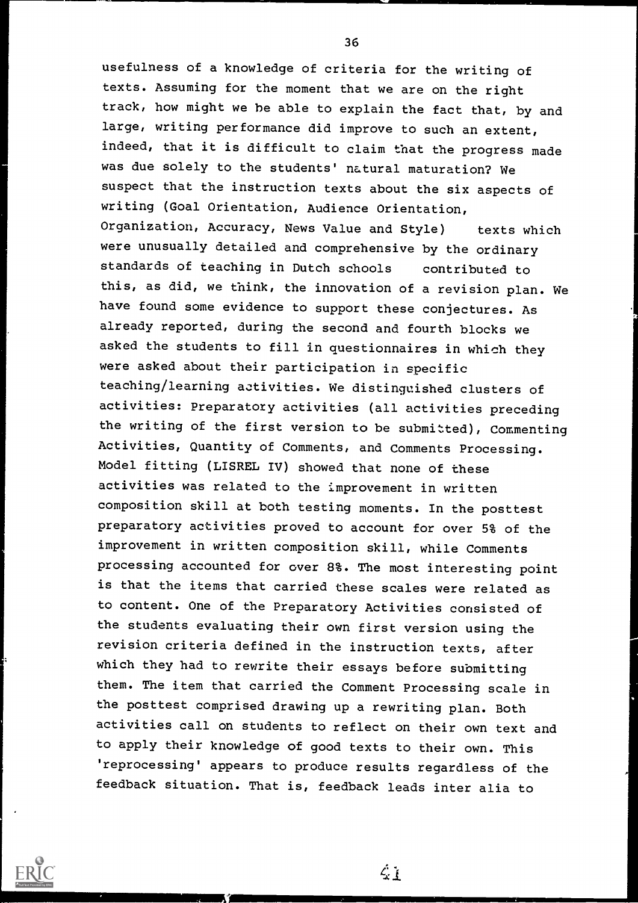usefulness of a knowledge of criteria for the writing of texts. Assuming for the moment that we are on the right track, how might we be able to explain the fact that, by and large, writing performance did improve to such an extent, indeed, that it is difficult to claim that the progress made was due solely to the students' natural maturation? We suspect that the instruction texts about the six aspects of writing (Goal Orientation, Audience Orientation, Organization, Accuracy, News Value and Style) texts which were unusually detailed and comprehensive by the ordinary standards of teaching in Dutch schools contributed to this, as did, we think, the innovation of a revision plan. We have found some evidence to support these conjectures. As already reported, during the second and fourth blocks we asked the students to fill in questionnaires in which they were asked about their participation in specific teaching/learning activities. We distinguished clusters of activities: Preparatory activities (all activities preceding the writing of the first version to be submitted), Commenting Activities, Quantity of Comments, and Comments Processing. Model fitting (LISREL IV) showed that none of these activities was related to the improvement in written composition skill at both testing moments. In the posttest preparatory activities proved to account for over 5% of the improvement in written composition skill, while Comments processing accounted for over 8%. The most interesting point is that the items that carried these scales were related as to content. One of the Preparatory Activities consisted of the students evaluating their own first version using the revision criteria defined in the instruction texts, after which they had to rewrite their essays before submitting them. The item that carried the Comment Processing scale in the posttest comprised drawing up a rewriting plan. Both activities call on students to reflect on their own text and to apply their knowledge of good texts to their own. This 'reprocessing' appears to produce results regardless of the feedback situation. That is, feedback leads inter alia to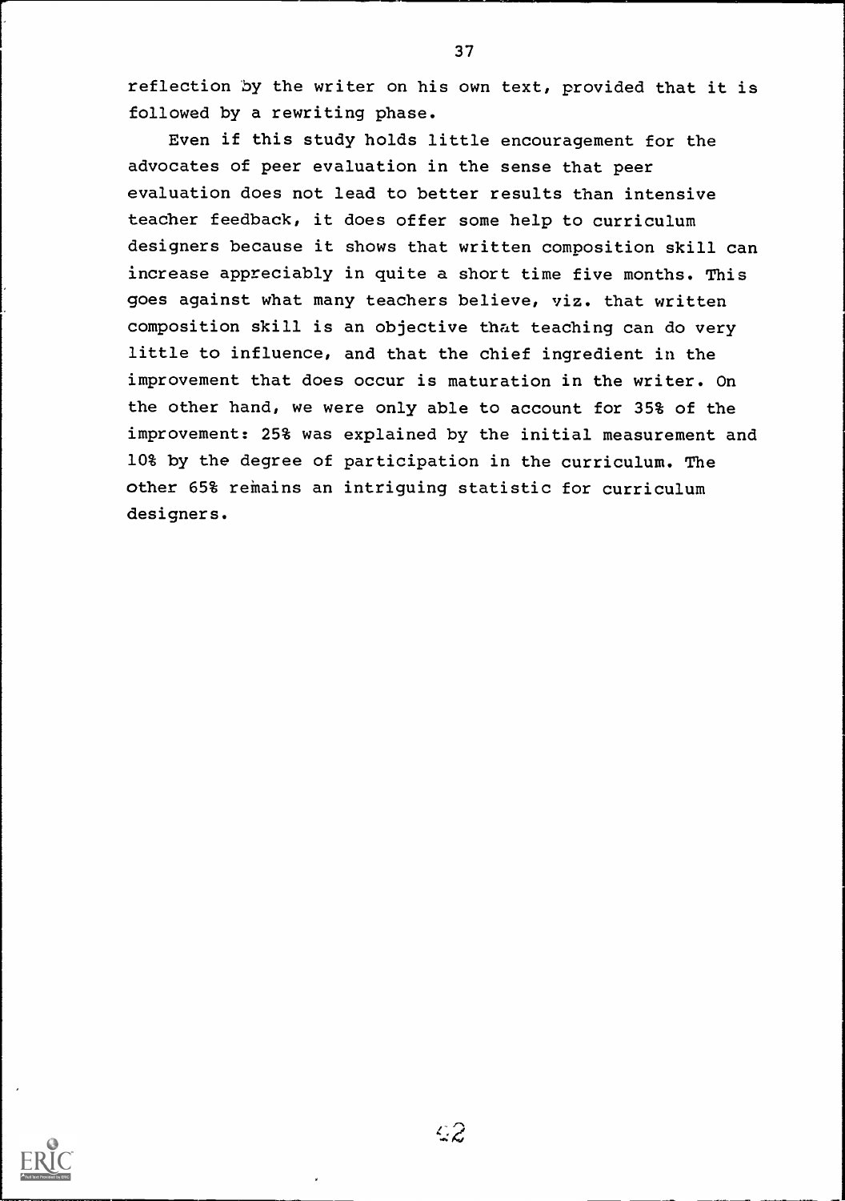reflection by the writer on his own text, provided that it is followed by a rewriting phase.

Even if this study holds little encouragement for the advocates of peer evaluation in the sense that peer evaluation does not lead to better results than intensive teacher feedback, it does offer some help to curriculum designers because it shows that written composition skill can increase appreciably in quite a short time five months. This goes against what many teachers believe, viz. that written composition skill is an objective that teaching can do very little to influence, and that the chief ingredient in the improvement that does occur is maturation in the writer. On the other hand, we were only able to account for 35% of the improvement: 25% was explained by the initial measurement and 10% by the degree of participation in the curriculum. The other 65% remains an intriguing statistic for curriculum designers.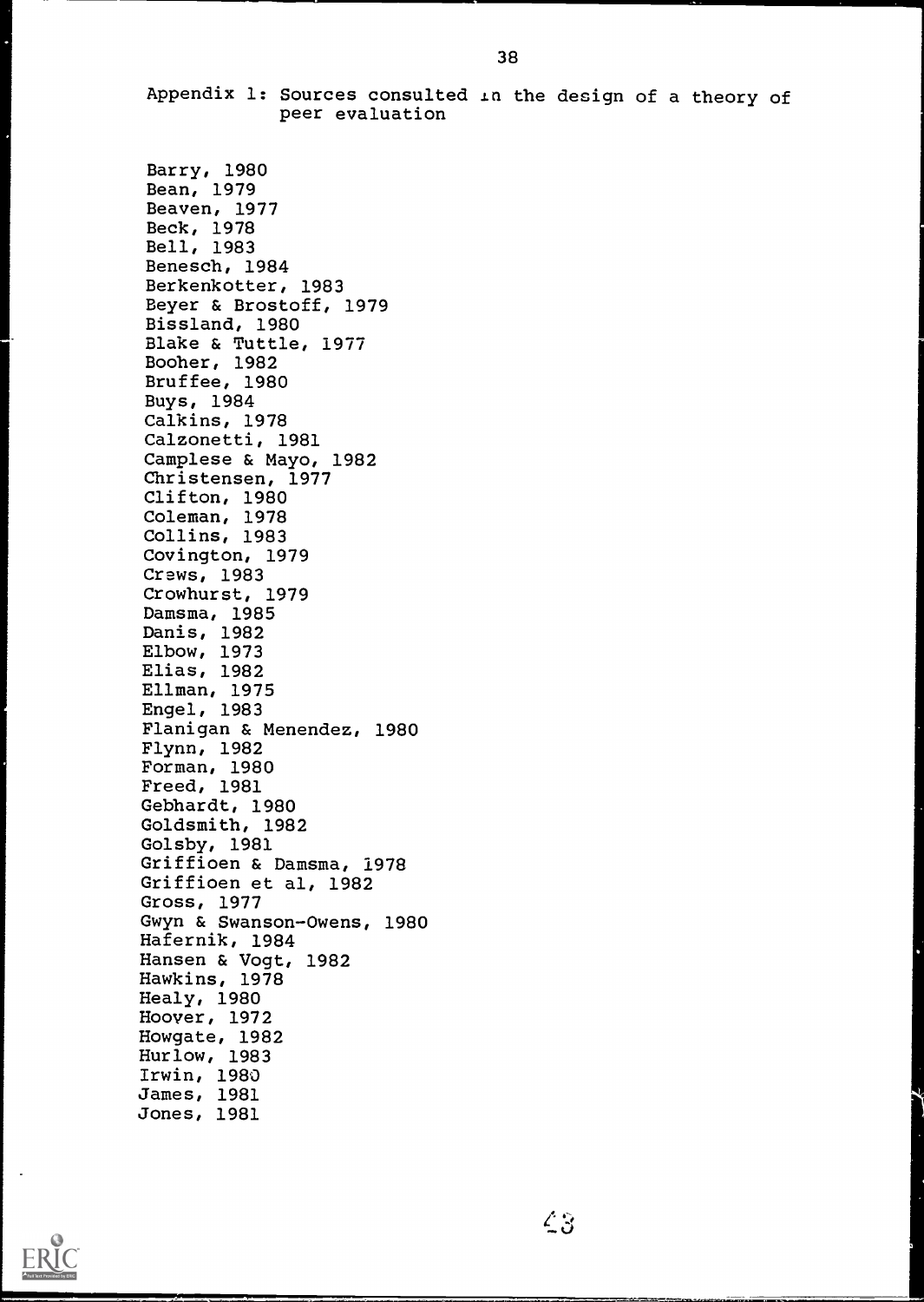## Appendix 1: Sources consulted in the design of a theory of peer evaluation

Barry, 1980
Bean, 1979
Beaven, 1977
Beck, 1978
Bell, 1983
Benesch, 1984
Berkenkotter, 1983
Beyer & Brostoff, 1979
Bissland, 1980
Blake & Tuttle, 1977
Booher, 1982
Bruffee, 1980
Buys, 1984
Calkins, 1978
Calzonetti, 1981
Camplese & Mayo, 1982
Christensen, 1977
Clifton, 1980
Coleman, 1978
Collins, 1983
Covington, 1979
Crews, 1983
Crowhurst, 1979
Damsma, 1985
Danis, 1982
Elbow, 1973
Elias, 1982
Ellman, 1975
Engel, 1983
Flanigan & Menendez, 1980
Flynn, 1982
Forman, 1980
Freed, 1981
Gebhardt, 1980
Goldsmith, 1982
Golsby, 1981
Griffioen & Damsma, 1978
Griffioen et al, 1982
Gross, 1977
Gwyn & Swanson-Owens, 1980
Hafernik, 1984
Hansen & Vogt, 1982
Hawkins, 1978
Healy, 1980
Hoover, 1972
Howgate, 1982
Hurlow, 1983
Irwin, 1980
James, 1981
Jones, 1981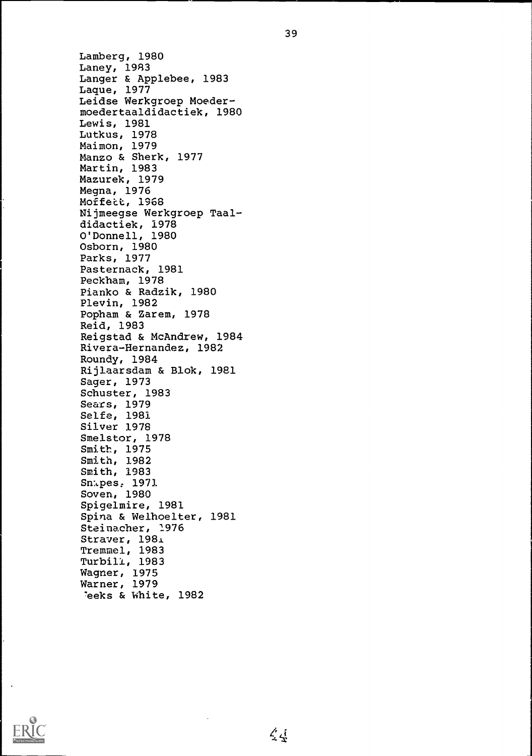Lamberg, 1980
Laney, 1983
Langer & Applebee, 1983
Laque, 1977
Leidse Werkgroep Moeder-
moedertaaldidactiek, 1980
Lewis, 1981
Lutkus, 1978
Maimon, 1979
Manzo & Sherk, 1977
Martin, 1983
Mazurek, 1979
Megna, 1976
Moffett, 1968
Nijmeegse Werkgroep Taal-
didactiek, 1978
O'Donnell, 1980
Osborn, 1980
Parks, 1977
Pasternack, 1981
Peckham, 1978
Pianko & Radzik, 1980
Plevin, 1982
Popham & Zarem, 1978
Reid, 1983
Reigstad & McAndrew, 1984
Rivera-Hernandez, 1982
Roundy, 1984
Rijlaarsdam & Blok, 1981
Sager, 1973
Schuster, 1983
Sears, 1979
Selfe, 1981
Silver 1978
Smelstor, 1978
Smith, 1975
Smith, 1982
Smith, 1983
Snipes, 1971
Soven, 1980
Spigelmire, 1981
Spina & Welhoelter, 1981
Steinacher, 1976
Straver, 1981
Tremmel, 1983
Turbill, 1983
Wagner, 1975
Warner, 1979
Weeks & White, 1982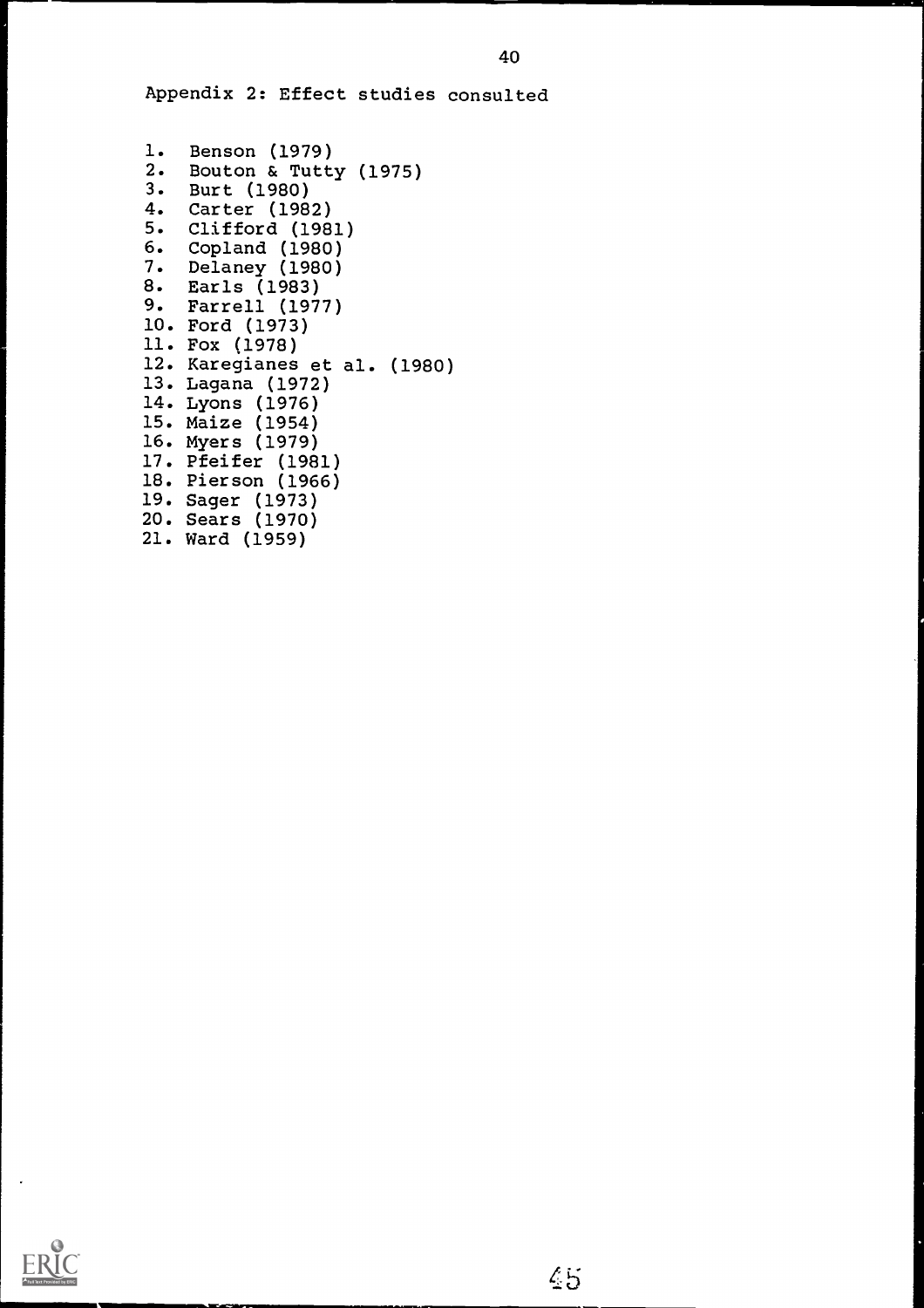## Appendix 2: Effect studies consulted

1. Benson (1979)
2. Bouton & Tutty (1975)
3. Burt (1980)
4. Carter (1982)
5. Clifford (1981)
6. Copland (1980)
7. Delaney (1980)
8. Earls (1983)
9. Farrell (1977)
10. Ford (1973)
11. Fox (1978)
12. Karegianes et al. (1980)
13. Lagana (1972)
14. Lyons (1976)
15. Maize (1954)
16. Myers (1979)
17. Pfeifer (1981)
18. Pierson (1966)
19. Sager (1973)
20. Sears (1970)
21. Ward (1959)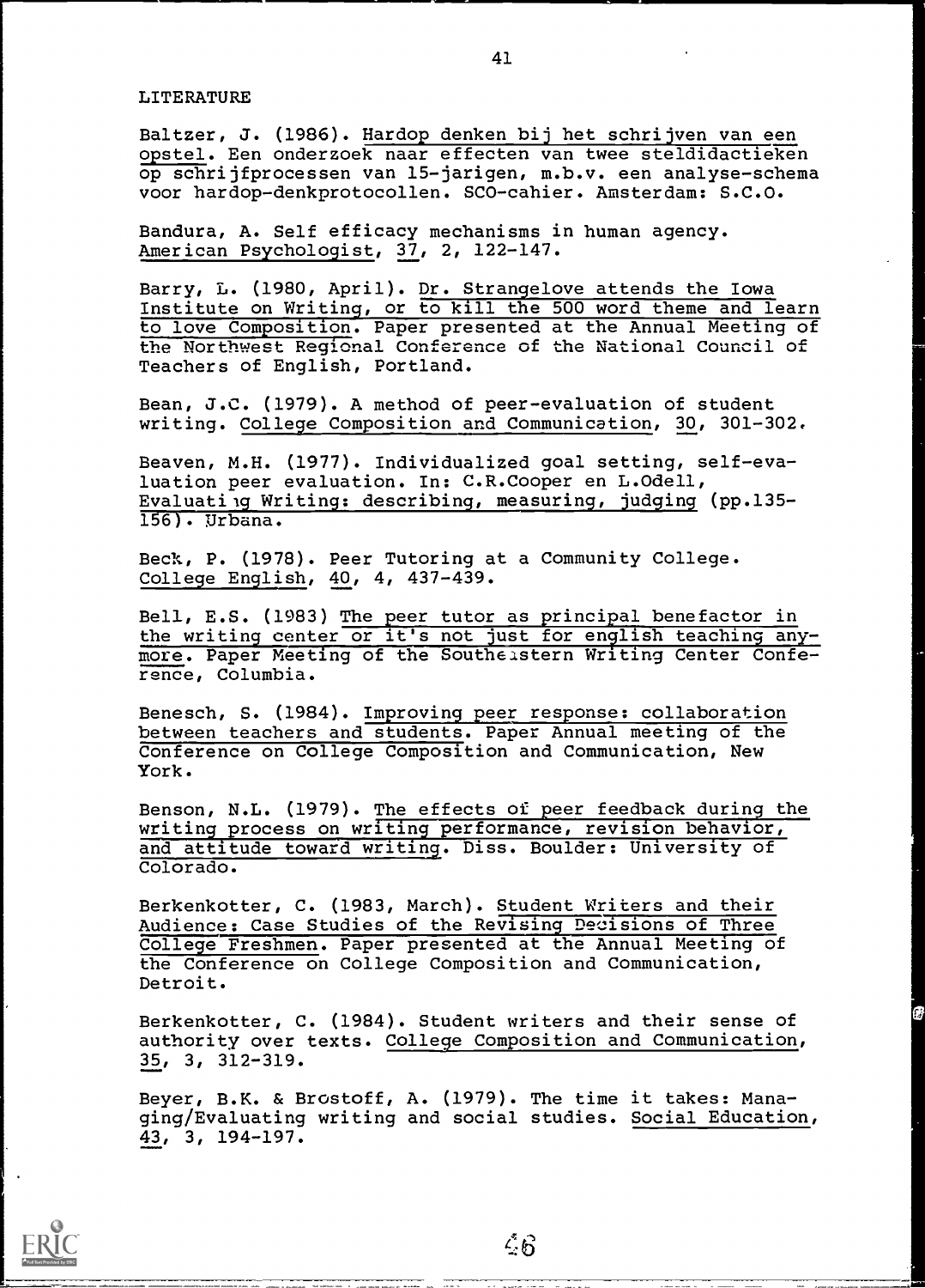LITERATURE

Baltzer, J. (1986). Hardop denken bij het schrijven van een opstel. Een onderzoek naar effecten van twee steldidactieken op schrijfprocessen van 15-jarigen, m.b.v. een analyse-schema voor hardop-denkprotocollen. SCO-cahier. Amsterdam: S.C.O.

Bandura, A. Self efficacy mechanisms in human agency. American Psychologist, 37, 2, 122-147.

Barry, L. (1980, April). Dr. Strangelove attends the Iowa Institute on Writing, or to kill the 500 word theme and learn to love Composition. Paper presented at the Annual Meeting of the Northwest Regional Conference of the National Council of Teachers of English, Portland.

Bean, J.C. (1979). A method of peer-evaluation of student writing. College Composition and Communication, 30, 301-302.

Beaven, M.H. (1977). Individualized goal setting, self-evaluation peer evaluation. In: C.R.Cooper en L.Odell, Evaluating Writing: describing, measuring, judging (pp.135-156). Urbana.

Beck, P. (1978). Peer Tutoring at a Community College. College English, 40, 4, 437-439.

Bell, E.S. (1983) The peer tutor as principal benefactor in the writing center or it's not just for english teaching anymore. Paper Meeting of the Southeastern Writing Center Conference, Columbia.

Benesch, S. (1984). Improving peer response: collaboration between teachers and students. Paper Annual meeting of the Conference on College Composition and Communication, New York.

Benson, N.L. (1979). The effects of peer feedback during the writing process on writing performance, revision behavior, and attitude toward writing. Diss. Boulder: University of Colorado.

Berkenkotter, C. (1983, March). Student Writers and their Audience: Case Studies of the Revising Decisions of Three College Freshmen. Paper presented at the Annual Meeting of the Conference on College Composition and Communication, Detroit.

Berkenkotter, C. (1984). Student writers and their sense of authority over texts. College Composition and Communication, 35, 3, 312-319.

Beyer, B.K. & Brostoff, A. (1979). The time it takes: Managing/Evaluating writing and social studies. Social Education, 43, 3, 194-197.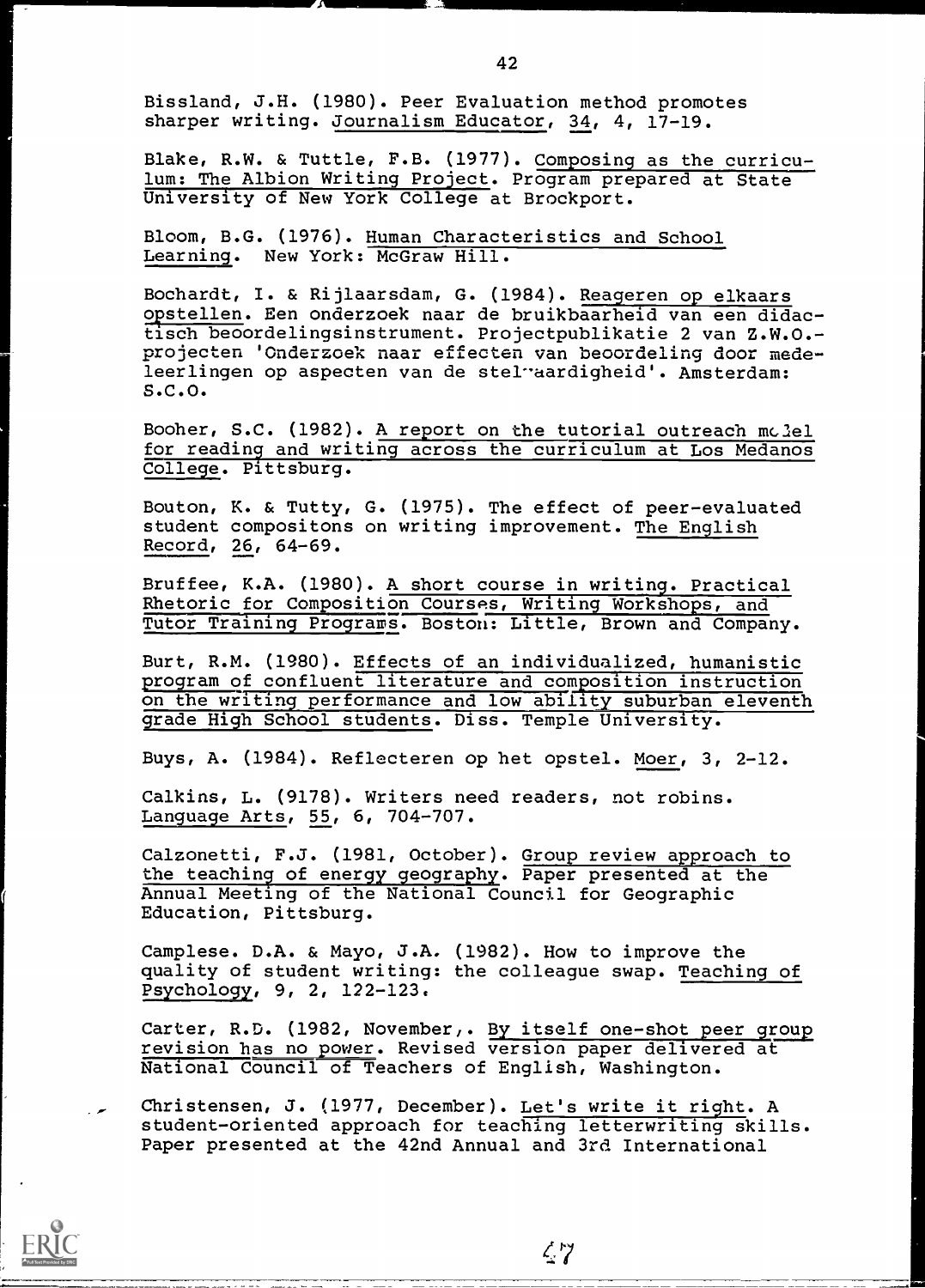Bissland, J.H. (1980). Peer Evaluation method promotes sharper writing. Journalism Educator, 34, 4, 17-19.

Blake, R.W. & Tuttle, F.B. (1977). Composing as the curriculum: The Albion Writing Project. Program prepared at State University of New York College at Brockport.

Bloom, B.G. (1976). Human Characteristics and School Learning. New York: McGraw Hill.

Bochardt, I. & Rijlaarsdam, G. (1984). Reageren op elkaars opstellen. Een onderzoek naar de bruikbaarheid van een didactisch beoordelingsinstrument. Projectpublikatie 2 van Z.W.O.-projecten 'Onderzoek naar effecten van beoordeling door medeleerlingen op aspecten van de stelvaardigheid'. Amsterdam: S.C.O.

Booher, S.C. (1982). A report on the tutorial outreach model for reading and writing across the curriculum at Los Medanos College. Pittsburg.

Bouton, K. & Tutty, G. (1975). The effect of peer-evaluated student compositons on writing improvement. The English Record, 26, 64-69.

Bruffee, K.A. (1980). A short course in writing. Practical Rhetoric for Composition Courses, Writing Workshops, and Tutor Training Programs. Boston: Little, Brown and Company.

Burt, R.M. (1980). Effects of an individualized, humanistic program of confluent literature and composition instruction on the writing performance and low ability suburban eleventh grade High School students. Diss. Temple University.

Buys, A. (1984). Reflecteren op het opstel. Moer, 3, 2-12.

Calkins, L. (9178). Writers need readers, not robins. Language Arts, 55, 6, 704-707.

Calzonetti, F.J. (1981, October). Group review approach to the teaching of energy geography. Paper presented at the Annual Meeting of the National Council for Geographic Education, Pittsburg.

Camplese. D.A. & Mayo, J.A. (1982). How to improve the quality of student writing: the colleague swap. Teaching of Psychology, 9, 2, 122-123.

Carter, R.D. (1982, November,. By itself one-shot peer group revision has no power. Revised version paper delivered at National Council of Teachers of English, Washington.

Christensen, J. (1977, December). Let's write it right. A student-oriented approach for teaching letterwriting skills. Paper presented at the 42nd Annual and 3rd International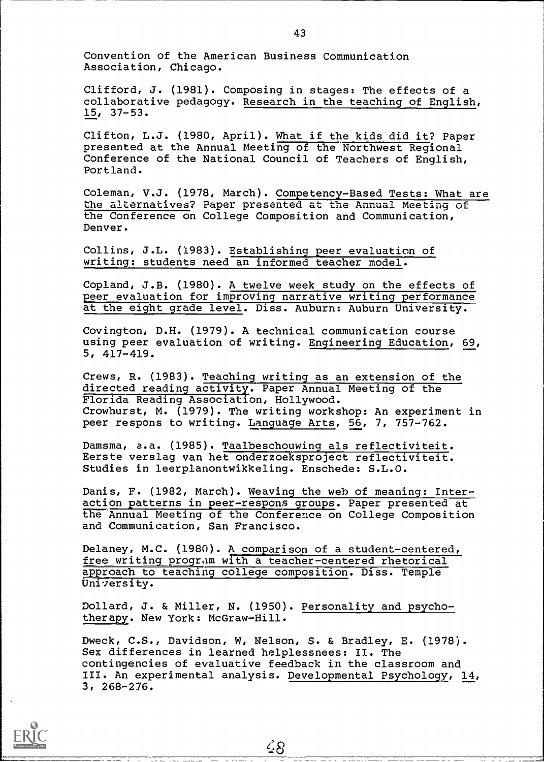Convention of the American Business Communication Association, Chicago.

Clifford, J. (1981). Composing in stages: The effects of a collaborative pedagogy. Research in the teaching of English, 15, 37-53.

Clifton, L.J. (1980, April). What if the kids did it? Paper presented at the Annual Meeting of the Northwest Regional Conference of the National Council of Teachers of English, Portland.

Coleman, V.J. (1978, March). Competency-Based Tests: What are the alternatives? Paper presented at the Annual Meeting of the Conference on College Composition and Communication, Denver.

Collins, J.L. (1983). Establishing peer evaluation of writing: students need an informed teacher model.

Copland, J.B. (1980). A twelve week study on the effects of peer evaluation for improving narrative writing performance at the eight grade level. Diss. Auburn: Auburn University.

Covington, D.H. (1979). A technical communication course using peer evaluation of writing. Engineering Education, 69, 5, 417-419.

Crews, R. (1983). Teaching writing as an extension of the directed reading activity. Paper Annual Meeting of the Florida Reading Association, Hollywood.
Crowhurst, M. (1979). The writing workshop: An experiment in peer respons to writing. Language Arts, 56, 7, 757-762.

Damsma, e.a. (1985). Taalbeschouwing als reflectiviteit. Eerste verslag van het onderzoeksproject reflectiviteit. Studies in leerplanontwikkeling. Enschede: S.L.O.

Danis, F. (1982, March). Weaving the web of meaning: Interaction patterns in peer-respons groups. Paper presented at the Annual Meeting of the Conference on College Composition and Communication, San Francisco.

Delaney, M.C. (1980). A comparison of a student-centered, free writing program with a teacher-centered rhetorical approach to teaching college composition. Diss. Temple University.

Dollard, J. & Miller, N. (1950). Personality and psychotherapy. New York: McGraw-Hill.

Dweck, C.S., Davidson, W, Nelson, S. & Bradley, E. (1978). Sex differences in learned helplessnees: II. The contingencies of evaluative feedback in the classroom and III. An experimental analysis. Developmental Psychology, 14, 3, 268-276.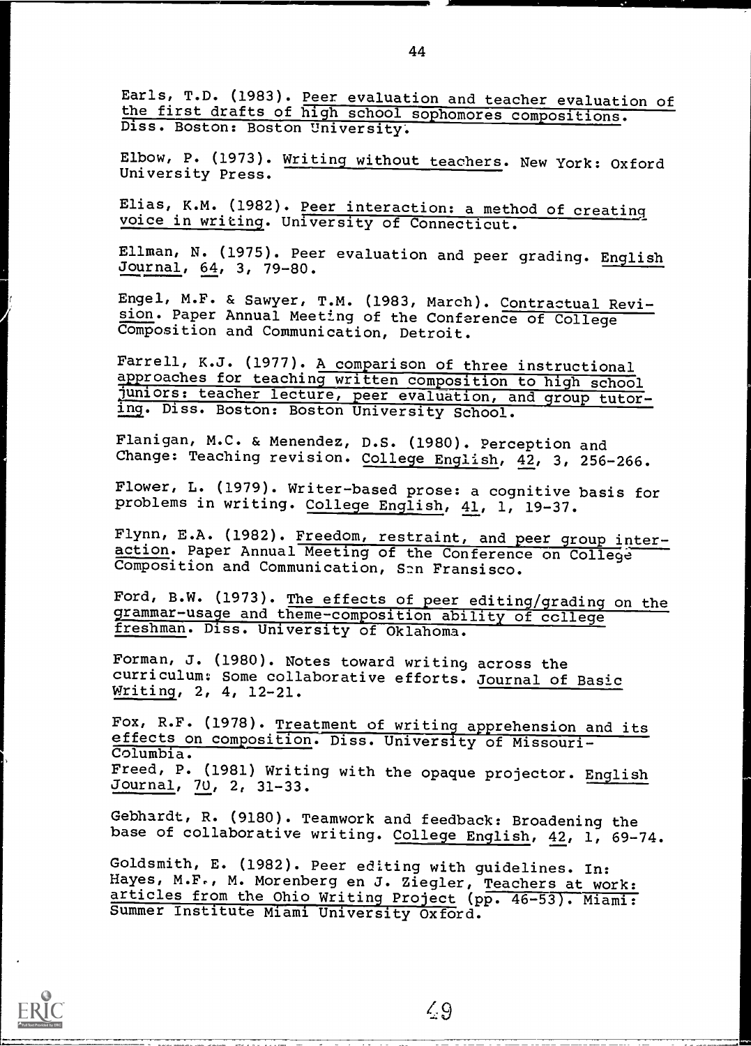Earls, T.D. (1983). Peer evaluation and teacher evaluation of the first drafts of high school sophomores compositions. Diss. Boston: Boston University.

Elbow, P. (1973). Writing without teachers. New York: Oxford University Press.

Elias, K.M. (1982). Peer interaction: a method of creating voice in writing. University of Connecticut.

Ellman, N. (1975). Peer evaluation and peer grading. English Journal, 64, 3, 79-80.

Engel, M.F. & Sawyer, T.M. (1983, March). Contractual Revision. Paper Annual Meeting of the Conference of College Composition and Communication, Detroit.

Farrell, K.J. (1977). A comparison of three instructional approaches for teaching written composition to high school juniors: teacher lecture, peer evaluation, and group tutoring. Diss. Boston: Boston University School.

Flanigan, M.C. & Menendez, D.S. (1980). Perception and Change: Teaching revision. College English, 42, 3, 256-266.

Flower, L. (1979). Writer-based prose: a cognitive basis for problems in writing. College English, 41, 1, 19-37.

Flynn, E.A. (1982). Freedom, restraint, and peer group interaction. Paper Annual Meeting of the Conference on College Composition and Communication, San Fransisco.

Ford, B.W. (1973). The effects of peer editing/grading on the grammar-usage and theme-composition ability of college freshman. Diss. University of Oklahoma.

Forman, J. (1980). Notes toward writing across the curriculum: Some collaborative efforts. Journal of Basic Writing, 2, 4, 12-21.

Fox, R.F. (1978). Treatment of writing apprehension and its effects on composition. Diss. University of Missouri-Columbia.

Freed, P. (1981) Writing with the opaque projector. English Journal, 70, 2, 31-33.

Gebhardt, R. (9180). Teamwork and feedback: Broadening the base of collaborative writing. College English, 42, 1, 69-74.

Goldsmith, E. (1982). Peer editing with guidelines. In: Hayes, M.F., M. Morenberg en J. Ziegler, Teachers at work: articles from the Ohio Writing Project (pp. 46-53). Miami: Summer Institute Miami University Oxford.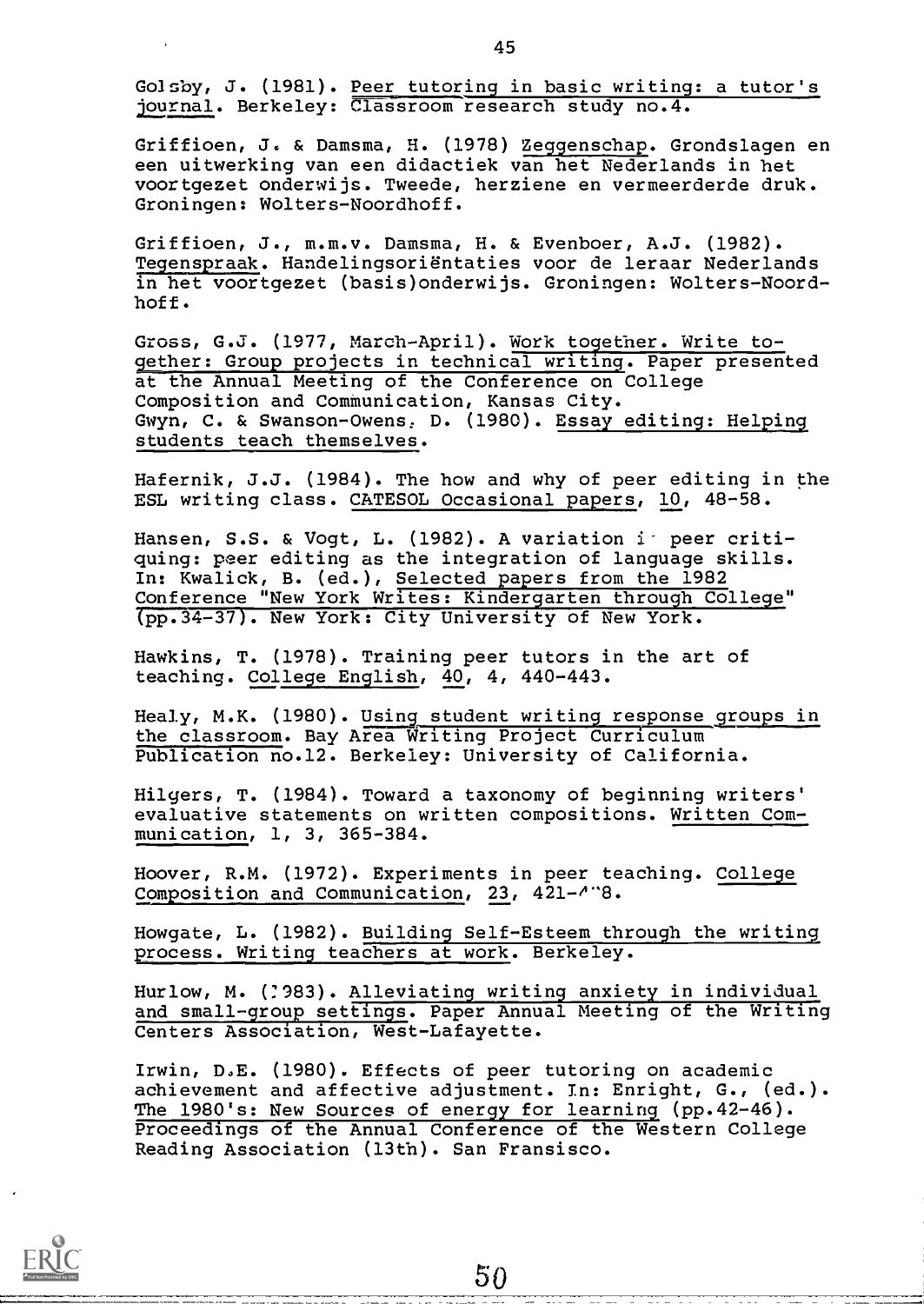Golsby, J. (1981). Peer tutoring in basic writing: a tutor's journal. Berkeley: Classroom research study no.4.

Griffioen, J. & Damsma, H. (1978) Zeggenschap. Grondslagen en een uitwerking van een didactiek van het Nederlands in het voortgezet onderwijs. Tweede, herziene en vermeerderde druk. Groningen: Wolters-Noordhoff.

Griffioen, J., m.m.v. Damsma, H. & Evenboer, A.J. (1982). Tegenspraak. Handelingsoriëntaties voor de leraar Nederlands in het voortgezet (basis)onderwijs. Groningen: Wolters-Noordhoff.

Gross, G.J. (1977, March-April). Work together. Write together: Group projects in technical writing. Paper presented at the Annual Meeting of the Conference on College Composition and Communication, Kansas City.
Gwyn, C. & Swanson-Owens, D. (1980). Essay editing: Helping students teach themselves.

Hafernik, J.J. (1984). The how and why of peer editing in the ESL writing class. CATESOL Occasional papers, 10, 48-58.

Hansen, S.S. & Vogt, L. (1982). A variation i· peer critiquing: peer editing as the integration of language skills. In: Kwalick, B. (ed.), Selected papers from the 1982 Conference "New York Writes: Kindergarten through College" (pp.34-37). New York: City University of New York.

Hawkins, T. (1978). Training peer tutors in the art of teaching. College English, 40, 4, 440-443.

Healy, M.K. (1980). Using student writing response groups in the classroom. Bay Area Writing Project Curriculum Publication no.12. Berkeley: University of California.

Hilgers, T. (1984). Toward a taxonomy of beginning writers' evaluative statements on written compositions. Written Communication, 1, 3, 365-384.

Hoover, R.M. (1972). Experiments in peer teaching. College Composition and Communication, 23, 421-4"8.

Howgate, L. (1982). Building Self-Esteem through the writing process. Writing teachers at work. Berkeley.

Hurlow, M. (1983). Alleviating writing anxiety in individual and small-group settings. Paper Annual Meeting of the Writing Centers Association, West-Lafayette.

Irwin, D.E. (1980). Effects of peer tutoring on academic achievement and affective adjustment. In: Enright, G., (ed.). The 1980's: New Sources of energy for learning (pp.42-46). Proceedings of the Annual Conference of the Western College Reading Association (13th). San Fransisco.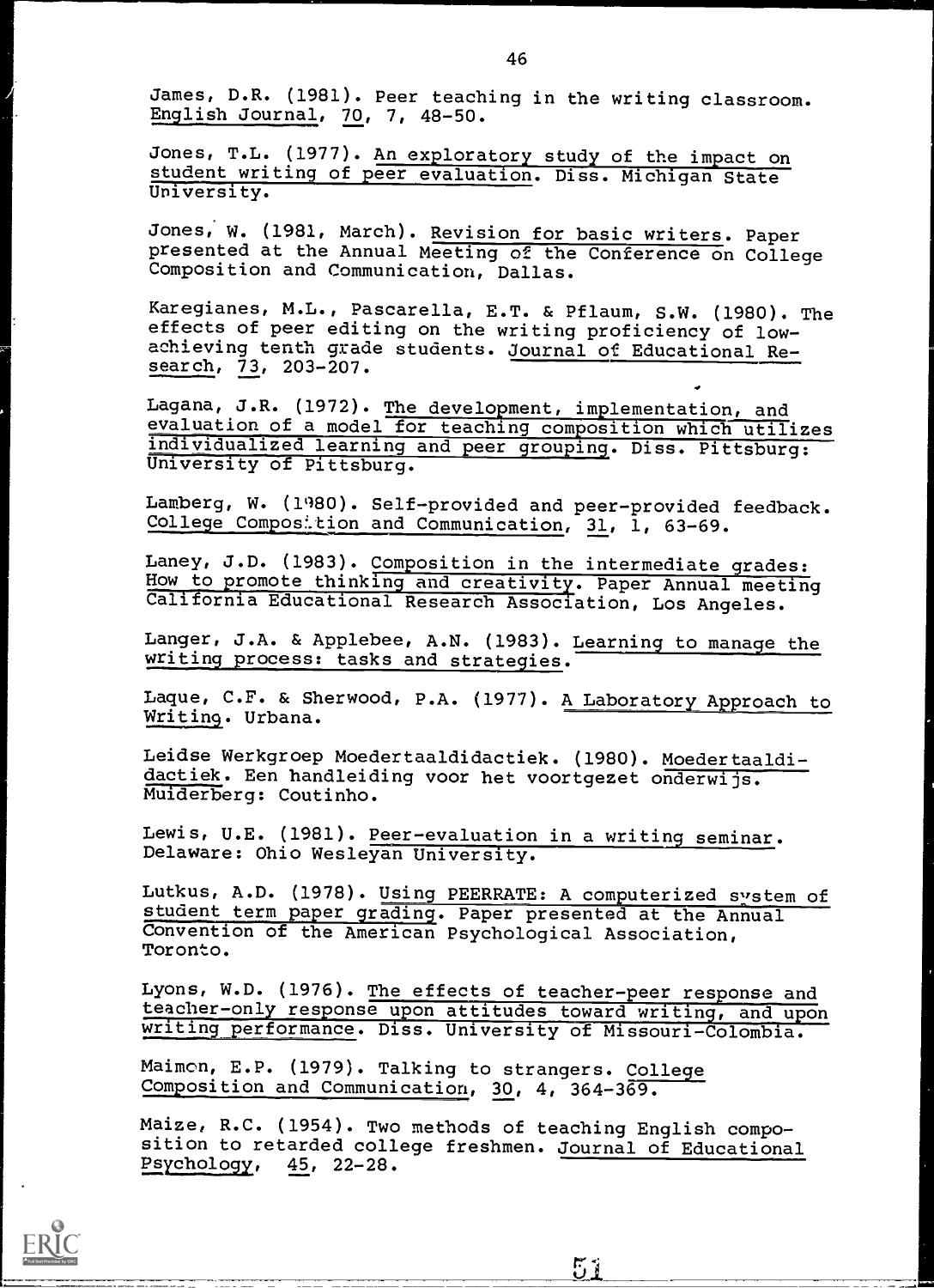James, D.R. (1981). Peer teaching in the writing classroom. English Journal, 70, 7, 48-50.

Jones, T.L. (1977). An exploratory study of the impact on student writing of peer evaluation. Diss. Michigan State University.

Jones, W. (1981, March). Revision for basic writers. Paper presented at the Annual Meeting of the Conference on College Composition and Communication, Dallas.

Karegianes, M.L., Pascarella, E.T. & Pflaum, S.W. (1980). The effects of peer editing on the writing proficiency of low-achieving tenth grade students. Journal of Educational Research, 73, 203-207.

Lagana, J.R. (1972). The development, implementation, and evaluation of a model for teaching composition which utilizes individualized learning and peer grouping. Diss. Pittsburg: University of Pittsburg.

Lamberg, W. (1980). Self-provided and peer-provided feedback. College Composition and Communication, 31, 1, 63-69.

Laney, J.D. (1983). Composition in the intermediate grades: How to promote thinking and creativity. Paper Annual meeting California Educational Research Association, Los Angeles.

Langer, J.A. & Applebee, A.N. (1983). Learning to manage the writing process: tasks and strategies.

Laque, C.F. & Sherwood, P.A. (1977). A Laboratory Approach to Writing. Urbana.

Leidse Werkgroep Moedertaaldidactiek. (1980). Moedertaaldidactiek. Een handleiding voor het voortgezet onderwijs. Muiderberg: Coutinho.

Lewis, U.E. (1981). Peer-evaluation in a writing seminar. Delaware: Ohio Wesleyan University.

Lutkus, A.D. (1978). Using PEERRATE: A computerized system of student term paper grading. Paper presented at the Annual Convention of the American Psychological Association, Toronto.

Lyons, W.D. (1976). The effects of teacher-peer response and teacher-only response upon attitudes toward writing, and upon writing performance. Diss. University of Missouri-Colombia.

Maimon, E.P. (1979). Talking to strangers. College Composition and Communication, 30, 4, 364-369.

Maize, R.C. (1954). Two methods of teaching English composition to retarded college freshmen. Journal of Educational Psychology, 45, 22-28.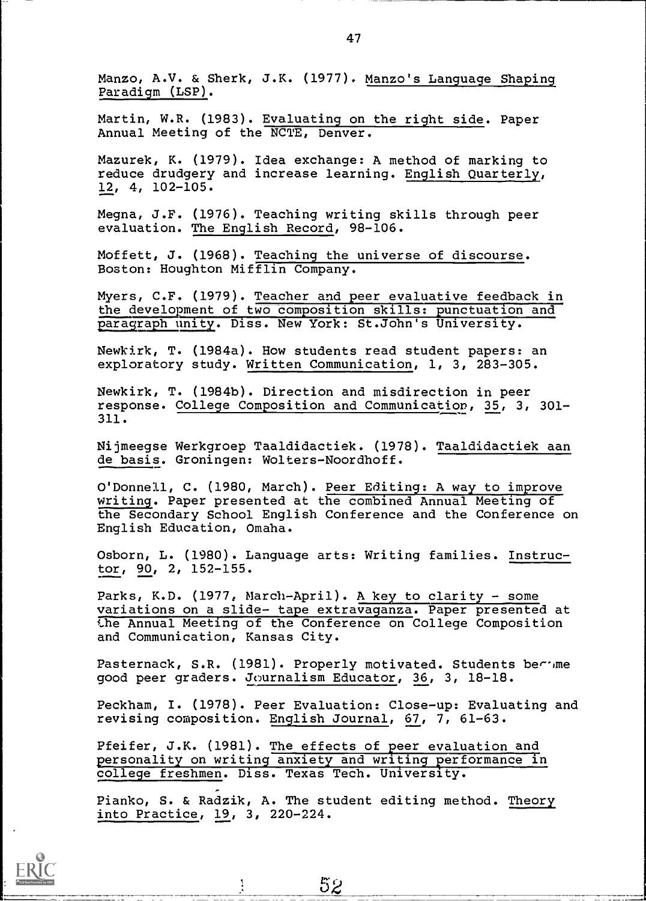Manzo, A.V. & Sherk, J.K. (1977). Manzo's Language Shaping Paradigm (LSP).

Martin, W.R. (1983). Evaluating on the right side. Paper Annual Meeting of the NCTE, Denver.

Mazurek, K. (1979). Idea exchange: A method of marking to reduce drudgery and increase learning. English Quarterly, 12, 4, 102-105.

Megna, J.F. (1976). Teaching writing skills through peer evaluation. The English Record, 98-106.

Moffett, J. (1968). Teaching the universe of discourse. Boston: Houghton Mifflin Company.

Myers, C.F. (1979). Teacher and peer evaluative feedback in the development of two composition skills: punctuation and paragraph unity. Diss. New York: St.John's University.

Newkirk, T. (1984a). How students read student papers: an exploratory study. Written Communication, 1, 3, 283-305.

Newkirk, T. (1984b). Direction and misdirection in peer response. College Composition and Communication, 35, 3, 301-311.

Nijmeegse Werkgroep Taaldidactiek. (1978). Taaldidactiek aan de basis. Groningen: Wolters-Noordhoff.

O'Donnell, C. (1980, March). Peer Editing: A way to improve writing. Paper presented at the combined Annual Meeting of the Secondary School English Conference and the Conference on English Education, Omaha.

Osborn, L. (1980). Language arts: Writing families. Instructor, 90, 2, 152-155.

Parks, K.D. (1977, March-April). A key to clarity - some variations on a slide- tape extravaganza. Paper presented at the Annual Meeting of the Conference on College Composition and Communication, Kansas City.

Pasternack, S.R. (1981). Properly motivated. Students become good peer graders. Journalism Educator, 36, 3, 18-18.

Peckham, I. (1978). Peer Evaluation: Close-up: Evaluating and revising composition. English Journal, 67, 7, 61-63.

Pfeifer, J.K. (1981). The effects of peer evaluation and personality on writing anxiety and writing performance in college freshmen. Diss. Texas Tech. University.

Pianko, S. & Radzik, A. The student editing method. Theory into Practice, 19, 3, 220-224.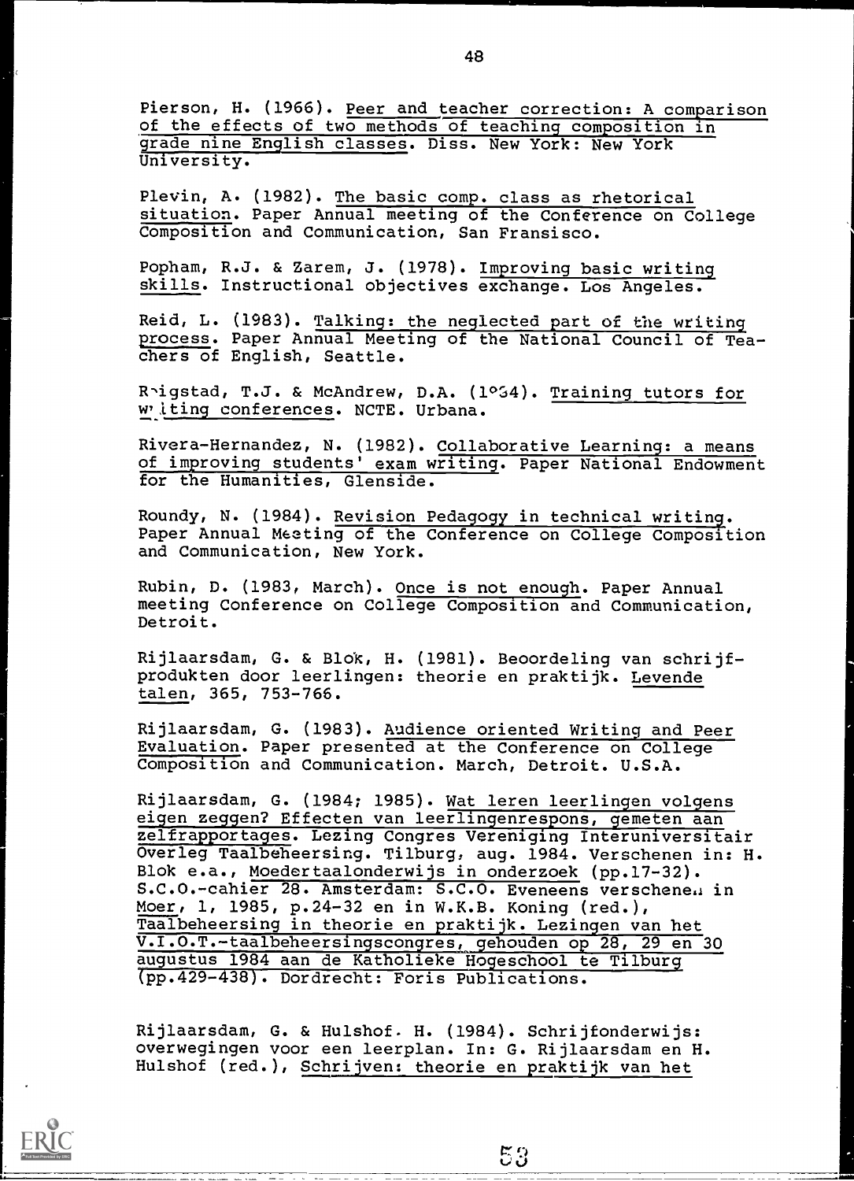Pierson, H. (1966). Peer and teacher correction: A comparison of the effects of two methods of teaching composition in grade nine English classes. Diss. New York: New York University.

Plevin, A. (1982). The basic comp. class as rhetorical situation. Paper Annual meeting of the Conference on College Composition and Communication, San Fransisco.

Popham, R.J. & Zarem, J. (1978). Improving basic writing skills. Instructional objectives exchange. Los Angeles.

Reid, L. (1983). Talking: the neglected part of the writing process. Paper Annual Meeting of the National Council of Teachers of English, Seattle.

Reigstad, T.J. & McAndrew, D.A. (1984). Training tutors for writing conferences. NCTE. Urbana.

Rivera-Hernandez, N. (1982). Collaborative Learning: a means of improving students' exam writing. Paper National Endowment for the Humanities, Glenside.

Roundy, N. (1984). Revision Pedagogy in technical writing. Paper Annual Meeting of the Conference on College Composition and Communication, New York.

Rubin, D. (1983, March). Once is not enough. Paper Annual meeting Conference on College Composition and Communication, Detroit.

Rijlaarsdam, G. & Blok, H. (1981). Beoordeling van schrijfprodukten door leerlingen: theorie en praktijk. Levende talen, 365, 753-766.

Rijlaarsdam, G. (1983). Audience oriented Writing and Peer Evaluation. Paper presented at the Conference on College Composition and Communication. March, Detroit. U.S.A.

Rijlaarsdam, G. (1984; 1985). Wat leren leerlingen volgens eigen zeggen? Effecten van leerlingenrespons, gemeten aan zelfrapportages. Lezing Congres Vereniging Interuniversitair Overleg Taalbeheersing. Tilburg, aug. 1984. Verschenen in: H. Blok e.a., Moedertaalonderwijs in onderzoek (pp.17-32). S.C.O.-cahier 28. Amsterdam: S.C.O. Eveneens verschenen in Moer, 1, 1985, p.24-32 en in W.K.B. Koning (red.), Taalbeheersing in theorie en praktijk. Lezingen van het V.I.O.T.-taalbeheersingscongres, gehouden op 28, 29 en 30 augustus 1984 aan de Katholieke Hogeschool te Tilburg (pp.429-438). Dordrecht: Foris Publications.

Rijlaarsdam, G. & Hulshof. H. (1984). Schrijfonderwijs: overwegingen voor een leerplan. In: G. Rijlaarsdam en H. Hulshof (red.), Schrijven: theorie en praktijk van het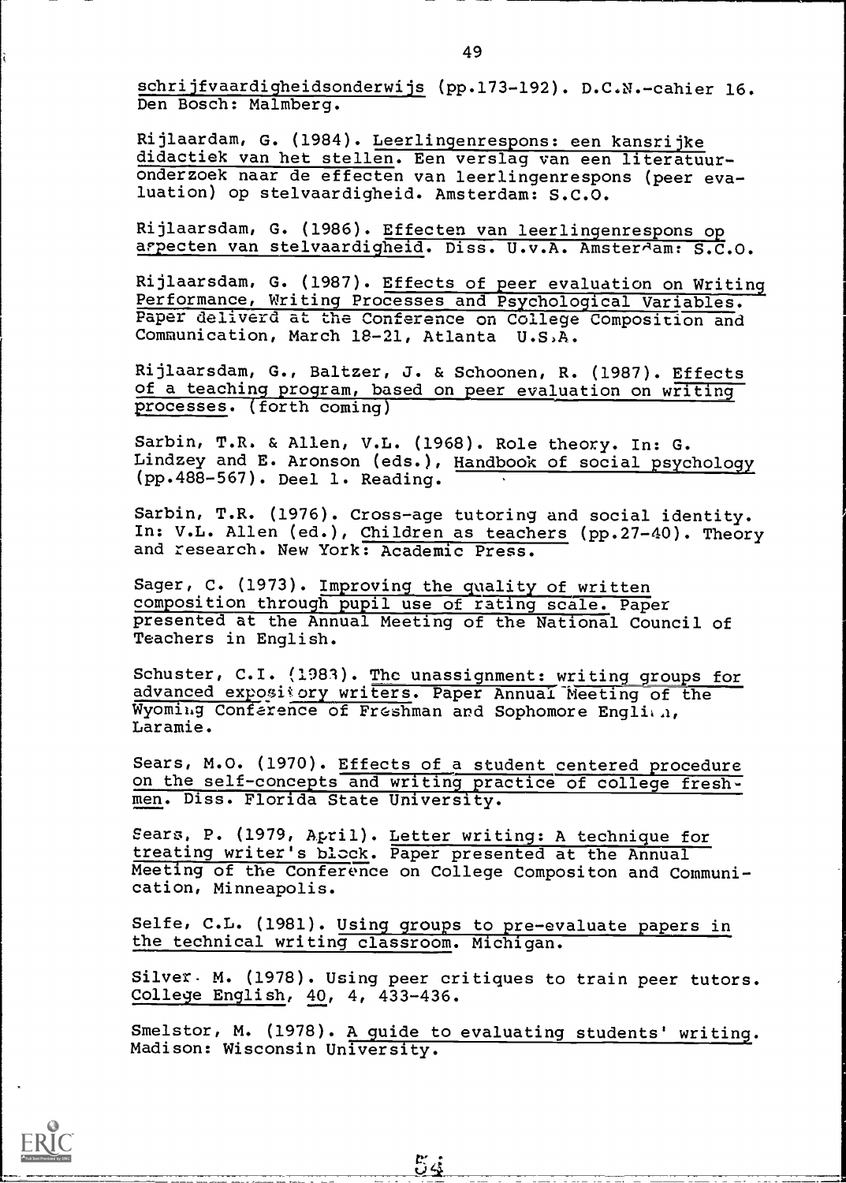schrijfvaardigheidsonderwijs (pp.173-192). D.C.N.-cahier 16. Den Bosch: Malmberg.

Rijlaardam, G. (1984). Leerlingenrespons: een kansrijke didactiek van het stellen. Een verslag van een literatuuronderzoek naar de effecten van leerlingenrespons (peer evaluation) op stelvaardigheid. Amsterdam: S.C.O.

Rijlaarsdam, G. (1986). Effecten van leerlingenrespons op aspecten van stelvaardigheid. Diss. U.v.A. Amsterdam: S.C.O.

Rijlaarsdam, G. (1987). Effects of peer evaluation on Writing Performance, Writing Processes and Psychological Variables. Paper deliverd at the Conference on College Composition and Communication, March 18-21, Atlanta U.S.A.

Rijlaarsdam, G., Baltzer, J. & Schoonen, R. (1987). Effects of a teaching program, based on peer evaluation on writing processes. (forth coming)

Sarbin, T.R. & Allen, V.L. (1968). Role theory. In: G. Lindzey and E. Aronson (eds.), Handbook of social psychology (pp.488-567). Deel 1. Reading.

Sarbin, T.R. (1976). Cross-age tutoring and social identity. In: V.L. Allen (ed.), Children as teachers (pp.27-40). Theory and research. New York: Academic Press.

Sager, C. (1973). Improving the quality of written composition through pupil use of rating scale. Paper presented at the Annual Meeting of the National Council of Teachers in English.

Schuster, C.I. (1983). The unassignment: writing groups for advanced expository writers. Paper Annual Meeting of the Wyoming Conference of Freshman and Sophomore English, Laramie.

Sears, M.O. (1970). Effects of a student centered procedure on the self-concepts and writing practice of college freshmen. Diss. Florida State University.

Sears, P. (1979, April). Letter writing: A technique for treating writer's block. Paper presented at the Annual Meeting of the Conference on College Compositon and Communication, Minneapolis.

Selfe, C.L. (1981). Using groups to pre-evaluate papers in the technical writing classroom. Michigan.

Silver. M. (1978). Using peer critiques to train peer tutors. College English, 40, 4, 433-436.

Smelstor, M. (1978). A guide to evaluating students' writing. Madison: Wisconsin University.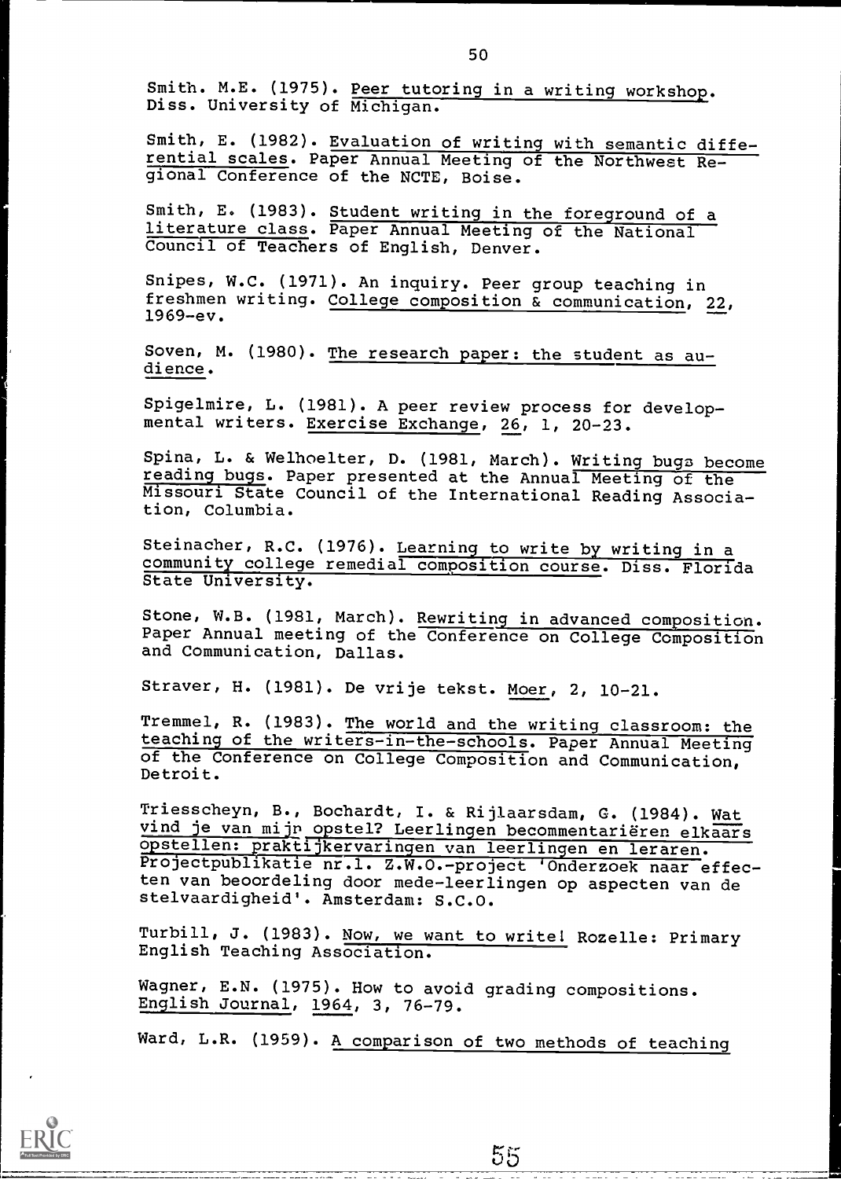Smith. M.E. (1975). <u>Peer tutoring in a writing workshop</u>. Diss. University of Michigan.

Smith, E. (1982). <u>Evaluation of writing with semantic differential scales</u>. Paper Annual Meeting of the Northwest Regional Conference of the NCTE, Boise.

Smith, E. (1983). <u>Student writing in the foreground of a literature class</u>. Paper Annual Meeting of the National Council of Teachers of English, Denver.

Snipes, W.C. (1971). An inquiry. Peer group teaching in freshmen writing. <u>College composition & communication</u>, <u>22</u>, 1969-ev.

Soven, M. (1980). <u>The research paper: the student as audience</u>.

Spigelmire, L. (1981). A peer review process for developmental writers. <u>Exercise Exchange</u>, <u>26</u>, 1, 20-23.

Spina, L. & Welhoelter, D. (1981, March). <u>Writing bugs become reading bugs</u>. Paper presented at the Annual Meeting of the Missouri State Council of the International Reading Association, Columbia.

Steinacher, R.C. (1976). <u>Learning to write by writing in a community college remedial composition course</u>. Diss. Florida State University.

Stone, W.B. (1981, March). <u>Rewriting in advanced composition</u>. Paper Annual meeting of the Conference on College Composition and Communication, Dallas.

Straver, H. (1981). De vrije tekst. <u>Moer</u>, 2, 10-21.

Tremmel, R. (1983). <u>The world and the writing classroom: the teaching of the writers-in-the-schools</u>. Paper Annual Meeting of the Conference on College Composition and Communication, Detroit.

Triesscheyn, B., Bochardt, I. & Rijlaarsdam, G. (1984). <u>Wat vind je van mijn opstel? Leerlingen becommentariëren elkaars opstellen: praktijkervaringen van leerlingen en leraren.</u> Projectpublikatie nr.1. Z.W.O.-project 'Onderzoek naar effecten van beoordeling door mede-leerlingen op aspecten van de stelvaardigheid'. Amsterdam: S.C.O.

Turbill, J. (1983). <u>Now, we want to write!</u> Rozelle: Primary English Teaching Association.

Wagner, E.N. (1975). How to avoid grading compositions. <u>English Journal</u>, <u>1964</u>, 3, 76-79.

Ward, L.R. (1959). <u>A comparison of two methods of teaching</u>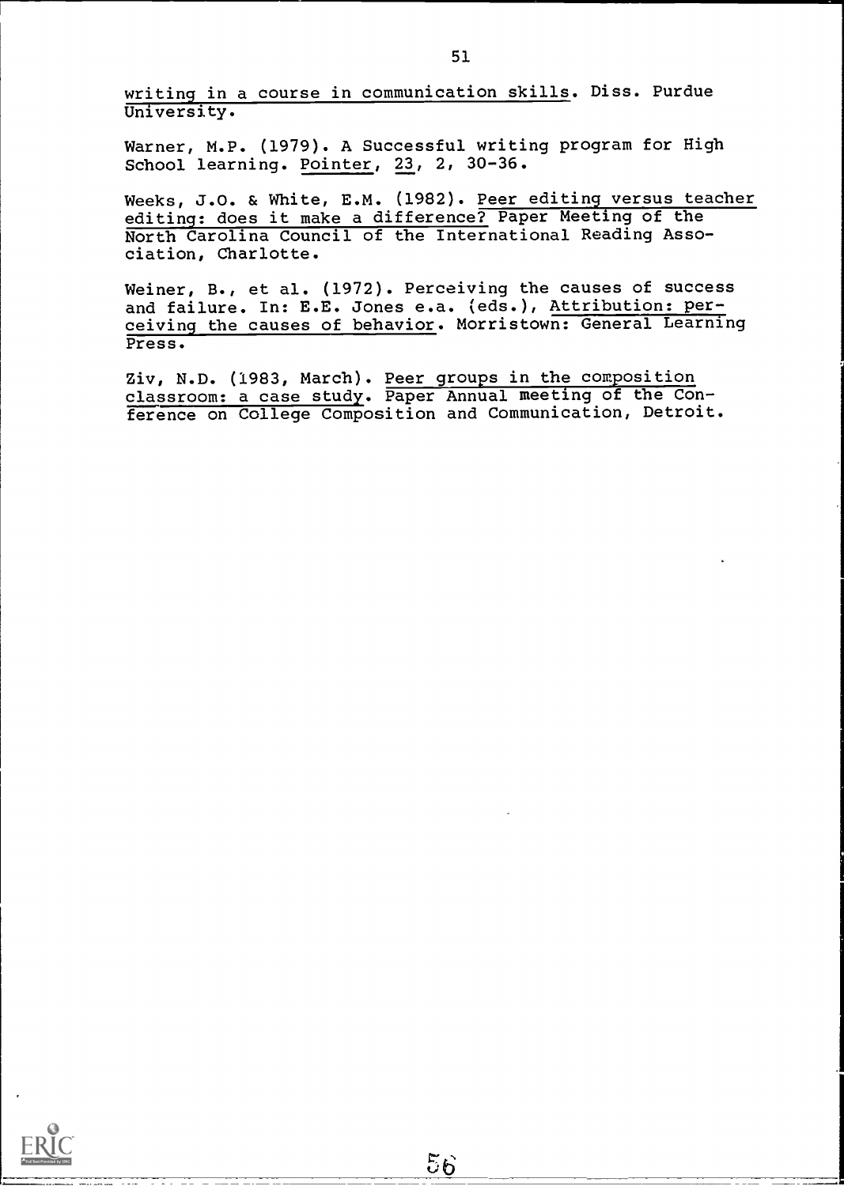writing in a course in communication skills. Diss. Purdue University.

Warner, M.P. (1979). A Successful writing program for High School learning. Pointer, 23, 2, 30-36.

Weeks, J.O. & White, E.M. (1982). Peer editing versus teacher editing: does it make a difference? Paper Meeting of the North Carolina Council of the International Reading Association, Charlotte.

Weiner, B., et al. (1972). Perceiving the causes of success and failure. In: E.E. Jones e.a. (eds.), Attribution: perceiving the causes of behavior. Morristown: General Learning Press.

Ziv, N.D. (1983, March). Peer groups in the composition classroom: a case study. Paper Annual meeting of the Conference on College Composition and Communication, Detroit.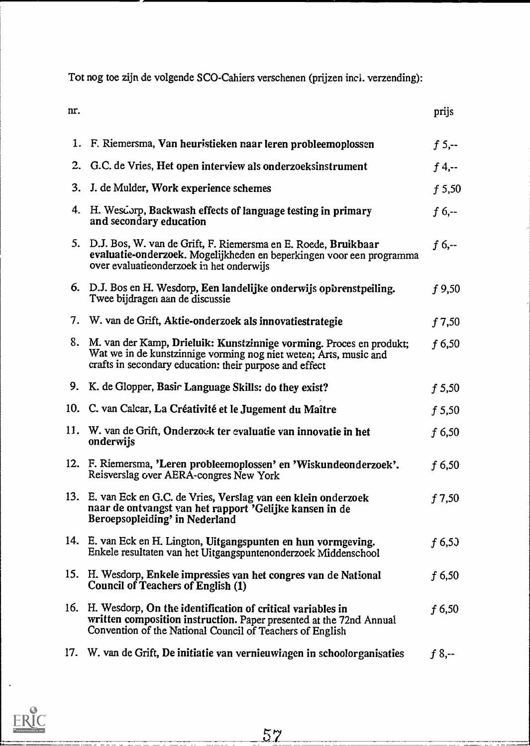Tot nog toe zijn de volgende SCO-Cahiers verschenen (prijzen incl. verzending):

| nr. | | prijs |
|---|---|---|
| 1. | F. Riemersma, **Van heuristieken naar leren probleemoplossen** | *f* 5,-- |
| 2. | G.C. de Vries, **Het open interview als onderzoeksinstrument** | *f* 4,-- |
| 3. | J. de Mulder, **Work experience schemes** | *f* 5,50 |
| 4. | H. Wesdorp, **Backwash effects of language testing in primary and secondary education** | *f* 6,-- |
| 5. | D.J. Bos, W. van de Grift, F. Riemersma en E. Roede, **Bruikbaar evaluatie-onderzoek.** Mogelijkheden en beperkingen voor een programma over evaluatieonderzoek in het onderwijs | *f* 6,-- |
| 6. | D.J. Bos en H. Wesdorp, **Een landelijke onderwijs opbrenstpeiling.** Twee bijdragen aan de discussie | *f* 9,50 |
| 7. | W. van de Grift, **Aktie-onderzoek als innovatiestrategie** | *f* 7,50 |
| 8. | M. van der Kamp, **Drieluik: Kunstzinnige vorming.** Proces en produkt; Wat we in de kunstzinnige vorming nog niet weten; Arts, music and crafts in secondary education: their purpose and effect | *f* 6,50 |
| 9. | K. de Glopper, **Basic Language Skills: do they exist?** | *f* 5,50 |
| 10. | C. van Calcar, **La Créativité et le Jugement du Maître** | *f* 5,50 |
| 11. | W. van de Grift, **Onderzoek ter evaluatie van innovatie in het onderwijs** | *f* 6,50 |
| 12. | F. Riemersma, **'Leren probleemoplossen' en 'Wiskundeonderzoek'.** Reisverslag over AERA-congres New York | *f* 6,50 |
| 13. | E. van Eck en G.C. de Vries, **Verslag van een klein onderzoek naar de ontvangst van het rapport 'Gelijke kansen in de Beroepsopleiding' in Nederland** | *f* 7,50 |
| 14. | E. van Eck en H. Lington, **Uitgangspunten en hun vormgeving.** Enkele resultaten van het Uitgangspuntenonderzoek Middenschool | *f* 6,50 |
| 15. | H. Wesdorp, **Enkele impressies van het congres van de National Council of Teachers of English (1)** | *f* 6,50 |
| 16. | H. Wesdorp, **On the identification of critical variables in written composition instruction.** Paper presented at the 72nd Annual Convention of the National Council of Teachers of English | *f* 6,50 |
| 17. | W. van de Grift, **De initiatie van vernieuwingen in schoolorganisaties** | *f* 8,-- |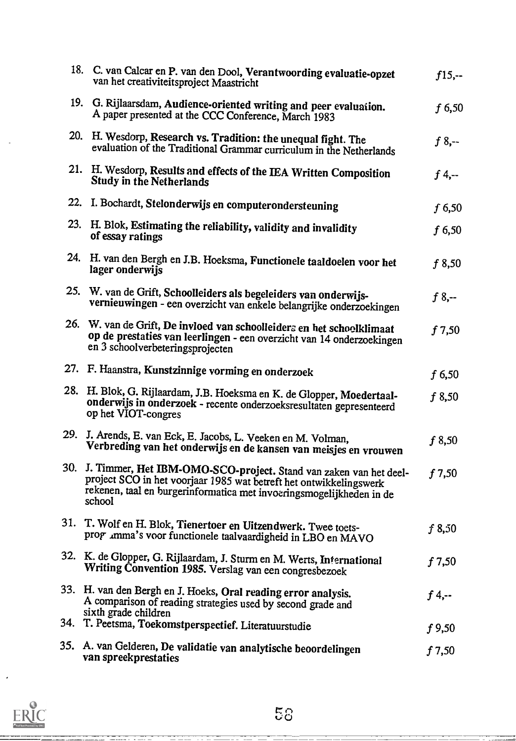18. C. van Calcar en P. van den Dool, **Verantwoording evaluatie-opzet** van het creativiteitsproject Maastricht — *f*15,--

19. G. Rijlaarsdam, **Audience-oriented writing and peer evaluation.** A paper presented at the CCC Conference, March 1983 — *f* 6,50

20. H. Wesdorp, **Research vs. Tradition: the unequal fight.** The evaluation of the Traditional Grammar curriculum in the Netherlands — *f* 8,--

21. H. Wesdorp, **Results and effects of the IEA Written Composition Study in the Netherlands** — *f* 4,--

22. I. Bochardt, **Stelonderwijs en computerondersteuning** — *f* 6,50

23. H. Blok, **Estimating the reliability, validity and invalidity of essay ratings** — *f* 6,50

24. H. van den Bergh en J.B. Hoeksma, **Functionele taaldoelen voor het lager onderwijs** — *f* 8,50

25. W. van de Grift, **Schoolleiders als begeleiders van onderwijsvernieuwingen** - een overzicht van enkele belangrijke onderzoekingen — *f* 8,--

26. W. van de Grift, **De invloed van schoolleiders en het schoolklimaat op de prestaties van leerlingen** - een overzicht van 14 onderzoekingen en 3 schoolverbeteringsprojecten — *f* 7,50

27. F. Haanstra, **Kunstzinnige vorming en onderzoek** — *f* 6,50

28. H. Blok, G. Rijlaardam, J.B. Hoeksma en K. de Glopper, **Moedertaalonderwijs in onderzoek** - recente onderzoeksresultaten gepresenteerd op het VIOT-congres — *f* 8,50

29. J. Arends, E. van Eck, E. Jacobs, L. Veeken en M. Volman, **Verbreding van het onderwijs en de kansen van meisjes en vrouwen** — *f* 8,50

30. J. Timmer, **Het IBM-OMO-SCO-project.** Stand van zaken van het deelproject SCO in het voorjaar 1985 wat betreft het ontwikkelingswerk rekenen, taal en burgerinformatica met invoeringsmogelijkheden in de school — *f* 7,50

31. T. Wolf en H. Blok, **Tienertoer en Uitzendwerk.** Twee toetsprogramma's voor functionele taalvaardigheid in LBO en MAVO — *f* 8,50

32. K. de Glopper, G. Rijlaardam, J. Sturm en M. Werts, **International Writing Convention 1985.** Verslag van een congresbezoek — *f* 7,50

33. H. van den Bergh en J. Hoeks, **Oral reading error analysis.** A comparison of reading strategies used by second grade and sixth grade children — *f* 4,--

34. T. Peetsma, **Toekomstperspectief.** Literatuurstudie — *f* 9,50

35. A. van Gelderen, **De validatie van analytische beoordelingen van spreekprestaties** — *f* 7,50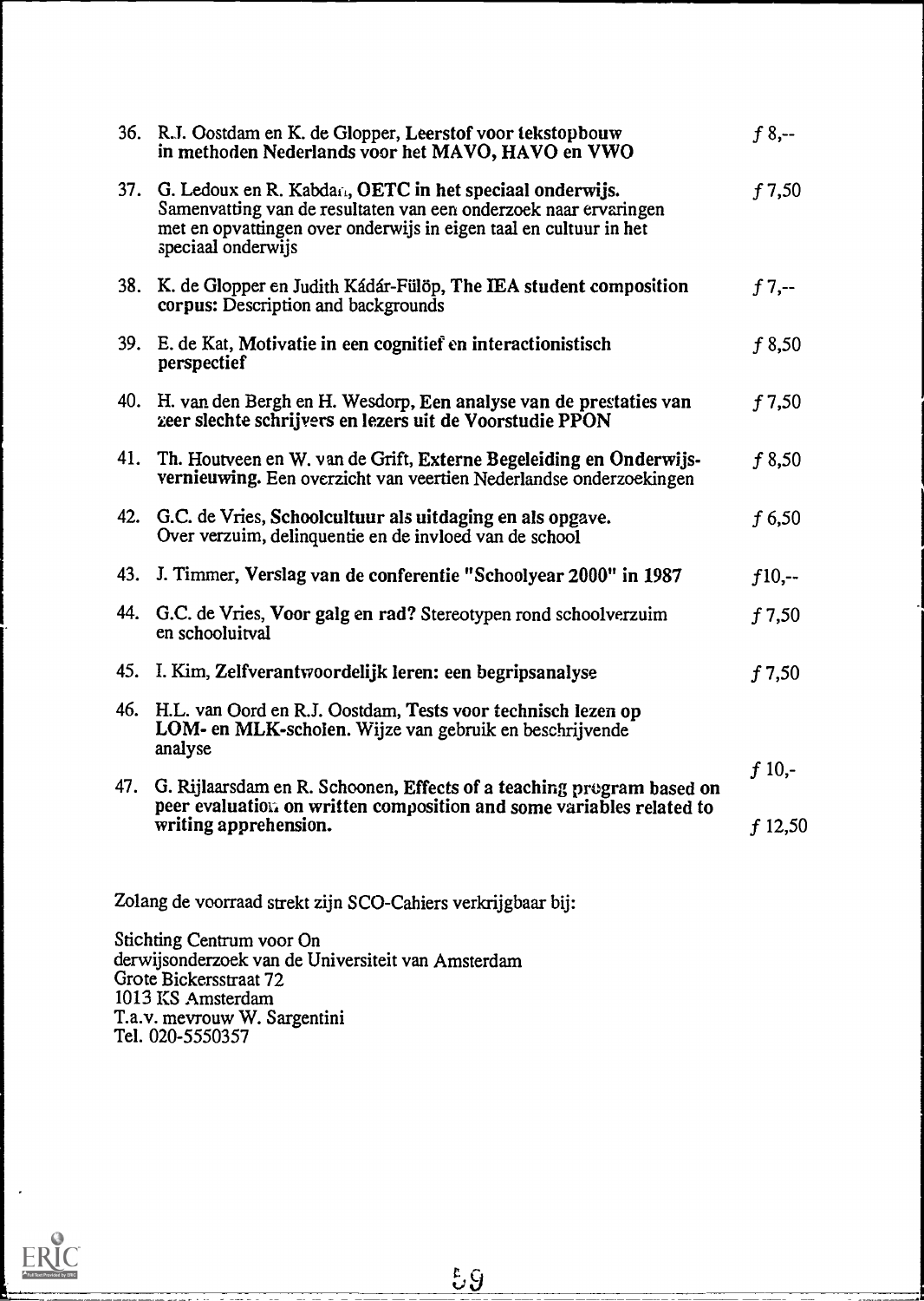36. R.J. Oostdam en K. de Glopper, **Leerstof voor tekstopbouw in methoden Nederlands voor het MAVO, HAVO en VWO** — *f* 8,--

37. G. Ledoux en R. Kabdan, **OETC in het speciaal onderwijs.** Samenvatting van de resultaten van een onderzoek naar ervaringen met en opvattingen over onderwijs in eigen taal en cultuur in het speciaal onderwijs — *f* 7,50

38. K. de Glopper en Judith Kádár-Fülöp, **The IEA student composition corpus: Description and backgrounds** — *f* 7,--

39. E. de Kat, **Motivatie in een cognitief en interactionistisch perspectief** — *f* 8,50

40. H. van den Bergh en H. Wesdorp, **Een analyse van de prestaties van zeer slechte schrijvers en lezers uit de Voorstudie PPON** — *f* 7,50

41. Th. Houtveen en W. van de Grift, **Externe Begeleiding en Onderwijsvernieuwing.** Een overzicht van veertien Nederlandse onderzoekingen — *f* 8,50

42. G.C. de Vries, **Schoolcultuur als uitdaging en als opgave.** Over verzuim, delinquentie en de invloed van de school — *f* 6,50

43. J. Timmer, **Verslag van de conferentie "Schoolyear 2000" in 1987** — *f* 10,--

44. G.C. de Vries, **Voor galg en rad?** Stereotypen rond schoolverzuim en schooluitval — *f* 7,50

45. I. Kim, **Zelfverantwoordelijk leren: een begripsanalyse** — *f* 7,50

46. H.L. van Oord en R.J. Oostdam, **Tests voor technisch lezen op LOM- en MLK-scholen.** Wijze van gebruik en beschrijvende analyse — *f* 10,-

47. G. Rijlaarsdam en R. Schoonen, **Effects of a teaching program based on peer evaluation on written composition and some variables related to writing apprehension.** — *f* 12,50

Zolang de voorraad strekt zijn SCO-Cahiers verkrijgbaar bij:

Stichting Centrum voor On
derwijsonderzoek van de Universiteit van Amsterdam
Grote Bickersstraat 72
1013 KS Amsterdam
T.a.v. mevrouw W. Sargentini
Tel. 020-5550357